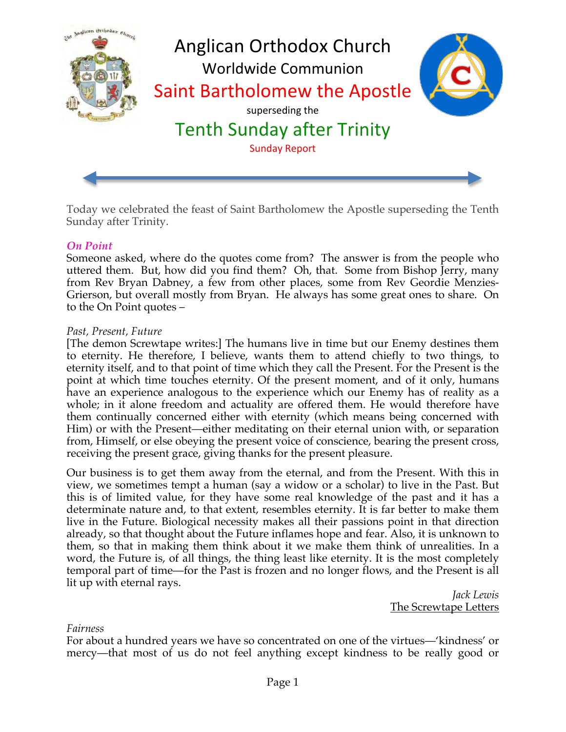# Anglican Orthodox Church

## Worldwide Communion

## Saint Bartholomew the Apostle

superseding the

## Tenth Sunday after Trinity

Sunday Report

Today we celebrated the feast of Saint Bartholomew the Apostle superseding the Tenth Sunday after Trinity.

### *On Point*

Someone asked, where do the quotes come from? The answer is from the people who uttered them. But, how did you find them? Oh, that. Some from Bishop Jerry, many from Rev Bryan Dabney, a few from other places, some from Rev Geordie Menzies-Grierson, but overall mostly from Bryan. He always has some great ones to share. On to the On Point quotes –

*Past, Present, Future*

[The demon Screwtape writes:] The humans live in time but our Enemy destines them to eternity. He therefore, I believe, wants them to attend chiefly to two things, to eternity itself, and to that point of time which they call the Present. For the Present is the point at which time touches eternity. Of the present moment, and of it only, humans have an experience analogous to the experience which our Enemy has of reality as a whole; in it alone freedom and actuality are offered them. He would therefore have them continually concerned either with eternity (which means being concerned with Him) or with the Present—either meditating on their eternal union with, or separation from, Himself, or else obeying the present voice of conscience, bearing the present cross, receiving the present grace, giving thanks for the present pleasure.

Our business is to get them away from the eternal, and from the Present. With this in view, we sometimes tempt a human (say a widow or a scholar) to live in the Past. But this is of limited value, for they have some real knowledge of the past and it has a determinate nature and, to that extent, resembles eternity. It is far better to make them live in the Future. Biological necessity makes all their passions point in that direction already, so that thought about the Future inflames hope and fear. Also, it is unknown to them, so that in making them think about it we make them think of unrealities. In a word, the Future is, of all things, the thing least like eternity. It is the most completely temporal part of time—for the Past is frozen and no longer flows, and the Present is all lit up with eternal rays.

*Jack Lewis*
The Screwtape Letters

*Fairness*

For about a hundred years we have so concentrated on one of the virtues—'kindness' or mercy—that most of us do not feel anything except kindness to be really good or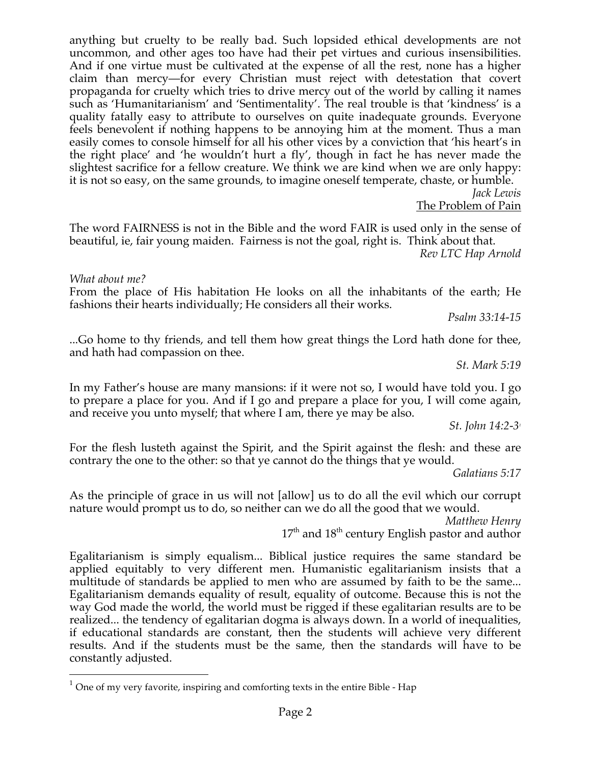anything but cruelty to be really bad. Such lopsided ethical developments are not uncommon, and other ages too have had their pet virtues and curious insensibilities. And if one virtue must be cultivated at the expense of all the rest, none has a higher claim than mercy—for every Christian must reject with detestation that covert propaganda for cruelty which tries to drive mercy out of the world by calling it names such as 'Humanitarianism' and 'Sentimentality'. The real trouble is that 'kindness' is a quality fatally easy to attribute to ourselves on quite inadequate grounds. Everyone feels benevolent if nothing happens to be annoying him at the moment. Thus a man easily comes to console himself for all his other vices by a conviction that 'his heart's in the right place' and 'he wouldn't hurt a fly', though in fact he has never made the slightest sacrifice for a fellow creature. We think we are kind when we are only happy: it is not so easy, on the same grounds, to imagine oneself temperate, chaste, or humble.

*Jack Lewis*
The Problem of Pain

The word FAIRNESS is not in the Bible and the word FAIR is used only in the sense of beautiful, ie, fair young maiden. Fairness is not the goal, right is. Think about that.

*Rev LTC Hap Arnold*

*What about me?*

From the place of His habitation He looks on all the inhabitants of the earth; He fashions their hearts individually; He considers all their works.

*Psalm 33:14-15*

...Go home to thy friends, and tell them how great things the Lord hath done for thee, and hath had compassion on thee.

*St. Mark 5:19*

In my Father's house are many mansions: if it were not so, I would have told you. I go to prepare a place for you. And if I go and prepare a place for you, I will come again, and receive you unto myself; that where I am, there ye may be also.

*St. John 14:2-3*[1]

For the flesh lusteth against the Spirit, and the Spirit against the flesh: and these are contrary the one to the other: so that ye cannot do the things that ye would.

*Galatians 5:17*

As the principle of grace in us will not [allow] us to do all the evil which our corrupt nature would prompt us to do, so neither can we do all the good that we would.

*Matthew Henry*
17th and 18th century English pastor and author

Egalitarianism is simply equalism... Biblical justice requires the same standard be applied equitably to very different men. Humanistic egalitarianism insists that a multitude of standards be applied to men who are assumed by faith to be the same... Egalitarianism demands equality of result, equality of outcome. Because this is not the way God made the world, the world must be rigged if these egalitarian results are to be realized... the tendency of egalitarian dogma is always down. In a world of inequalities, if educational standards are constant, then the students will achieve very different results. And if the students must be the same, then the standards will have to be constantly adjusted.

[1] One of my very favorite, inspiring and comforting texts in the entire Bible - Hap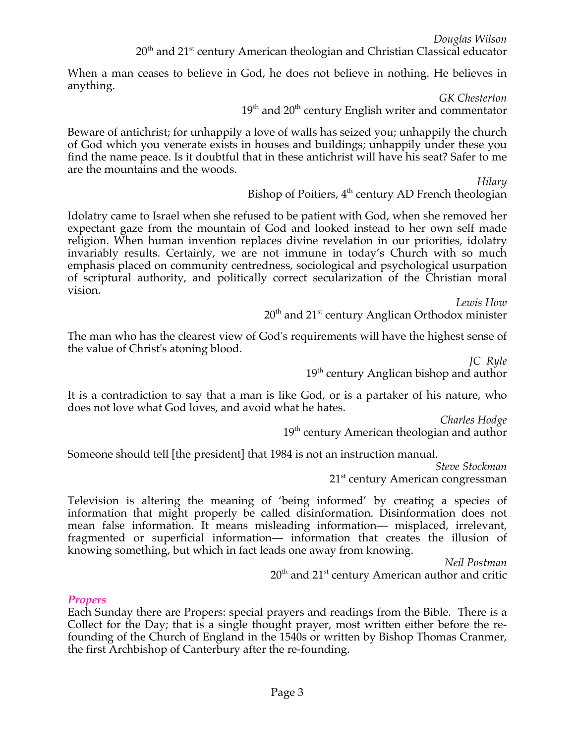*Douglas Wilson*
20th and 21st century American theologian and Christian Classical educator

When a man ceases to believe in God, he does not believe in nothing. He believes in anything.

*GK Chesterton*
19th and 20th century English writer and commentator

Beware of antichrist; for unhappily a love of walls has seized you; unhappily the church of God which you venerate exists in houses and buildings; unhappily under these you find the name peace. Is it doubtful that in these antichrist will have his seat? Safer to me are the mountains and the woods.

*Hilary*
Bishop of Poitiers, 4th century AD French theologian

Idolatry came to Israel when she refused to be patient with God, when she removed her expectant gaze from the mountain of God and looked instead to her own self made religion. When human invention replaces divine revelation in our priorities, idolatry invariably results. Certainly, we are not immune in today's Church with so much emphasis placed on community centredness, sociological and psychological usurpation of scriptural authority, and politically correct secularization of the Christian moral vision.

*Lewis How*
20th and 21st century Anglican Orthodox minister

The man who has the clearest view of God's requirements will have the highest sense of the value of Christ's atoning blood.

*JC Ryle*
19th century Anglican bishop and author

It is a contradiction to say that a man is like God, or is a partaker of his nature, who does not love what God loves, and avoid what he hates.

*Charles Hodge*
19th century American theologian and author

Someone should tell [the president] that 1984 is not an instruction manual.

*Steve Stockman*
21st century American congressman

Television is altering the meaning of 'being informed' by creating a species of information that might properly be called disinformation. Disinformation does not mean false information. It means misleading information— misplaced, irrelevant, fragmented or superficial information— information that creates the illusion of knowing something, but which in fact leads one away from knowing.

*Neil Postman*
20th and 21st century American author and critic

### *Propers*

Each Sunday there are Propers: special prayers and readings from the Bible. There is a Collect for the Day; that is a single thought prayer, most written either before the re-founding of the Church of England in the 1540s or written by Bishop Thomas Cranmer, the first Archbishop of Canterbury after the re-founding.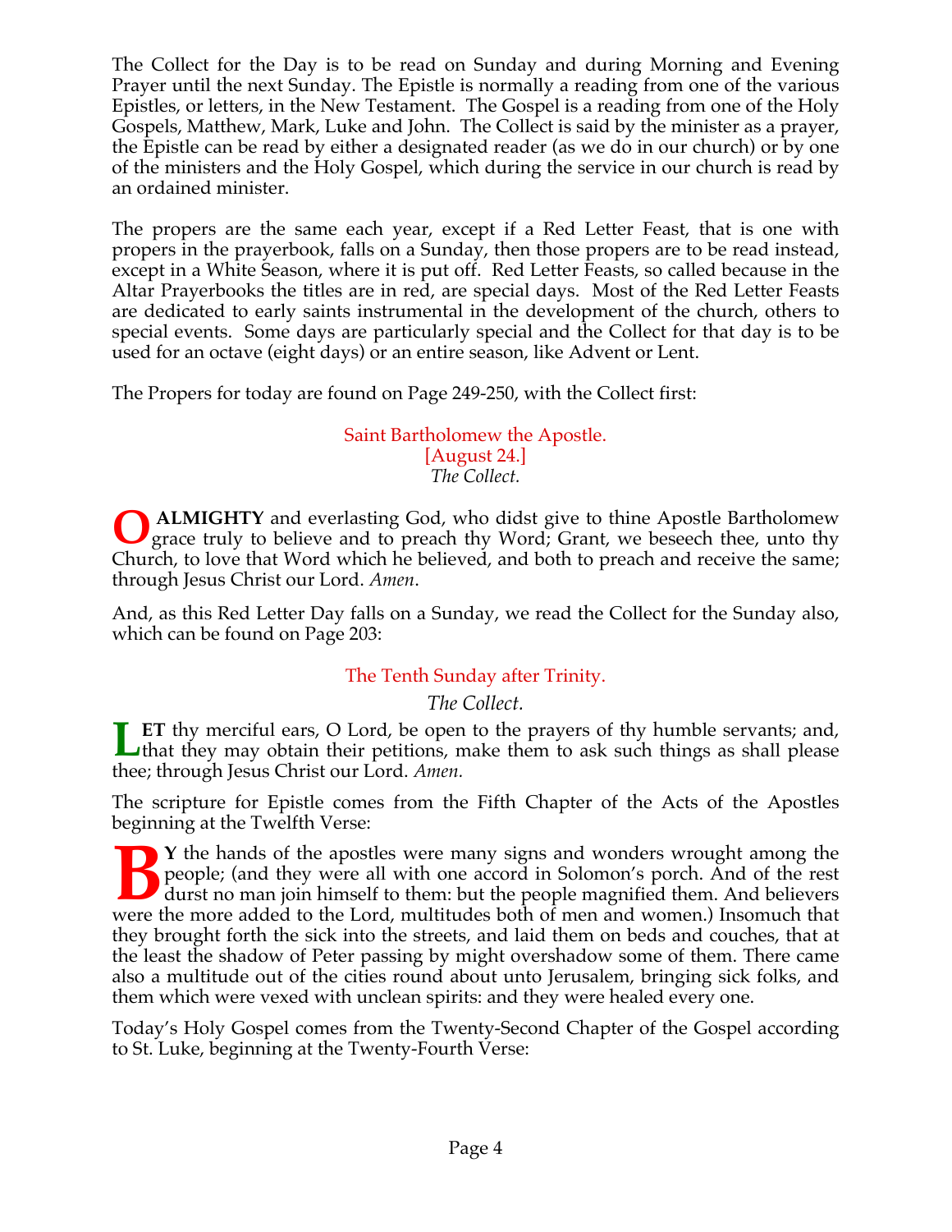The Collect for the Day is to be read on Sunday and during Morning and Evening Prayer until the next Sunday. The Epistle is normally a reading from one of the various Epistles, or letters, in the New Testament. The Gospel is a reading from one of the Holy Gospels, Matthew, Mark, Luke and John. The Collect is said by the minister as a prayer, the Epistle can be read by either a designated reader (as we do in our church) or by one of the ministers and the Holy Gospel, which during the service in our church is read by an ordained minister.

The propers are the same each year, except if a Red Letter Feast, that is one with propers in the prayerbook, falls on a Sunday, then those propers are to be read instead, except in a White Season, where it is put off. Red Letter Feasts, so called because in the Altar Prayerbooks the titles are in red, are special days. Most of the Red Letter Feasts are dedicated to early saints instrumental in the development of the church, others to special events. Some days are particularly special and the Collect for that day is to be used for an octave (eight days) or an entire season, like Advent or Lent.

The Propers for today are found on Page 249-250, with the Collect first:

### Saint Bartholomew the Apostle.
[August 24.]

*The Collect.*

**O ALMIGHTY** and everlasting God, who didst give to thine Apostle Bartholomew grace truly to believe and to preach thy Word; Grant, we beseech thee, unto thy Church, to love that Word which he believed, and both to preach and receive the same; through Jesus Christ our Lord. *Amen*.

And, as this Red Letter Day falls on a Sunday, we read the Collect for the Sunday also, which can be found on Page 203:

### The Tenth Sunday after Trinity.

*The Collect.*

**LET** thy merciful ears, O Lord, be open to the prayers of thy humble servants; and, that they may obtain their petitions, make them to ask such things as shall please thee; through Jesus Christ our Lord. *Amen.*

The scripture for Epistle comes from the Fifth Chapter of the Acts of the Apostles beginning at the Twelfth Verse:

**BY** the hands of the apostles were many signs and wonders wrought among the people; (and they were all with one accord in Solomon's porch. And of the rest durst no man join himself to them: but the people magnified them. And believers were the more added to the Lord, multitudes both of men and women.) Insomuch that they brought forth the sick into the streets, and laid them on beds and couches, that at the least the shadow of Peter passing by might overshadow some of them. There came also a multitude out of the cities round about unto Jerusalem, bringing sick folks, and them which were vexed with unclean spirits: and they were healed every one.

Today's Holy Gospel comes from the Twenty-Second Chapter of the Gospel according to St. Luke, beginning at the Twenty-Fourth Verse: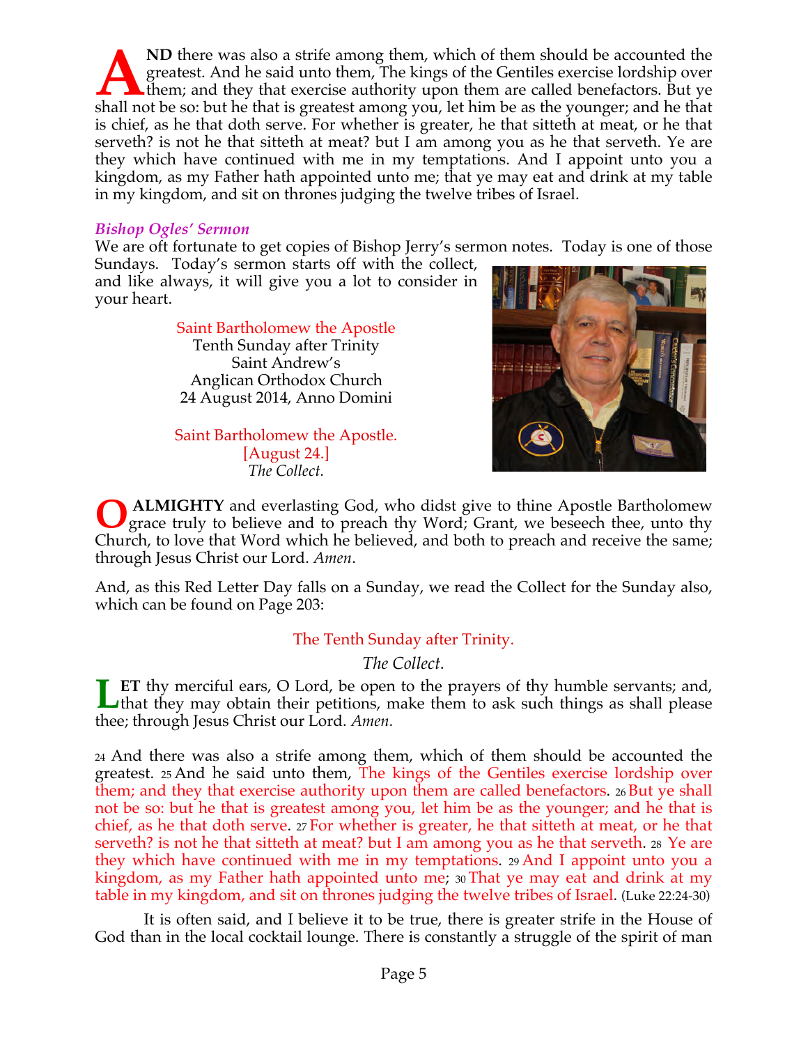**AND** there was also a strife among them, which of them should be accounted the greatest. And he said unto them, The kings of the Gentiles exercise lordship over them; and they that exercise authority upon them are called benefactors. But ye shall not be so: but he that is greatest among you, let him be as the younger; and he that is chief, as he that doth serve. For whether is greater, he that sitteth at meat, or he that serveth? is not he that sitteth at meat? but I am among you as he that serveth. Ye are they which have continued with me in my temptations. And I appoint unto you a kingdom, as my Father hath appointed unto me; that ye may eat and drink at my table in my kingdom, and sit on thrones judging the twelve tribes of Israel.

### *Bishop Ogles' Sermon*

We are oft fortunate to get copies of Bishop Jerry's sermon notes. Today is one of those Sundays. Today's sermon starts off with the collect, and like always, it will give you a lot to consider in your heart.

Saint Bartholomew the Apostle
Tenth Sunday after Trinity
Saint Andrew's
Anglican Orthodox Church
24 August 2014, Anno Domini

Saint Bartholomew the Apostle.
[August 24.]
*The Collect.*

**O ALMIGHTY** and everlasting God, who didst give to thine Apostle Bartholomew grace truly to believe and to preach thy Word; Grant, we beseech thee, unto thy Church, to love that Word which he believed, and both to preach and receive the same; through Jesus Christ our Lord. *Amen*.

And, as this Red Letter Day falls on a Sunday, we read the Collect for the Sunday also, which can be found on Page 203:

The Tenth Sunday after Trinity.

*The Collect.*

**LET** thy merciful ears, O Lord, be open to the prayers of thy humble servants; and, that they may obtain their petitions, make them to ask such things as shall please thee; through Jesus Christ our Lord. *Amen.*

24 And there was also a strife among them, which of them should be accounted the greatest. 25 And he said unto them, The kings of the Gentiles exercise lordship over them; and they that exercise authority upon them are called benefactors. 26 But ye shall not be so: but he that is greatest among you, let him be as the younger; and he that is chief, as he that doth serve. 27 For whether is greater, he that sitteth at meat, or he that serveth? is not he that sitteth at meat? but I am among you as he that serveth. 28 Ye are they which have continued with me in my temptations. 29 And I appoint unto you a kingdom, as my Father hath appointed unto me; 30 That ye may eat and drink at my table in my kingdom, and sit on thrones judging the twelve tribes of Israel. (Luke 22:24-30)

It is often said, and I believe it to be true, there is greater strife in the House of God than in the local cocktail lounge. There is constantly a struggle of the spirit of man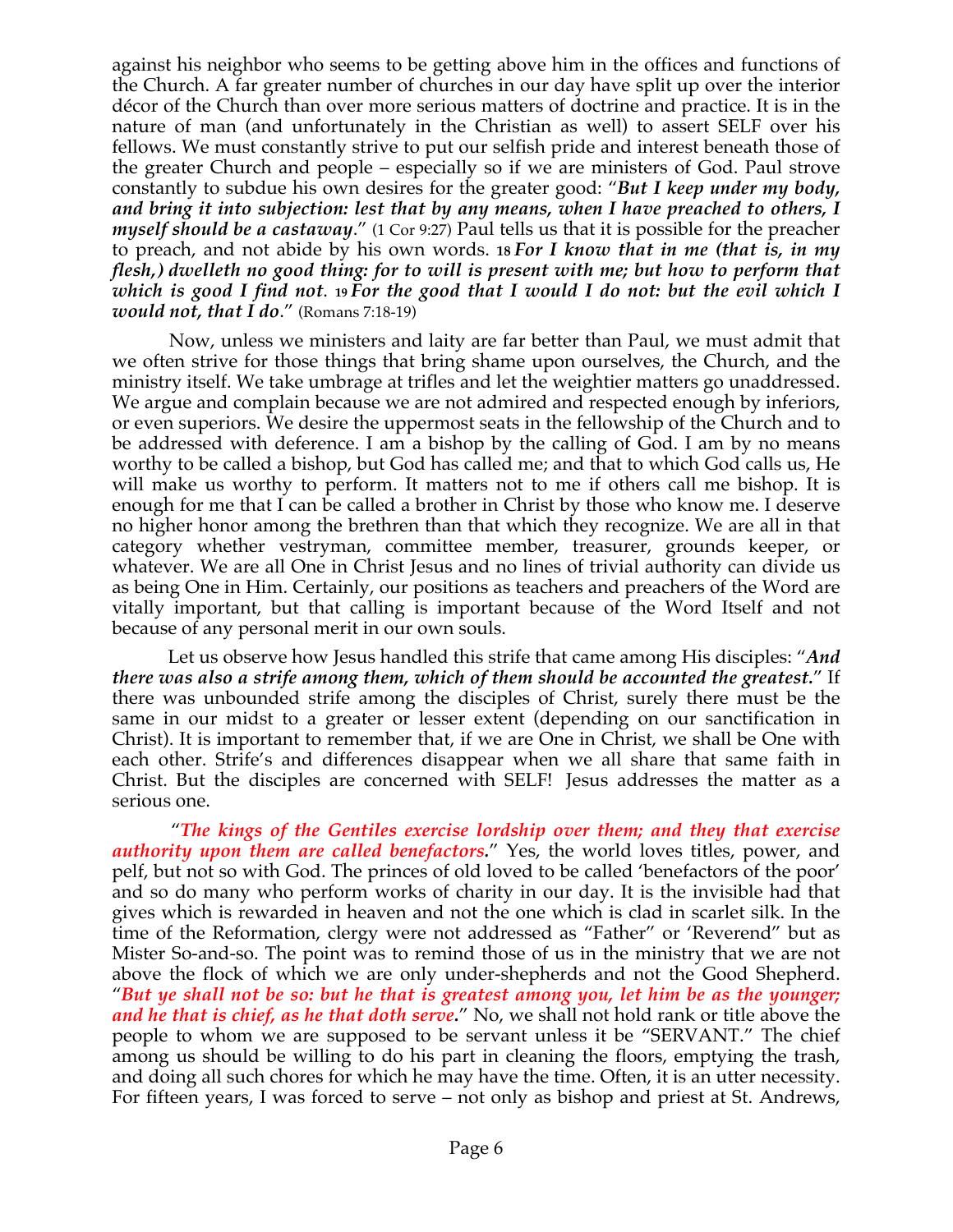against his neighbor who seems to be getting above him in the offices and functions of the Church. A far greater number of churches in our day have split up over the interior décor of the Church than over more serious matters of doctrine and practice. It is in the nature of man (and unfortunately in the Christian as well) to assert SELF over his fellows. We must constantly strive to put our selfish pride and interest beneath those of the greater Church and people – especially so if we are ministers of God. Paul strove constantly to subdue his own desires for the greater good: "***But I keep under my body, and bring it into subjection: lest that by any means, when I have preached to others, I myself should be a castaway***." (1 Cor 9:27) Paul tells us that it is possible for the preacher to preach, and not abide by his own words. **18** ***For I know that in me (that is, in my flesh,) dwelleth no good thing: for to will is present with me; but how to perform that which is good I find not.*** **19** ***For the good that I would I do not: but the evil which I would not, that I do***." (Romans 7:18-19)

Now, unless we ministers and laity are far better than Paul, we must admit that we often strive for those things that bring shame upon ourselves, the Church, and the ministry itself. We take umbrage at trifles and let the weightier matters go unaddressed. We argue and complain because we are not admired and respected enough by inferiors, or even superiors. We desire the uppermost seats in the fellowship of the Church and to be addressed with deference. I am a bishop by the calling of God. I am by no means worthy to be called a bishop, but God has called me; and that to which God calls us, He will make us worthy to perform. It matters not to me if others call me bishop. It is enough for me that I can be called a brother in Christ by those who know me. I deserve no higher honor among the brethren than that which they recognize. We are all in that category whether vestryman, committee member, treasurer, grounds keeper, or whatever. We are all One in Christ Jesus and no lines of trivial authority can divide us as being One in Him. Certainly, our positions as teachers and preachers of the Word are vitally important, but that calling is important because of the Word Itself and not because of any personal merit in our own souls.

Let us observe how Jesus handled this strife that came among His disciples: "***And there was also a strife among them, which of them should be accounted the greatest.***" If there was unbounded strife among the disciples of Christ, surely there must be the same in our midst to a greater or lesser extent (depending on our sanctification in Christ). It is important to remember that, if we are One in Christ, we shall be One with each other. Strife's and differences disappear when we all share that same faith in Christ. But the disciples are concerned with SELF! Jesus addresses the matter as a serious one.

"***The kings of the Gentiles exercise lordship over them; and they that exercise authority upon them are called benefactors.***" Yes, the world loves titles, power, and pelf, but not so with God. The princes of old loved to be called 'benefactors of the poor' and so do many who perform works of charity in our day. It is the invisible had that gives which is rewarded in heaven and not the one which is clad in scarlet silk. In the time of the Reformation, clergy were not addressed as "Father" or 'Reverend" but as Mister So-and-so. The point was to remind those of us in the ministry that we are not above the flock of which we are only under-shepherds and not the Good Shepherd. "***But ye shall not be so: but he that is greatest among you, let him be as the younger; and he that is chief, as he that doth serve.***" No, we shall not hold rank or title above the people to whom we are supposed to be servant unless it be "SERVANT." The chief among us should be willing to do his part in cleaning the floors, emptying the trash, and doing all such chores for which he may have the time. Often, it is an utter necessity. For fifteen years, I was forced to serve – not only as bishop and priest at St. Andrews,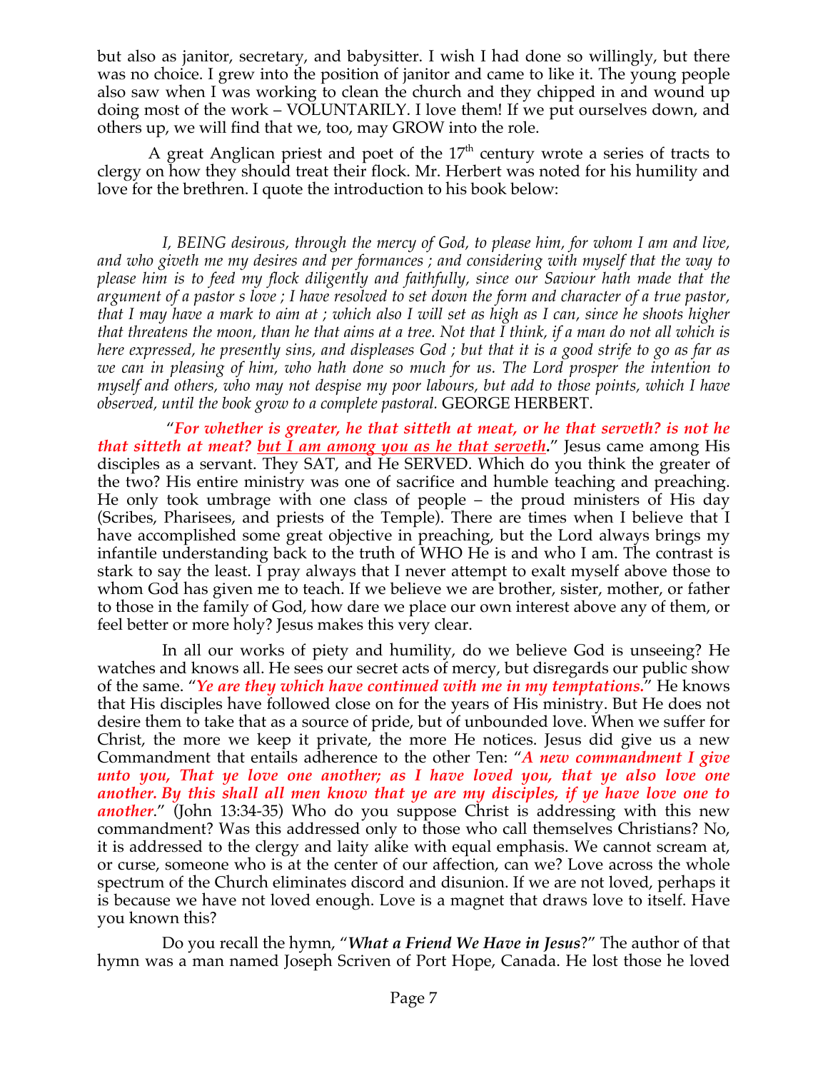but also as janitor, secretary, and babysitter. I wish I had done so willingly, but there was no choice. I grew into the position of janitor and came to like it. The young people also saw when I was working to clean the church and they chipped in and wound up doing most of the work – VOLUNTARILY. I love them! If we put ourselves down, and others up, we will find that we, too, may GROW into the role.

A great Anglican priest and poet of the 17th century wrote a series of tracts to clergy on how they should treat their flock. Mr. Herbert was noted for his humility and love for the brethren. I quote the introduction to his book below:

*I, BEING desirous, through the mercy of God, to please him, for whom I am and live, and who giveth me my desires and per formances ; and considering with myself that the way to please him is to feed my flock diligently and faithfully, since our Saviour hath made that the argument of a pastor s love ; I have resolved to set down the form and character of a true pastor, that I may have a mark to aim at ; which also I will set as high as I can, since he shoots higher that threatens the moon, than he that aims at a tree. Not that I think, if a man do not all which is here expressed, he presently sins, and displeases God ; but that it is a good strife to go as far as we can in pleasing of him, who hath done so much for us. The Lord prosper the intention to myself and others, who may not despise my poor labours, but add to those points, which I have observed, until the book grow to a complete pastoral.* GEORGE HERBERT.

"***For whether is greater, he that sitteth at meat, or he that serveth? is not he that sitteth at meat? but I am among you as he that serveth.***" Jesus came among His disciples as a servant. They SAT, and He SERVED. Which do you think the greater of the two? His entire ministry was one of sacrifice and humble teaching and preaching. He only took umbrage with one class of people – the proud ministers of His day (Scribes, Pharisees, and priests of the Temple). There are times when I believe that I have accomplished some great objective in preaching, but the Lord always brings my infantile understanding back to the truth of WHO He is and who I am. The contrast is stark to say the least. I pray always that I never attempt to exalt myself above those to whom God has given me to teach. If we believe we are brother, sister, mother, or father to those in the family of God, how dare we place our own interest above any of them, or feel better or more holy? Jesus makes this very clear.

In all our works of piety and humility, do we believe God is unseeing? He watches and knows all. He sees our secret acts of mercy, but disregards our public show of the same. "***Ye are they which have continued with me in my temptations.***" He knows that His disciples have followed close on for the years of His ministry. But He does not desire them to take that as a source of pride, but of unbounded love. When we suffer for Christ, the more we keep it private, the more He notices. Jesus did give us a new Commandment that entails adherence to the other Ten: "***A new commandment I give unto you, That ye love one another; as I have loved you, that ye also love one another. By this shall all men know that ye are my disciples, if ye have love one to another***." (John 13:34-35) Who do you suppose Christ is addressing with this new commandment? Was this addressed only to those who call themselves Christians? No, it is addressed to the clergy and laity alike with equal emphasis. We cannot scream at, or curse, someone who is at the center of our affection, can we? Love across the whole spectrum of the Church eliminates discord and disunion. If we are not loved, perhaps it is because we have not loved enough. Love is a magnet that draws love to itself. Have you known this?

Do you recall the hymn, "***What a Friend We Have in Jesus***?" The author of that hymn was a man named Joseph Scriven of Port Hope, Canada. He lost those he loved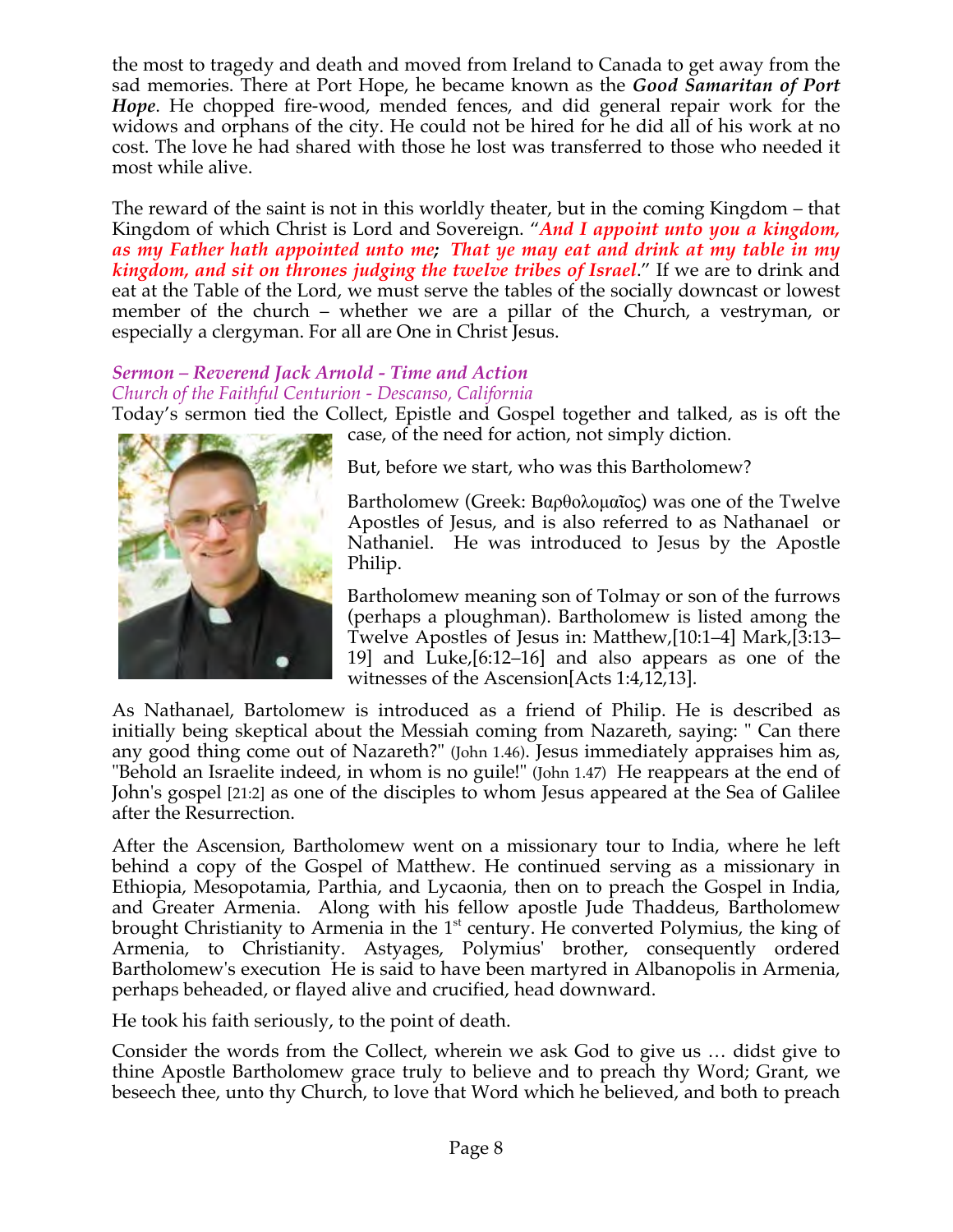the most to tragedy and death and moved from Ireland to Canada to get away from the sad memories. There at Port Hope, he became known as the ***Good Samaritan of Port Hope***. He chopped fire-wood, mended fences, and did general repair work for the widows and orphans of the city. He could not be hired for he did all of his work at no cost. The love he had shared with those he lost was transferred to those who needed it most while alive.

The reward of the saint is not in this worldly theater, but in the coming Kingdom – that Kingdom of which Christ is Lord and Sovereign. "***And I appoint unto you a kingdom, as my Father hath appointed unto me; That ye may eat and drink at my table in my kingdom, and sit on thrones judging the twelve tribes of Israel***." If we are to drink and eat at the Table of the Lord, we must serve the tables of the socially downcast or lowest member of the church – whether we are a pillar of the Church, a vestryman, or especially a clergyman. For all are One in Christ Jesus.

### *Sermon – Reverend Jack Arnold - Time and Action*
*Church of the Faithful Centurion - Descanso, California*

Today's sermon tied the Collect, Epistle and Gospel together and talked, as is oft the case, of the need for action, not simply diction.

But, before we start, who was this Bartholomew?

Bartholomew (Greek: Βαρθολομαῖος) was one of the Twelve Apostles of Jesus, and is also referred to as Nathanael or Nathaniel. He was introduced to Jesus by the Apostle Philip.

Bartholomew meaning son of Tolmay or son of the furrows (perhaps a ploughman). Bartholomew is listed among the Twelve Apostles of Jesus in: Matthew,[10:1–4] Mark,[3:13–19] and Luke,[6:12–16] and also appears as one of the witnesses of the Ascension[Acts 1:4,12,13].

As Nathanael, Bartolomew is introduced as a friend of Philip. He is described as initially being skeptical about the Messiah coming from Nazareth, saying: " Can there any good thing come out of Nazareth?" (John 1.46). Jesus immediately appraises him as, "Behold an Israelite indeed, in whom is no guile!" (John 1.47) He reappears at the end of John's gospel [21:2] as one of the disciples to whom Jesus appeared at the Sea of Galilee after the Resurrection.

After the Ascension, Bartholomew went on a missionary tour to India, where he left behind a copy of the Gospel of Matthew. He continued serving as a missionary in Ethiopia, Mesopotamia, Parthia, and Lycaonia, then on to preach the Gospel in India, and Greater Armenia. Along with his fellow apostle Jude Thaddeus, Bartholomew brought Christianity to Armenia in the 1st century. He converted Polymius, the king of Armenia, to Christianity. Astyages, Polymius' brother, consequently ordered Bartholomew's execution He is said to have been martyred in Albanopolis in Armenia, perhaps beheaded, or flayed alive and crucified, head downward.

He took his faith seriously, to the point of death.

Consider the words from the Collect, wherein we ask God to give us … didst give to thine Apostle Bartholomew grace truly to believe and to preach thy Word; Grant, we beseech thee, unto thy Church, to love that Word which he believed, and both to preach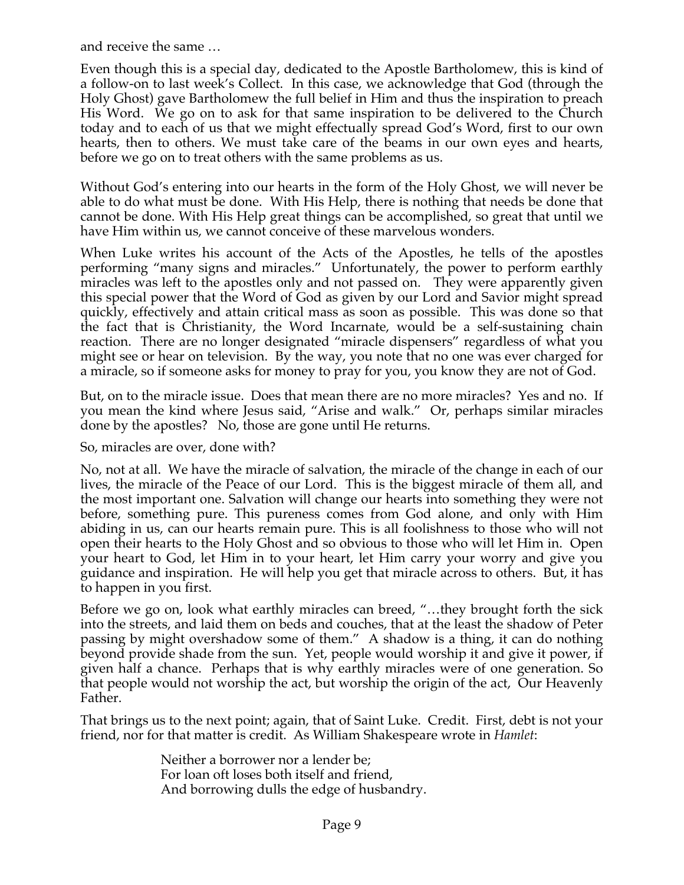and receive the same …

Even though this is a special day, dedicated to the Apostle Bartholomew, this is kind of a follow-on to last week's Collect. In this case, we acknowledge that God (through the Holy Ghost) gave Bartholomew the full belief in Him and thus the inspiration to preach His Word. We go on to ask for that same inspiration to be delivered to the Church today and to each of us that we might effectually spread God's Word, first to our own hearts, then to others. We must take care of the beams in our own eyes and hearts, before we go on to treat others with the same problems as us.

Without God's entering into our hearts in the form of the Holy Ghost, we will never be able to do what must be done. With His Help, there is nothing that needs be done that cannot be done. With His Help great things can be accomplished, so great that until we have Him within us, we cannot conceive of these marvelous wonders.

When Luke writes his account of the Acts of the Apostles, he tells of the apostles performing "many signs and miracles." Unfortunately, the power to perform earthly miracles was left to the apostles only and not passed on. They were apparently given this special power that the Word of God as given by our Lord and Savior might spread quickly, effectively and attain critical mass as soon as possible. This was done so that the fact that is Christianity, the Word Incarnate, would be a self-sustaining chain reaction. There are no longer designated "miracle dispensers" regardless of what you might see or hear on television. By the way, you note that no one was ever charged for a miracle, so if someone asks for money to pray for you, you know they are not of God.

But, on to the miracle issue. Does that mean there are no more miracles? Yes and no. If you mean the kind where Jesus said, "Arise and walk." Or, perhaps similar miracles done by the apostles? No, those are gone until He returns.

So, miracles are over, done with?

No, not at all. We have the miracle of salvation, the miracle of the change in each of our lives, the miracle of the Peace of our Lord. This is the biggest miracle of them all, and the most important one. Salvation will change our hearts into something they were not before, something pure. This pureness comes from God alone, and only with Him abiding in us, can our hearts remain pure. This is all foolishness to those who will not open their hearts to the Holy Ghost and so obvious to those who will let Him in. Open your heart to God, let Him in to your heart, let Him carry your worry and give you guidance and inspiration. He will help you get that miracle across to others. But, it has to happen in you first.

Before we go on, look what earthly miracles can breed, "…they brought forth the sick into the streets, and laid them on beds and couches, that at the least the shadow of Peter passing by might overshadow some of them." A shadow is a thing, it can do nothing beyond provide shade from the sun. Yet, people would worship it and give it power, if given half a chance. Perhaps that is why earthly miracles were of one generation. So that people would not worship the act, but worship the origin of the act, Our Heavenly Father.

That brings us to the next point; again, that of Saint Luke. Credit. First, debt is not your friend, nor for that matter is credit. As William Shakespeare wrote in *Hamlet*:

> Neither a borrower nor a lender be;
> For loan oft loses both itself and friend,
> And borrowing dulls the edge of husbandry.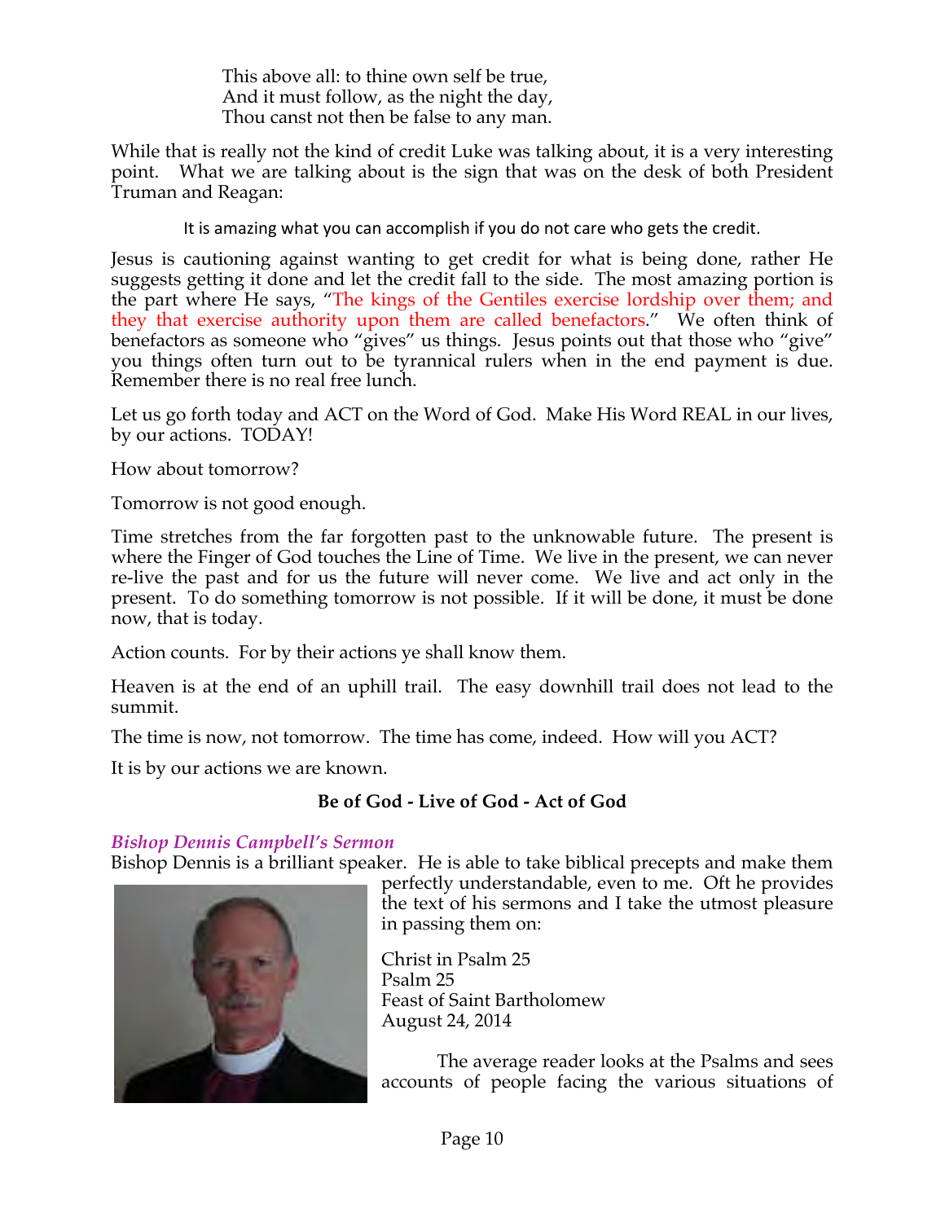This above all: to thine own self be true,  
And it must follow, as the night the day,  
Thou canst not then be false to any man.

While that is really not the kind of credit Luke was talking about, it is a very interesting point. What we are talking about is the sign that was on the desk of both President Truman and Reagan:

It is amazing what you can accomplish if you do not care who gets the credit.

Jesus is cautioning against wanting to get credit for what is being done, rather He suggests getting it done and let the credit fall to the side. The most amazing portion is the part where He says, "The kings of the Gentiles exercise lordship over them; and they that exercise authority upon them are called benefactors." We often think of benefactors as someone who "gives" us things. Jesus points out that those who "give" you things often turn out to be tyrannical rulers when in the end payment is due. Remember there is no real free lunch.

Let us go forth today and ACT on the Word of God. Make His Word REAL in our lives, by our actions. TODAY!

How about tomorrow?

Tomorrow is not good enough.

Time stretches from the far forgotten past to the unknowable future. The present is where the Finger of God touches the Line of Time. We live in the present, we can never re-live the past and for us the future will never come. We live and act only in the present. To do something tomorrow is not possible. If it will be done, it must be done now, that is today.

Action counts. For by their actions ye shall know them.

Heaven is at the end of an uphill trail. The easy downhill trail does not lead to the summit.

The time is now, not tomorrow. The time has come, indeed. How will you ACT?

It is by our actions we are known.

**Be of God - Live of God - Act of God**

### *Bishop Dennis Campbell's Sermon*

Bishop Dennis is a brilliant speaker. He is able to take biblical precepts and make them perfectly understandable, even to me. Oft he provides the text of his sermons and I take the utmost pleasure in passing them on:

Christ in Psalm 25  
Psalm 25  
Feast of Saint Bartholomew  
August 24, 2014

The average reader looks at the Psalms and sees accounts of people facing the various situations of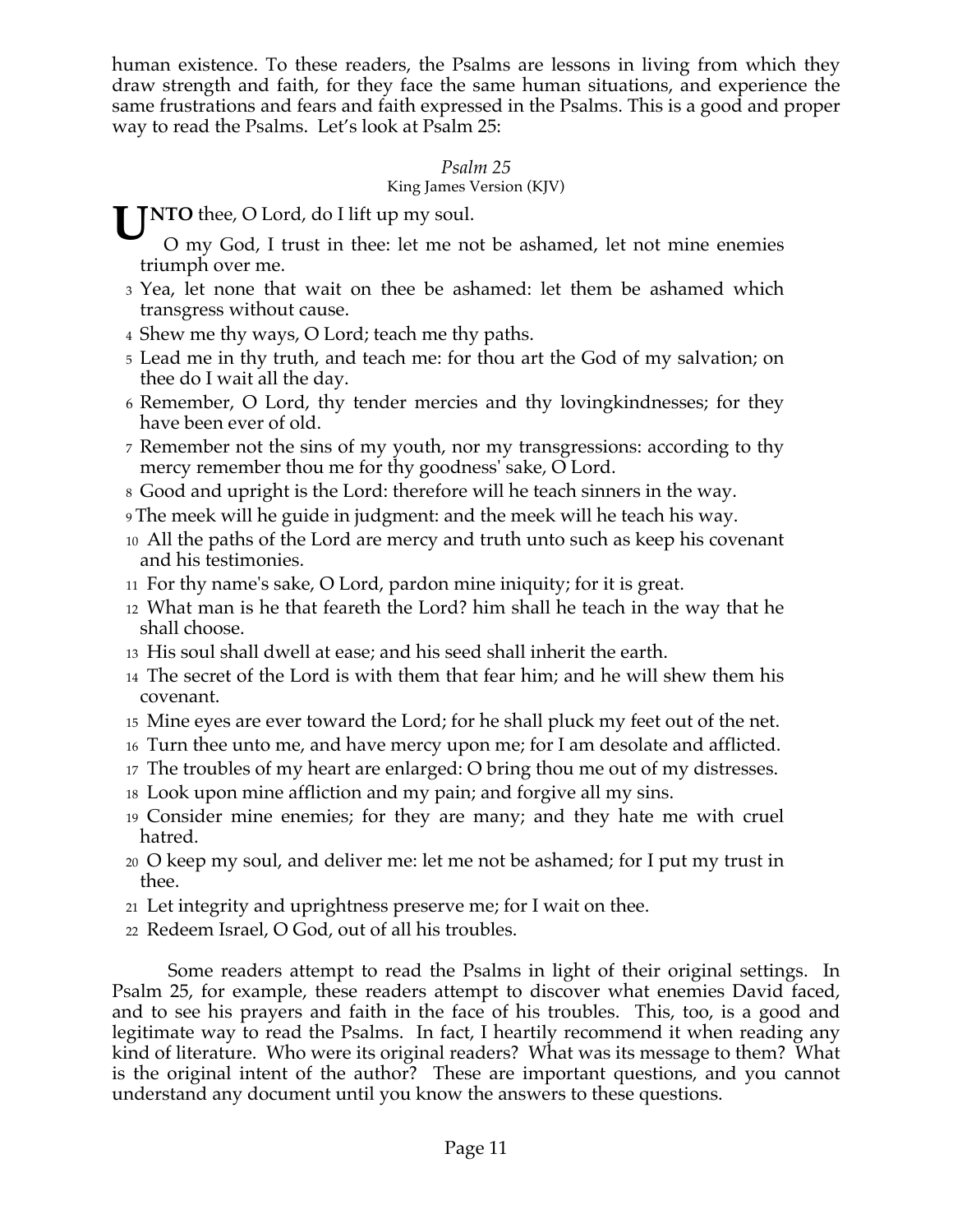human existence. To these readers, the Psalms are lessons in living from which they draw strength and faith, for they face the same human situations, and experience the same frustrations and fears and faith expressed in the Psalms. This is a good and proper way to read the Psalms. Let's look at Psalm 25:

*Psalm 25*
King James Version (KJV)

**UNTO** thee, O Lord, do I lift up my soul.

O my God, I trust in thee: let me not be ashamed, let not mine enemies triumph over me.

3 Yea, let none that wait on thee be ashamed: let them be ashamed which transgress without cause.

4 Shew me thy ways, O Lord; teach me thy paths.

5 Lead me in thy truth, and teach me: for thou art the God of my salvation; on thee do I wait all the day.

6 Remember, O Lord, thy tender mercies and thy lovingkindnesses; for they have been ever of old.

7 Remember not the sins of my youth, nor my transgressions: according to thy mercy remember thou me for thy goodness' sake, O Lord.

8 Good and upright is the Lord: therefore will he teach sinners in the way.

9 The meek will he guide in judgment: and the meek will he teach his way.

10 All the paths of the Lord are mercy and truth unto such as keep his covenant and his testimonies.

11 For thy name's sake, O Lord, pardon mine iniquity; for it is great.

12 What man is he that feareth the Lord? him shall he teach in the way that he shall choose.

13 His soul shall dwell at ease; and his seed shall inherit the earth.

14 The secret of the Lord is with them that fear him; and he will shew them his covenant.

15 Mine eyes are ever toward the Lord; for he shall pluck my feet out of the net.

16 Turn thee unto me, and have mercy upon me; for I am desolate and afflicted.

17 The troubles of my heart are enlarged: O bring thou me out of my distresses.

18 Look upon mine affliction and my pain; and forgive all my sins.

19 Consider mine enemies; for they are many; and they hate me with cruel hatred.

20 O keep my soul, and deliver me: let me not be ashamed; for I put my trust in thee.

21 Let integrity and uprightness preserve me; for I wait on thee.

22 Redeem Israel, O God, out of all his troubles.

Some readers attempt to read the Psalms in light of their original settings. In Psalm 25, for example, these readers attempt to discover what enemies David faced, and to see his prayers and faith in the face of his troubles. This, too, is a good and legitimate way to read the Psalms. In fact, I heartily recommend it when reading any kind of literature. Who were its original readers? What was its message to them? What is the original intent of the author? These are important questions, and you cannot understand any document until you know the answers to these questions.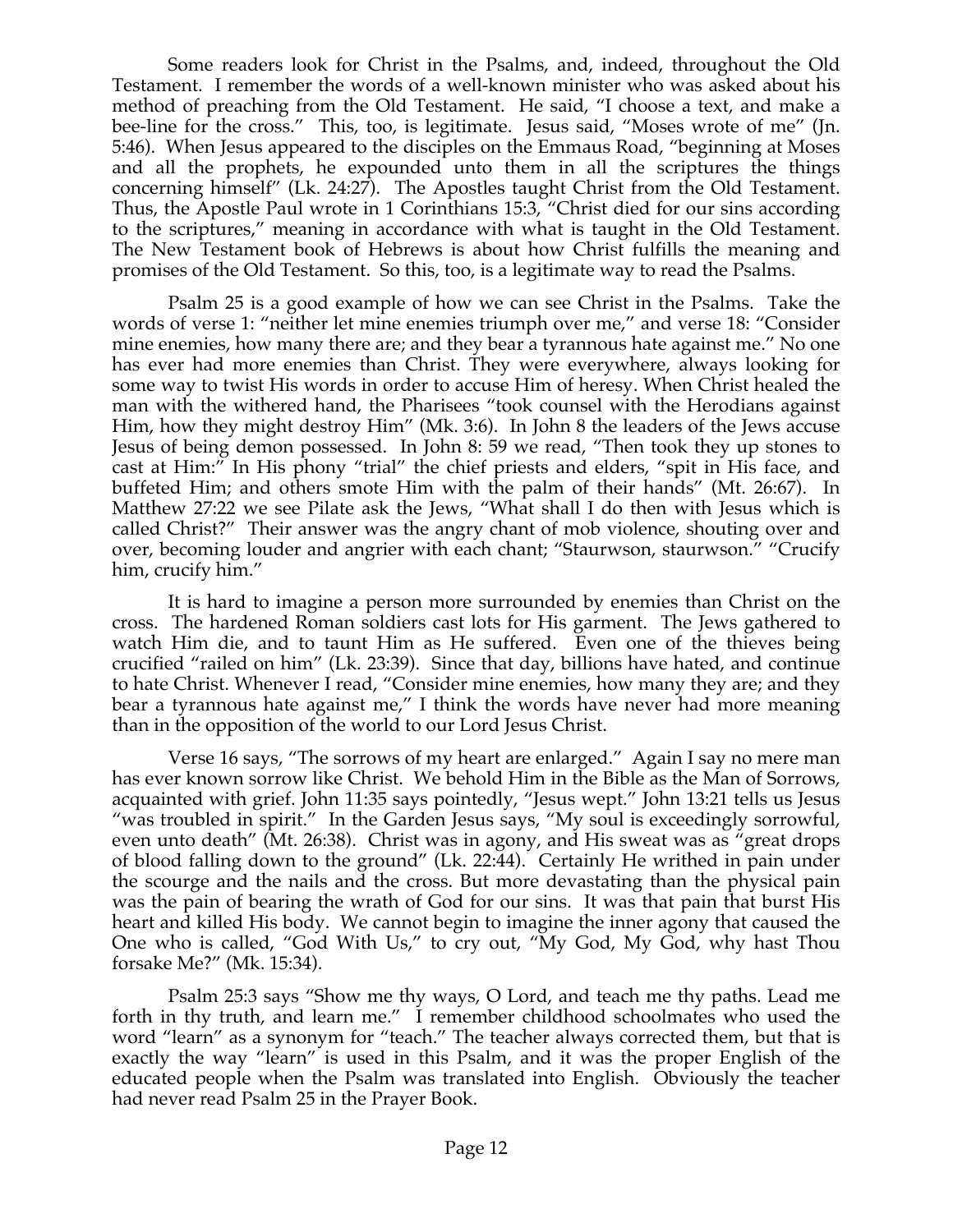Some readers look for Christ in the Psalms, and, indeed, throughout the Old Testament. I remember the words of a well-known minister who was asked about his method of preaching from the Old Testament. He said, "I choose a text, and make a bee-line for the cross." This, too, is legitimate. Jesus said, "Moses wrote of me" (Jn. 5:46). When Jesus appeared to the disciples on the Emmaus Road, "beginning at Moses and all the prophets, he expounded unto them in all the scriptures the things concerning himself" (Lk. 24:27). The Apostles taught Christ from the Old Testament. Thus, the Apostle Paul wrote in 1 Corinthians 15:3, "Christ died for our sins according to the scriptures," meaning in accordance with what is taught in the Old Testament. The New Testament book of Hebrews is about how Christ fulfills the meaning and promises of the Old Testament. So this, too, is a legitimate way to read the Psalms.

Psalm 25 is a good example of how we can see Christ in the Psalms. Take the words of verse 1: "neither let mine enemies triumph over me," and verse 18: "Consider mine enemies, how many there are; and they bear a tyrannous hate against me." No one has ever had more enemies than Christ. They were everywhere, always looking for some way to twist His words in order to accuse Him of heresy. When Christ healed the man with the withered hand, the Pharisees "took counsel with the Herodians against Him, how they might destroy Him" (Mk. 3:6). In John 8 the leaders of the Jews accuse Jesus of being demon possessed. In John 8: 59 we read, "Then took they up stones to cast at Him:" In His phony "trial" the chief priests and elders, "spit in His face, and buffeted Him; and others smote Him with the palm of their hands" (Mt. 26:67). In Matthew 27:22 we see Pilate ask the Jews, "What shall I do then with Jesus which is called Christ?" Their answer was the angry chant of mob violence, shouting over and over, becoming louder and angrier with each chant; "Staurwson, staurwson." "Crucify him, crucify him."

It is hard to imagine a person more surrounded by enemies than Christ on the cross. The hardened Roman soldiers cast lots for His garment. The Jews gathered to watch Him die, and to taunt Him as He suffered. Even one of the thieves being crucified "railed on him" (Lk. 23:39). Since that day, billions have hated, and continue to hate Christ. Whenever I read, "Consider mine enemies, how many they are; and they bear a tyrannous hate against me," I think the words have never had more meaning than in the opposition of the world to our Lord Jesus Christ.

Verse 16 says, "The sorrows of my heart are enlarged." Again I say no mere man has ever known sorrow like Christ. We behold Him in the Bible as the Man of Sorrows, acquainted with grief. John 11:35 says pointedly, "Jesus wept." John 13:21 tells us Jesus "was troubled in spirit." In the Garden Jesus says, "My soul is exceedingly sorrowful, even unto death" (Mt. 26:38). Christ was in agony, and His sweat was as "great drops of blood falling down to the ground" (Lk. 22:44). Certainly He writhed in pain under the scourge and the nails and the cross. But more devastating than the physical pain was the pain of bearing the wrath of God for our sins. It was that pain that burst His heart and killed His body. We cannot begin to imagine the inner agony that caused the One who is called, "God With Us," to cry out, "My God, My God, why hast Thou forsake Me?" (Mk. 15:34).

Psalm 25:3 says "Show me thy ways, O Lord, and teach me thy paths. Lead me forth in thy truth, and learn me." I remember childhood schoolmates who used the word "learn" as a synonym for "teach." The teacher always corrected them, but that is exactly the way "learn" is used in this Psalm, and it was the proper English of the educated people when the Psalm was translated into English. Obviously the teacher had never read Psalm 25 in the Prayer Book.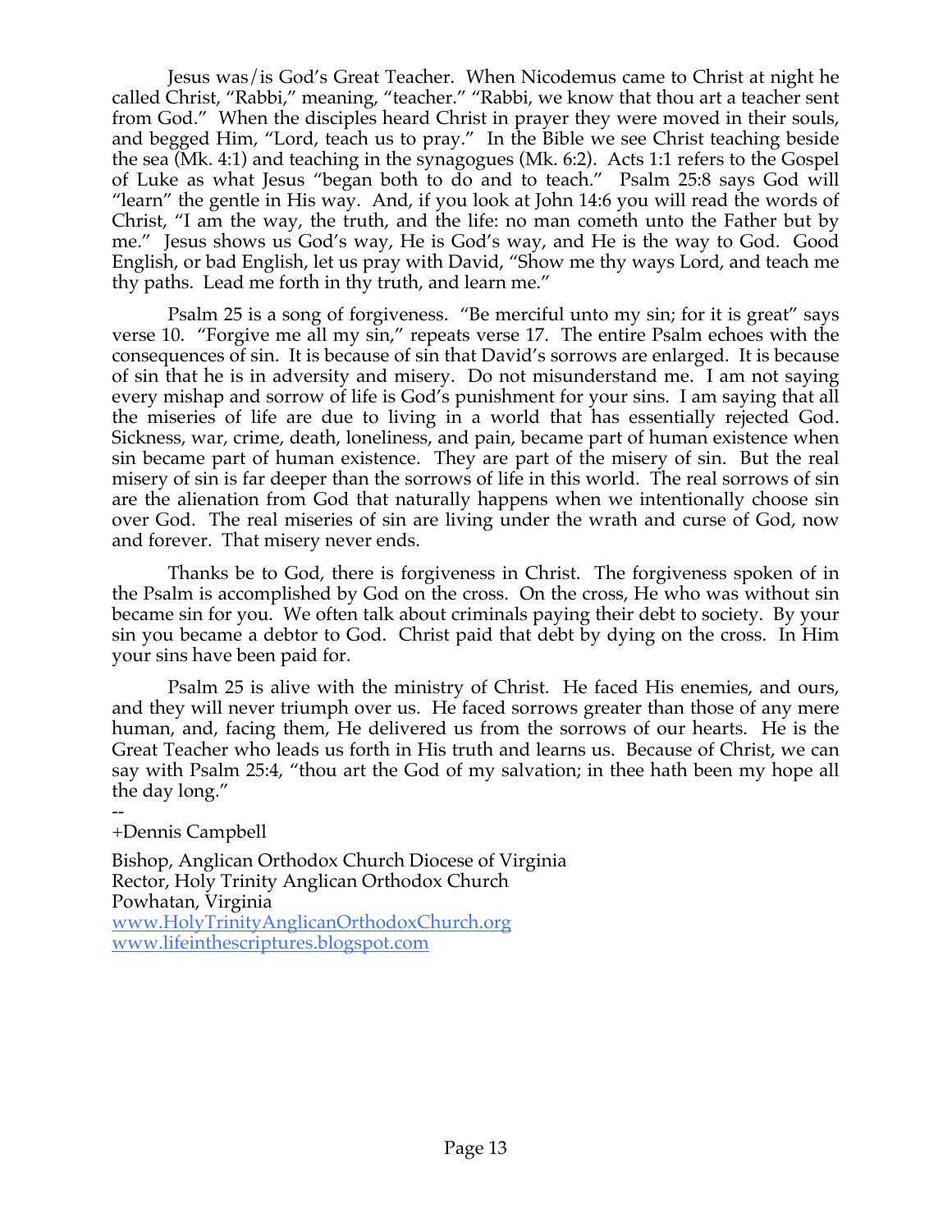Jesus was/is God's Great Teacher. When Nicodemus came to Christ at night he called Christ, "Rabbi," meaning, "teacher." "Rabbi, we know that thou art a teacher sent from God." When the disciples heard Christ in prayer they were moved in their souls, and begged Him, "Lord, teach us to pray." In the Bible we see Christ teaching beside the sea (Mk. 4:1) and teaching in the synagogues (Mk. 6:2). Acts 1:1 refers to the Gospel of Luke as what Jesus "began both to do and to teach." Psalm 25:8 says God will "learn" the gentle in His way. And, if you look at John 14:6 you will read the words of Christ, "I am the way, the truth, and the life: no man cometh unto the Father but by me." Jesus shows us God's way, He is God's way, and He is the way to God. Good English, or bad English, let us pray with David, "Show me thy ways Lord, and teach me thy paths. Lead me forth in thy truth, and learn me."

Psalm 25 is a song of forgiveness. "Be merciful unto my sin; for it is great" says verse 10. "Forgive me all my sin," repeats verse 17. The entire Psalm echoes with the consequences of sin. It is because of sin that David's sorrows are enlarged. It is because of sin that he is in adversity and misery. Do not misunderstand me. I am not saying every mishap and sorrow of life is God's punishment for your sins. I am saying that all the miseries of life are due to living in a world that has essentially rejected God. Sickness, war, crime, death, loneliness, and pain, became part of human existence when sin became part of human existence. They are part of the misery of sin. But the real misery of sin is far deeper than the sorrows of life in this world. The real sorrows of sin are the alienation from God that naturally happens when we intentionally choose sin over God. The real miseries of sin are living under the wrath and curse of God, now and forever. That misery never ends.

Thanks be to God, there is forgiveness in Christ. The forgiveness spoken of in the Psalm is accomplished by God on the cross. On the cross, He who was without sin became sin for you. We often talk about criminals paying their debt to society. By your sin you became a debtor to God. Christ paid that debt by dying on the cross. In Him your sins have been paid for.

Psalm 25 is alive with the ministry of Christ. He faced His enemies, and ours, and they will never triumph over us. He faced sorrows greater than those of any mere human, and, facing them, He delivered us from the sorrows of our hearts. He is the Great Teacher who leads us forth in His truth and learns us. Because of Christ, we can say with Psalm 25:4, "thou art the God of my salvation; in thee hath been my hope all the day long."

--
+Dennis Campbell

Bishop, Anglican Orthodox Church Diocese of Virginia
Rector, Holy Trinity Anglican Orthodox Church
Powhatan, Virginia
www.HolyTrinityAnglicanOrthodoxChurch.org
www.lifeinthescriptures.blogspot.com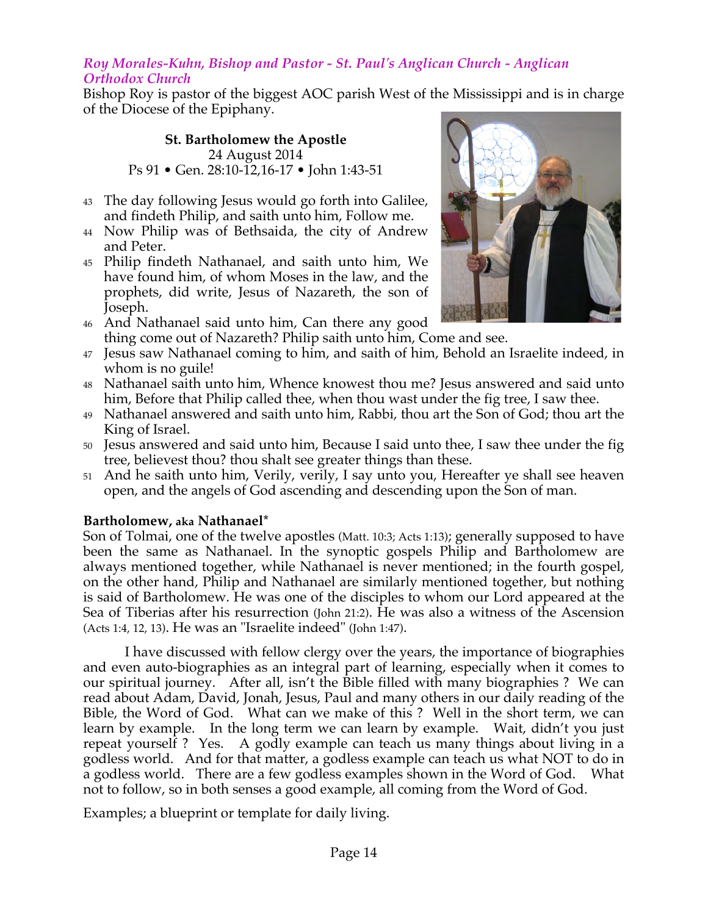*Roy Morales-Kuhn, Bishop and Pastor - St. Paul's Anglican Church - Anglican Orthodox Church*

Bishop Roy is pastor of the biggest AOC parish West of the Mississippi and is in charge of the Diocese of the Epiphany.

**St. Bartholomew the Apostle**
24 August 2014
Ps 91 • Gen. 28:10-12,16-17 • John 1:43-51

43 The day following Jesus would go forth into Galilee, and findeth Philip, and saith unto him, Follow me.
44 Now Philip was of Bethsaida, the city of Andrew and Peter.
45 Philip findeth Nathanael, and saith unto him, We have found him, of whom Moses in the law, and the prophets, did write, Jesus of Nazareth, the son of Joseph.
46 And Nathanael said unto him, Can there any good thing come out of Nazareth? Philip saith unto him, Come and see.
47 Jesus saw Nathanael coming to him, and saith of him, Behold an Israelite indeed, in whom is no guile!
48 Nathanael saith unto him, Whence knowest thou me? Jesus answered and said unto him, Before that Philip called thee, when thou wast under the fig tree, I saw thee.
49 Nathanael answered and saith unto him, Rabbi, thou art the Son of God; thou art the King of Israel.
50 Jesus answered and said unto him, Because I said unto thee, I saw thee under the fig tree, believest thou? thou shalt see greater things than these.
51 And he saith unto him, Verily, verily, I say unto you, Hereafter ye shall see heaven open, and the angels of God ascending and descending upon the Son of man.

**Bartholomew, aka Nathanael***

Son of Tolmai, one of the twelve apostles (Matt. 10:3; Acts 1:13); generally supposed to have been the same as Nathanael. In the synoptic gospels Philip and Bartholomew are always mentioned together, while Nathanael is never mentioned; in the fourth gospel, on the other hand, Philip and Nathanael are similarly mentioned together, but nothing is said of Bartholomew. He was one of the disciples to whom our Lord appeared at the Sea of Tiberias after his resurrection (John 21:2). He was also a witness of the Ascension (Acts 1:4, 12, 13). He was an "Israelite indeed" (John 1:47).

I have discussed with fellow clergy over the years, the importance of biographies and even auto-biographies as an integral part of learning, especially when it comes to our spiritual journey. After all, isn't the Bible filled with many biographies ? We can read about Adam, David, Jonah, Jesus, Paul and many others in our daily reading of the Bible, the Word of God. What can we make of this ? Well in the short term, we can learn by example. In the long term we can learn by example. Wait, didn't you just repeat yourself ? Yes. A godly example can teach us many things about living in a godless world. And for that matter, a godless example can teach us what NOT to do in a godless world. There are a few godless examples shown in the Word of God. What not to follow, so in both senses a good example, all coming from the Word of God.

Examples; a blueprint or template for daily living.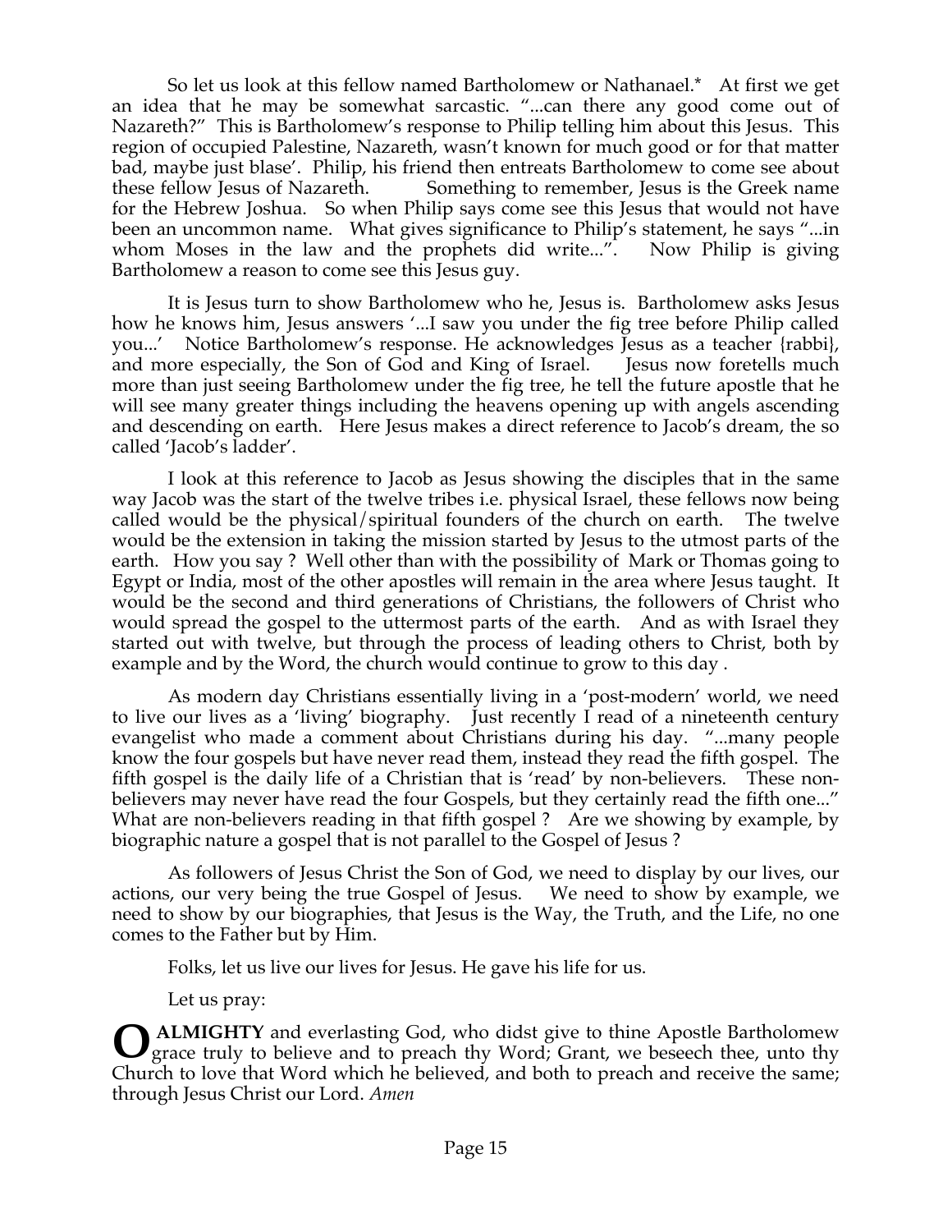So let us look at this fellow named Bartholomew or Nathanael.* At first we get an idea that he may be somewhat sarcastic. "...can there any good come out of Nazareth?" This is Bartholomew's response to Philip telling him about this Jesus. This region of occupied Palestine, Nazareth, wasn't known for much good or for that matter bad, maybe just blase'. Philip, his friend then entreats Bartholomew to come see about these fellow Jesus of Nazareth. Something to remember, Jesus is the Greek name for the Hebrew Joshua. So when Philip says come see this Jesus that would not have been an uncommon name. What gives significance to Philip's statement, he says "...in whom Moses in the law and the prophets did write...". Now Philip is giving Bartholomew a reason to come see this Jesus guy.

It is Jesus turn to show Bartholomew who he, Jesus is. Bartholomew asks Jesus how he knows him, Jesus answers '...I saw you under the fig tree before Philip called you...' Notice Bartholomew's response. He acknowledges Jesus as a teacher {rabbi}, and more especially, the Son of God and King of Israel. Jesus now foretells much more than just seeing Bartholomew under the fig tree, he tell the future apostle that he will see many greater things including the heavens opening up with angels ascending and descending on earth. Here Jesus makes a direct reference to Jacob's dream, the so called 'Jacob's ladder'.

I look at this reference to Jacob as Jesus showing the disciples that in the same way Jacob was the start of the twelve tribes i.e. physical Israel, these fellows now being called would be the physical/spiritual founders of the church on earth. The twelve would be the extension in taking the mission started by Jesus to the utmost parts of the earth. How you say ? Well other than with the possibility of Mark or Thomas going to Egypt or India, most of the other apostles will remain in the area where Jesus taught. It would be the second and third generations of Christians, the followers of Christ who would spread the gospel to the uttermost parts of the earth. And as with Israel they started out with twelve, but through the process of leading others to Christ, both by example and by the Word, the church would continue to grow to this day .

As modern day Christians essentially living in a 'post-modern' world, we need to live our lives as a 'living' biography. Just recently I read of a nineteenth century evangelist who made a comment about Christians during his day. "...many people know the four gospels but have never read them, instead they read the fifth gospel. The fifth gospel is the daily life of a Christian that is 'read' by non-believers. These non-believers may never have read the four Gospels, but they certainly read the fifth one..." What are non-believers reading in that fifth gospel ? Are we showing by example, by biographic nature a gospel that is not parallel to the Gospel of Jesus ?

As followers of Jesus Christ the Son of God, we need to display by our lives, our actions, our very being the true Gospel of Jesus. We need to show by example, we need to show by our biographies, that Jesus is the Way, the Truth, and the Life, no one comes to the Father but by Him.

Folks, let us live our lives for Jesus. He gave his life for us.

Let us pray:

**O ALMIGHTY** and everlasting God, who didst give to thine Apostle Bartholomew grace truly to believe and to preach thy Word; Grant, we beseech thee, unto thy Church to love that Word which he believed, and both to preach and receive the same; through Jesus Christ our Lord. *Amen*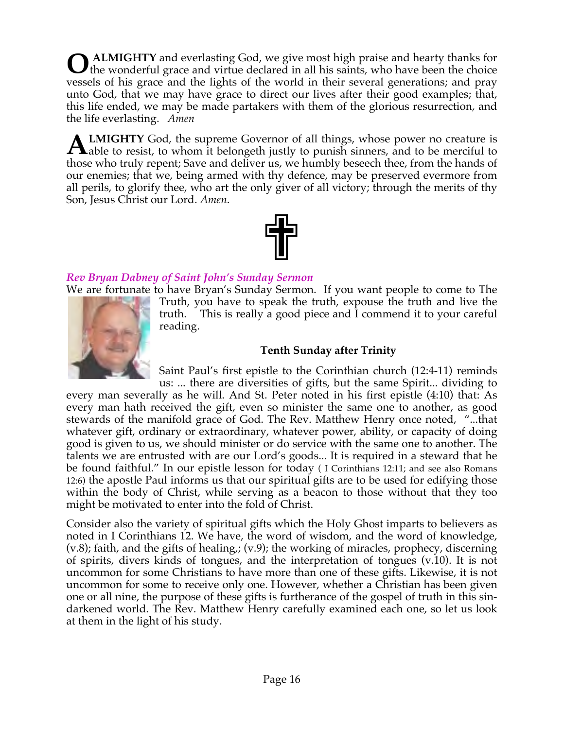**O ALMIGHTY** and everlasting God, we give most high praise and hearty thanks for the wonderful grace and virtue declared in all his saints, who have been the choice vessels of his grace and the lights of the world in their several generations; and pray unto God, that we may have grace to direct our lives after their good examples; that, this life ended, we may be made partakers with them of the glorious resurrection, and the life everlasting. *Amen*

**ALMIGHTY** God, the supreme Governor of all things, whose power no creature is able to resist, to whom it belongeth justly to punish sinners, and to be merciful to those who truly repent; Save and deliver us, we humbly beseech thee, from the hands of our enemies; that we, being armed with thy defence, may be preserved evermore from all perils, to glorify thee, who art the only giver of all victory; through the merits of thy Son, Jesus Christ our Lord. *Amen*.

***Rev Bryan Dabney of Saint John's Sunday Sermon***

We are fortunate to have Bryan's Sunday Sermon. If you want people to come to The Truth, you have to speak the truth, expose the truth and live the truth. This is really a good piece and I commend it to your careful reading.

**Tenth Sunday after Trinity**

Saint Paul's first epistle to the Corinthian church (12:4-11) reminds us: ... there are diversities of gifts, but the same Spirit... dividing to every man severally as he will. And St. Peter noted in his first epistle (4:10) that: As every man hath received the gift, even so minister the same one to another, as good stewards of the manifold grace of God. The Rev. Matthew Henry once noted, "...that whatever gift, ordinary or extraordinary, whatever power, ability, or capacity of doing good is given to us, we should minister or do service with the same one to another. The talents we are entrusted with are our Lord's goods... It is required in a steward that he be found faithful." In our epistle lesson for today ( I Corinthians 12:11; and see also Romans 12:6) the apostle Paul informs us that our spiritual gifts are to be used for edifying those within the body of Christ, while serving as a beacon to those without that they too might be motivated to enter into the fold of Christ.

Consider also the variety of spiritual gifts which the Holy Ghost imparts to believers as noted in I Corinthians 12. We have, the word of wisdom, and the word of knowledge, (v.8); faith, and the gifts of healing,; (v.9); the working of miracles, prophecy, discerning of spirits, divers kinds of tongues, and the interpretation of tongues (v.10). It is not uncommon for some Christians to have more than one of these gifts. Likewise, it is not uncommon for some to receive only one. However, whether a Christian has been given one or all nine, the purpose of these gifts is furtherance of the gospel of truth in this sin-darkened world. The Rev. Matthew Henry carefully examined each one, so let us look at them in the light of his study.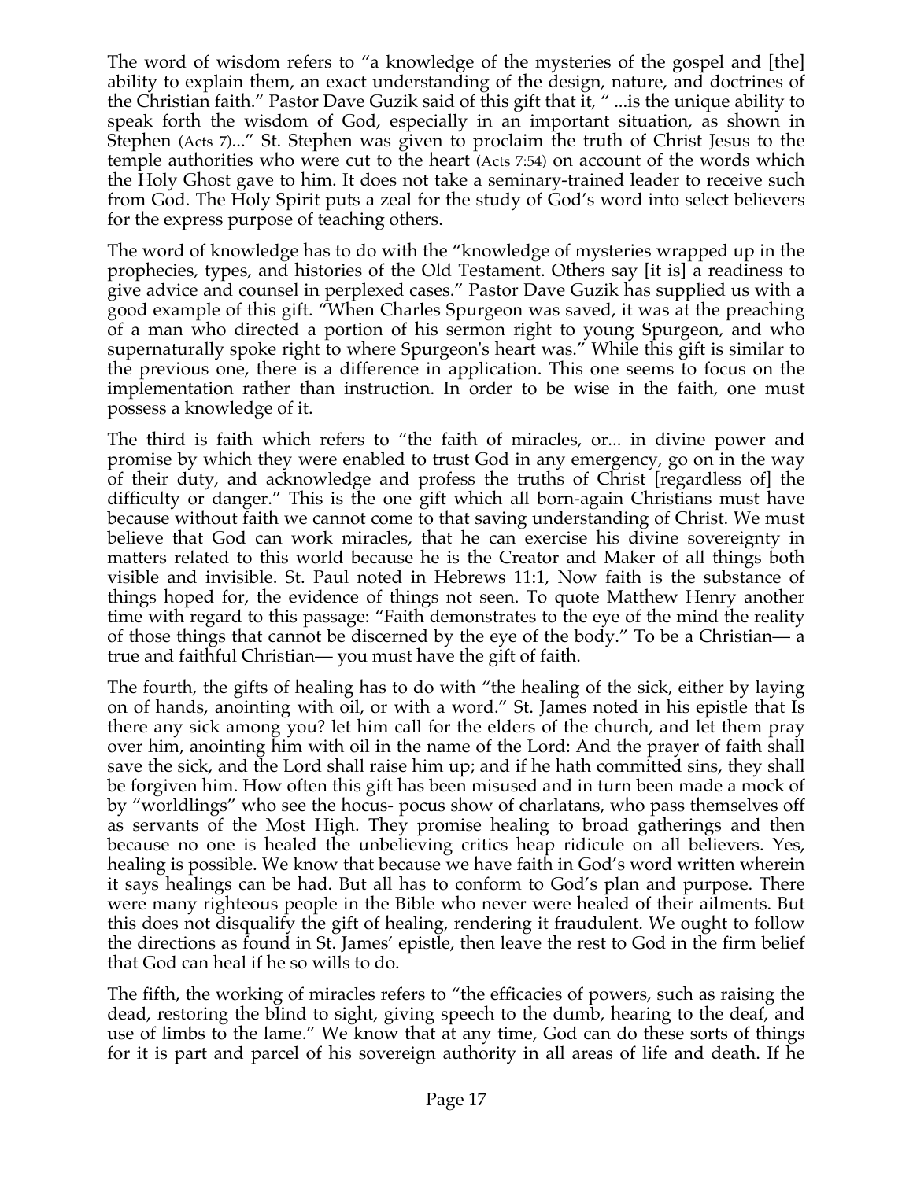The word of wisdom refers to "a knowledge of the mysteries of the gospel and [the] ability to explain them, an exact understanding of the design, nature, and doctrines of the Christian faith." Pastor Dave Guzik said of this gift that it, " ...is the unique ability to speak forth the wisdom of God, especially in an important situation, as shown in Stephen (Acts 7)..." St. Stephen was given to proclaim the truth of Christ Jesus to the temple authorities who were cut to the heart (Acts 7:54) on account of the words which the Holy Ghost gave to him. It does not take a seminary-trained leader to receive such from God. The Holy Spirit puts a zeal for the study of God's word into select believers for the express purpose of teaching others.

The word of knowledge has to do with the "knowledge of mysteries wrapped up in the prophecies, types, and histories of the Old Testament. Others say [it is] a readiness to give advice and counsel in perplexed cases." Pastor Dave Guzik has supplied us with a good example of this gift. "When Charles Spurgeon was saved, it was at the preaching of a man who directed a portion of his sermon right to young Spurgeon, and who supernaturally spoke right to where Spurgeon's heart was." While this gift is similar to the previous one, there is a difference in application. This one seems to focus on the implementation rather than instruction. In order to be wise in the faith, one must possess a knowledge of it.

The third is faith which refers to "the faith of miracles, or... in divine power and promise by which they were enabled to trust God in any emergency, go on in the way of their duty, and acknowledge and profess the truths of Christ [regardless of] the difficulty or danger." This is the one gift which all born-again Christians must have because without faith we cannot come to that saving understanding of Christ. We must believe that God can work miracles, that he can exercise his divine sovereignty in matters related to this world because he is the Creator and Maker of all things both visible and invisible. St. Paul noted in Hebrews 11:1, Now faith is the substance of things hoped for, the evidence of things not seen. To quote Matthew Henry another time with regard to this passage: "Faith demonstrates to the eye of the mind the reality of those things that cannot be discerned by the eye of the body." To be a Christian— a true and faithful Christian— you must have the gift of faith.

The fourth, the gifts of healing has to do with "the healing of the sick, either by laying on of hands, anointing with oil, or with a word." St. James noted in his epistle that Is there any sick among you? let him call for the elders of the church, and let them pray over him, anointing him with oil in the name of the Lord: And the prayer of faith shall save the sick, and the Lord shall raise him up; and if he hath committed sins, they shall be forgiven him. How often this gift has been misused and in turn been made a mock of by "worldlings" who see the hocus- pocus show of charlatans, who pass themselves off as servants of the Most High. They promise healing to broad gatherings and then because no one is healed the unbelieving critics heap ridicule on all believers. Yes, healing is possible. We know that because we have faith in God's word written wherein it says healings can be had. But all has to conform to God's plan and purpose. There were many righteous people in the Bible who never were healed of their ailments. But this does not disqualify the gift of healing, rendering it fraudulent. We ought to follow the directions as found in St. James' epistle, then leave the rest to God in the firm belief that God can heal if he so wills to do.

The fifth, the working of miracles refers to "the efficacies of powers, such as raising the dead, restoring the blind to sight, giving speech to the dumb, hearing to the deaf, and use of limbs to the lame." We know that at any time, God can do these sorts of things for it is part and parcel of his sovereign authority in all areas of life and death. If he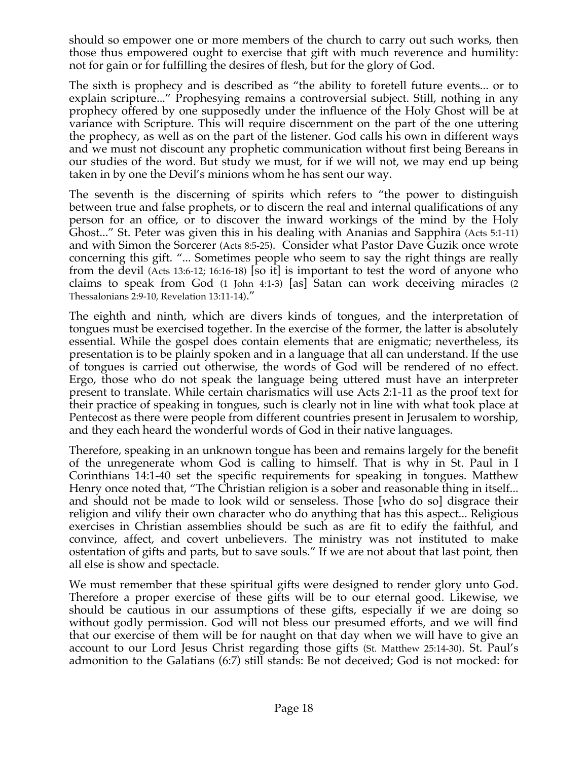should so empower one or more members of the church to carry out such works, then those thus empowered ought to exercise that gift with much reverence and humility: not for gain or for fulfilling the desires of flesh, but for the glory of God.

The sixth is prophecy and is described as "the ability to foretell future events... or to explain scripture..." Prophesying remains a controversial subject. Still, nothing in any prophecy offered by one supposedly under the influence of the Holy Ghost will be at variance with Scripture. This will require discernment on the part of the one uttering the prophecy, as well as on the part of the listener. God calls his own in different ways and we must not discount any prophetic communication without first being Bereans in our studies of the word. But study we must, for if we will not, we may end up being taken in by one the Devil's minions whom he has sent our way.

The seventh is the discerning of spirits which refers to "the power to distinguish between true and false prophets, or to discern the real and internal qualifications of any person for an office, or to discover the inward workings of the mind by the Holy Ghost..." St. Peter was given this in his dealing with Ananias and Sapphira (Acts 5:1-11) and with Simon the Sorcerer (Acts 8:5-25). Consider what Pastor Dave Guzik once wrote concerning this gift. "... Sometimes people who seem to say the right things are really from the devil (Acts 13:6-12; 16:16-18) [so it] is important to test the word of anyone who claims to speak from God (1 John 4:1-3) [as] Satan can work deceiving miracles (2 Thessalonians 2:9-10, Revelation 13:11-14)."

The eighth and ninth, which are divers kinds of tongues, and the interpretation of tongues must be exercised together. In the exercise of the former, the latter is absolutely essential. While the gospel does contain elements that are enigmatic; nevertheless, its presentation is to be plainly spoken and in a language that all can understand. If the use of tongues is carried out otherwise, the words of God will be rendered of no effect. Ergo, those who do not speak the language being uttered must have an interpreter present to translate. While certain charismatics will use Acts 2:1-11 as the proof text for their practice of speaking in tongues, such is clearly not in line with what took place at Pentecost as there were people from different countries present in Jerusalem to worship, and they each heard the wonderful words of God in their native languages.

Therefore, speaking in an unknown tongue has been and remains largely for the benefit of the unregenerate whom God is calling to himself. That is why in St. Paul in I Corinthians 14:1-40 set the specific requirements for speaking in tongues. Matthew Henry once noted that, "The Christian religion is a sober and reasonable thing in itself... and should not be made to look wild or senseless. Those [who do so] disgrace their religion and vilify their own character who do anything that has this aspect... Religious exercises in Christian assemblies should be such as are fit to edify the faithful, and convince, affect, and covert unbelievers. The ministry was not instituted to make ostentation of gifts and parts, but to save souls." If we are not about that last point, then all else is show and spectacle.

We must remember that these spiritual gifts were designed to render glory unto God. Therefore a proper exercise of these gifts will be to our eternal good. Likewise, we should be cautious in our assumptions of these gifts, especially if we are doing so without godly permission. God will not bless our presumed efforts, and we will find that our exercise of them will be for naught on that day when we will have to give an account to our Lord Jesus Christ regarding those gifts (St. Matthew 25:14-30). St. Paul's admonition to the Galatians (6:7) still stands: Be not deceived; God is not mocked: for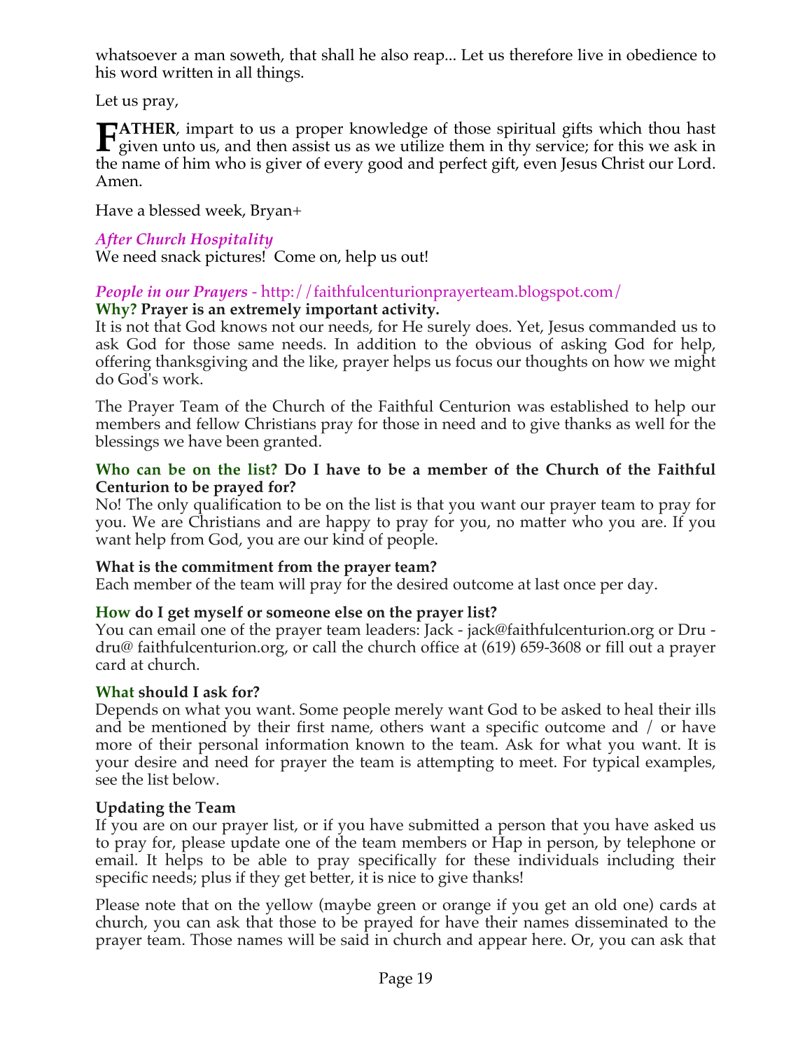whatsoever a man soweth, that shall he also reap... Let us therefore live in obedience to his word written in all things.

Let us pray,

**FATHER**, impart to us a proper knowledge of those spiritual gifts which thou hast given unto us, and then assist us as we utilize them in thy service; for this we ask in the name of him who is giver of every good and perfect gift, even Jesus Christ our Lord. Amen.

Have a blessed week, Bryan+

*After Church Hospitality*

We need snack pictures!  Come on, help us out!

*People in our Prayers* - http://faithfulcenturionprayerteam.blogspot.com/

**Why? Prayer is an extremely important activity.**

It is not that God knows not our needs, for He surely does. Yet, Jesus commanded us to ask God for those same needs. In addition to the obvious of asking God for help, offering thanksgiving and the like, prayer helps us focus our thoughts on how we might do God's work.

The Prayer Team of the Church of the Faithful Centurion was established to help our members and fellow Christians pray for those in need and to give thanks as well for the blessings we have been granted.

**Who can be on the list? Do I have to be a member of the Church of the Faithful Centurion to be prayed for?**

No! The only qualification to be on the list is that you want our prayer team to pray for you. We are Christians and are happy to pray for you, no matter who you are. If you want help from God, you are our kind of people.

**What is the commitment from the prayer team?**

Each member of the team will pray for the desired outcome at last once per day.

**How do I get myself or someone else on the prayer list?**

You can email one of the prayer team leaders: Jack - jack@faithfulcenturion.org or Dru - dru@ faithfulcenturion.org, or call the church office at (619) 659-3608 or fill out a prayer card at church.

**What should I ask for?**

Depends on what you want. Some people merely want God to be asked to heal their ills and be mentioned by their first name, others want a specific outcome and / or have more of their personal information known to the team. Ask for what you want. It is your desire and need for prayer the team is attempting to meet. For typical examples, see the list below.

**Updating the Team**

If you are on our prayer list, or if you have submitted a person that you have asked us to pray for, please update one of the team members or Hap in person, by telephone or email. It helps to be able to pray specifically for these individuals including their specific needs; plus if they get better, it is nice to give thanks!

Please note that on the yellow (maybe green or orange if you get an old one) cards at church, you can ask that those to be prayed for have their names disseminated to the prayer team. Those names will be said in church and appear here. Or, you can ask that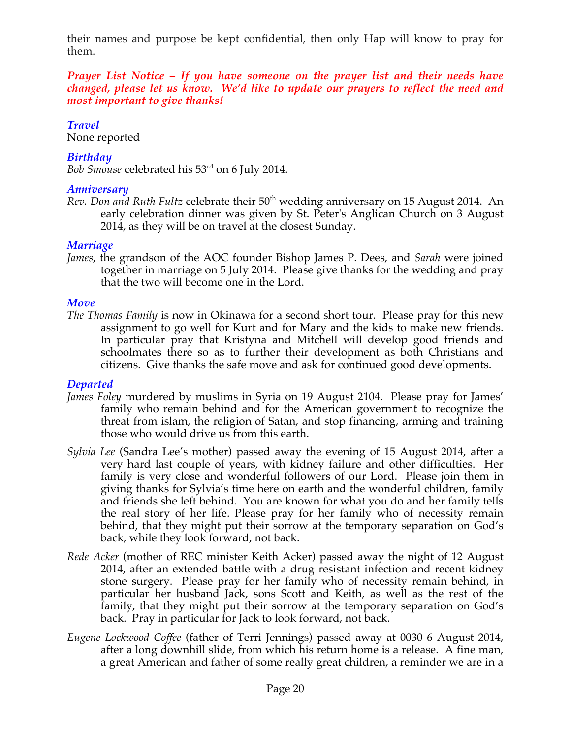their names and purpose be kept confidential, then only Hap will know to pray for them.

***Prayer List Notice – If you have someone on the prayer list and their needs have changed, please let us know. We'd like to update our prayers to reflect the need and most important to give thanks!***

### *Travel*

None reported

### *Birthday*

*Bob Smouse* celebrated his 53rd on 6 July 2014.

### *Anniversary*

*Rev. Don and Ruth Fultz* celebrate their 50th wedding anniversary on 15 August 2014. An early celebration dinner was given by St. Peter's Anglican Church on 3 August 2014, as they will be on travel at the closest Sunday.

### *Marriage*

*James*, the grandson of the AOC founder Bishop James P. Dees, and *Sarah* were joined together in marriage on 5 July 2014. Please give thanks for the wedding and pray that the two will become one in the Lord.

### *Move*

*The Thomas Family* is now in Okinawa for a second short tour. Please pray for this new assignment to go well for Kurt and for Mary and the kids to make new friends. In particular pray that Kristyna and Mitchell will develop good friends and schoolmates there so as to further their development as both Christians and citizens. Give thanks the safe move and ask for continued good developments.

### *Departed*

*James Foley* murdered by muslims in Syria on 19 August 2104. Please pray for James' family who remain behind and for the American government to recognize the threat from islam, the religion of Satan, and stop financing, arming and training those who would drive us from this earth.

*Sylvia Lee* (Sandra Lee's mother) passed away the evening of 15 August 2014, after a very hard last couple of years, with kidney failure and other difficulties. Her family is very close and wonderful followers of our Lord. Please join them in giving thanks for Sylvia's time here on earth and the wonderful children, family and friends she left behind. You are known for what you do and her family tells the real story of her life. Please pray for her family who of necessity remain behind, that they might put their sorrow at the temporary separation on God's back, while they look forward, not back.

*Rede Acker* (mother of REC minister Keith Acker) passed away the night of 12 August 2014, after an extended battle with a drug resistant infection and recent kidney stone surgery. Please pray for her family who of necessity remain behind, in particular her husband Jack, sons Scott and Keith, as well as the rest of the family, that they might put their sorrow at the temporary separation on God's back. Pray in particular for Jack to look forward, not back.

*Eugene Lockwood Coffee* (father of Terri Jennings) passed away at 0030 6 August 2014, after a long downhill slide, from which his return home is a release. A fine man, a great American and father of some really great children, a reminder we are in a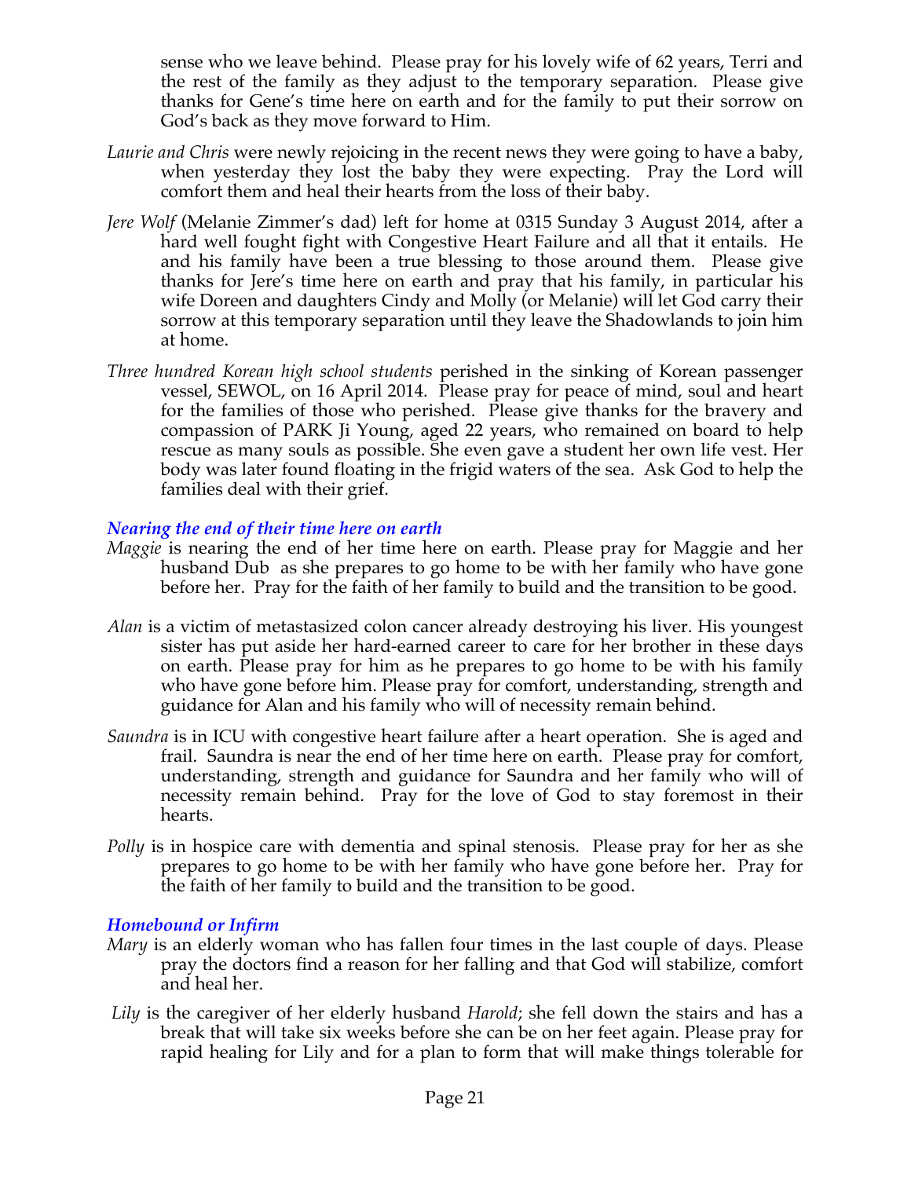sense who we leave behind. Please pray for his lovely wife of 62 years, Terri and the rest of the family as they adjust to the temporary separation. Please give thanks for Gene's time here on earth and for the family to put their sorrow on God's back as they move forward to Him.

*Laurie and Chris* were newly rejoicing in the recent news they were going to have a baby, when yesterday they lost the baby they were expecting. Pray the Lord will comfort them and heal their hearts from the loss of their baby.

*Jere Wolf* (Melanie Zimmer's dad) left for home at 0315 Sunday 3 August 2014, after a hard well fought fight with Congestive Heart Failure and all that it entails. He and his family have been a true blessing to those around them. Please give thanks for Jere's time here on earth and pray that his family, in particular his wife Doreen and daughters Cindy and Molly (or Melanie) will let God carry their sorrow at this temporary separation until they leave the Shadowlands to join him at home.

*Three hundred Korean high school students* perished in the sinking of Korean passenger vessel, SEWOL, on 16 April 2014. Please pray for peace of mind, soul and heart for the families of those who perished. Please give thanks for the bravery and compassion of PARK Ji Young, aged 22 years, who remained on board to help rescue as many souls as possible. She even gave a student her own life vest. Her body was later found floating in the frigid waters of the sea. Ask God to help the families deal with their grief.

### *Nearing the end of their time here on earth*

*Maggie* is nearing the end of her time here on earth. Please pray for Maggie and her husband Dub as she prepares to go home to be with her family who have gone before her. Pray for the faith of her family to build and the transition to be good.

*Alan* is a victim of metastasized colon cancer already destroying his liver. His youngest sister has put aside her hard-earned career to care for her brother in these days on earth. Please pray for him as he prepares to go home to be with his family who have gone before him. Please pray for comfort, understanding, strength and guidance for Alan and his family who will of necessity remain behind.

*Saundra* is in ICU with congestive heart failure after a heart operation. She is aged and frail. Saundra is near the end of her time here on earth. Please pray for comfort, understanding, strength and guidance for Saundra and her family who will of necessity remain behind. Pray for the love of God to stay foremost in their hearts.

*Polly* is in hospice care with dementia and spinal stenosis. Please pray for her as she prepares to go home to be with her family who have gone before her. Pray for the faith of her family to build and the transition to be good.

### *Homebound or Infirm*

*Mary* is an elderly woman who has fallen four times in the last couple of days. Please pray the doctors find a reason for her falling and that God will stabilize, comfort and heal her.

*Lily* is the caregiver of her elderly husband *Harold*; she fell down the stairs and has a break that will take six weeks before she can be on her feet again. Please pray for rapid healing for Lily and for a plan to form that will make things tolerable for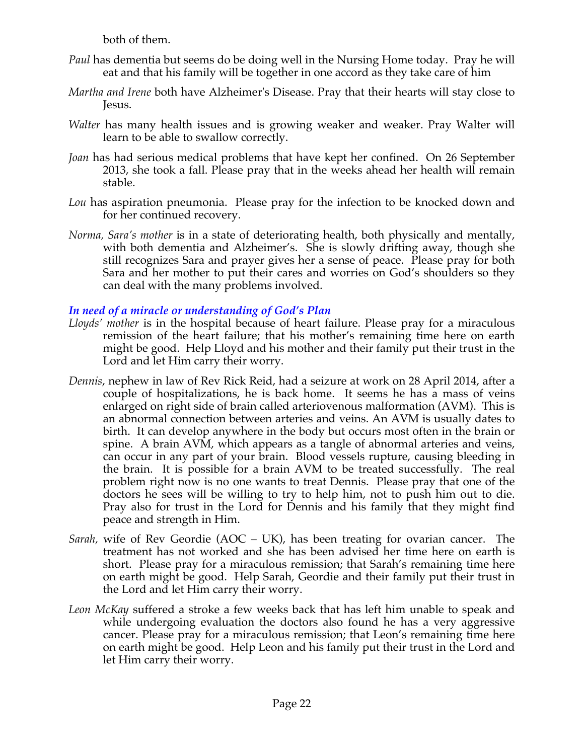both of them.

*Paul* has dementia but seems do be doing well in the Nursing Home today. Pray he will eat and that his family will be together in one accord as they take care of him

*Martha and Irene* both have Alzheimer's Disease. Pray that their hearts will stay close to Jesus.

*Walter* has many health issues and is growing weaker and weaker. Pray Walter will learn to be able to swallow correctly.

*Joan* has had serious medical problems that have kept her confined. On 26 September 2013, she took a fall. Please pray that in the weeks ahead her health will remain stable.

*Lou* has aspiration pneumonia. Please pray for the infection to be knocked down and for her continued recovery.

*Norma, Sara's mother* is in a state of deteriorating health, both physically and mentally, with both dementia and Alzheimer's. She is slowly drifting away, though she still recognizes Sara and prayer gives her a sense of peace. Please pray for both Sara and her mother to put their cares and worries on God's shoulders so they can deal with the many problems involved.

### *In need of a miracle or understanding of God's Plan*

*Lloyds' mother* is in the hospital because of heart failure. Please pray for a miraculous remission of the heart failure; that his mother's remaining time here on earth might be good. Help Lloyd and his mother and their family put their trust in the Lord and let Him carry their worry.

*Dennis*, nephew in law of Rev Rick Reid, had a seizure at work on 28 April 2014, after a couple of hospitalizations, he is back home. It seems he has a mass of veins enlarged on right side of brain called arteriovenous malformation (AVM). This is an abnormal connection between arteries and veins. An AVM is usually dates to birth. It can develop anywhere in the body but occurs most often in the brain or spine. A brain AVM, which appears as a tangle of abnormal arteries and veins, can occur in any part of your brain. Blood vessels rupture, causing bleeding in the brain. It is possible for a brain AVM to be treated successfully. The real problem right now is no one wants to treat Dennis. Please pray that one of the doctors he sees will be willing to try to help him, not to push him out to die. Pray also for trust in the Lord for Dennis and his family that they might find peace and strength in Him.

*Sarah,* wife of Rev Geordie (AOC – UK), has been treating for ovarian cancer. The treatment has not worked and she has been advised her time here on earth is short. Please pray for a miraculous remission; that Sarah's remaining time here on earth might be good. Help Sarah, Geordie and their family put their trust in the Lord and let Him carry their worry.

*Leon McKay* suffered a stroke a few weeks back that has left him unable to speak and while undergoing evaluation the doctors also found he has a very aggressive cancer. Please pray for a miraculous remission; that Leon's remaining time here on earth might be good. Help Leon and his family put their trust in the Lord and let Him carry their worry.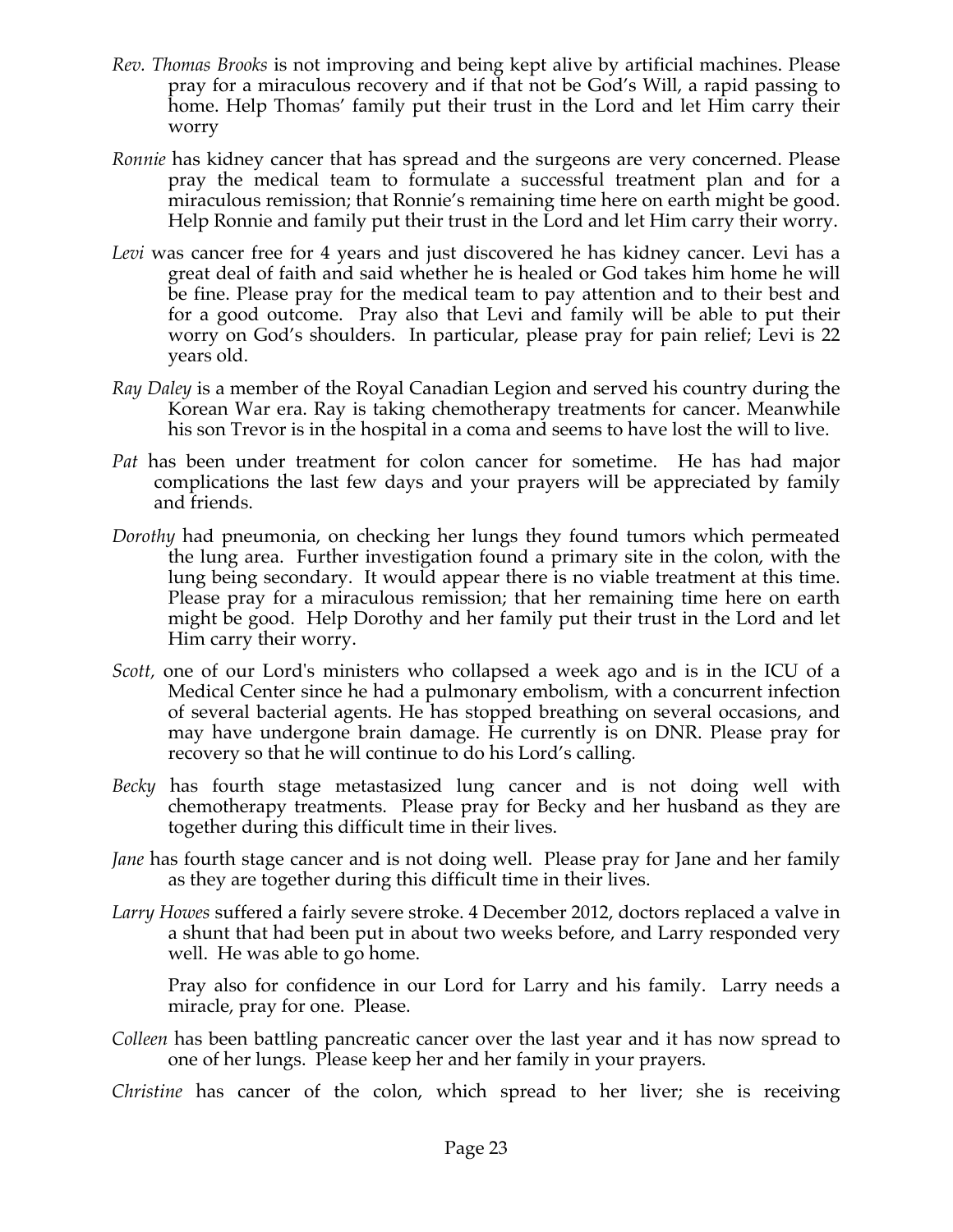*Rev. Thomas Brooks* is not improving and being kept alive by artificial machines. Please pray for a miraculous recovery and if that not be God's Will, a rapid passing to home. Help Thomas' family put their trust in the Lord and let Him carry their worry

*Ronnie* has kidney cancer that has spread and the surgeons are very concerned. Please pray the medical team to formulate a successful treatment plan and for a miraculous remission; that Ronnie's remaining time here on earth might be good. Help Ronnie and family put their trust in the Lord and let Him carry their worry.

*Levi* was cancer free for 4 years and just discovered he has kidney cancer. Levi has a great deal of faith and said whether he is healed or God takes him home he will be fine. Please pray for the medical team to pay attention and to their best and for a good outcome. Pray also that Levi and family will be able to put their worry on God's shoulders. In particular, please pray for pain relief; Levi is 22 years old.

*Ray Daley* is a member of the Royal Canadian Legion and served his country during the Korean War era. Ray is taking chemotherapy treatments for cancer. Meanwhile his son Trevor is in the hospital in a coma and seems to have lost the will to live.

*Pat* has been under treatment for colon cancer for sometime. He has had major complications the last few days and your prayers will be appreciated by family and friends.

*Dorothy* had pneumonia, on checking her lungs they found tumors which permeated the lung area. Further investigation found a primary site in the colon, with the lung being secondary. It would appear there is no viable treatment at this time. Please pray for a miraculous remission; that her remaining time here on earth might be good. Help Dorothy and her family put their trust in the Lord and let Him carry their worry.

*Scott,* one of our Lord's ministers who collapsed a week ago and is in the ICU of a Medical Center since he had a pulmonary embolism, with a concurrent infection of several bacterial agents. He has stopped breathing on several occasions, and may have undergone brain damage. He currently is on DNR. Please pray for recovery so that he will continue to do his Lord's calling.

*Becky* has fourth stage metastasized lung cancer and is not doing well with chemotherapy treatments. Please pray for Becky and her husband as they are together during this difficult time in their lives.

*Jane* has fourth stage cancer and is not doing well. Please pray for Jane and her family as they are together during this difficult time in their lives.

*Larry Howes* suffered a fairly severe stroke. 4 December 2012, doctors replaced a valve in a shunt that had been put in about two weeks before, and Larry responded very well. He was able to go home.

Pray also for confidence in our Lord for Larry and his family. Larry needs a miracle, pray for one. Please.

*Colleen* has been battling pancreatic cancer over the last year and it has now spread to one of her lungs. Please keep her and her family in your prayers.

*Christine* has cancer of the colon, which spread to her liver; she is receiving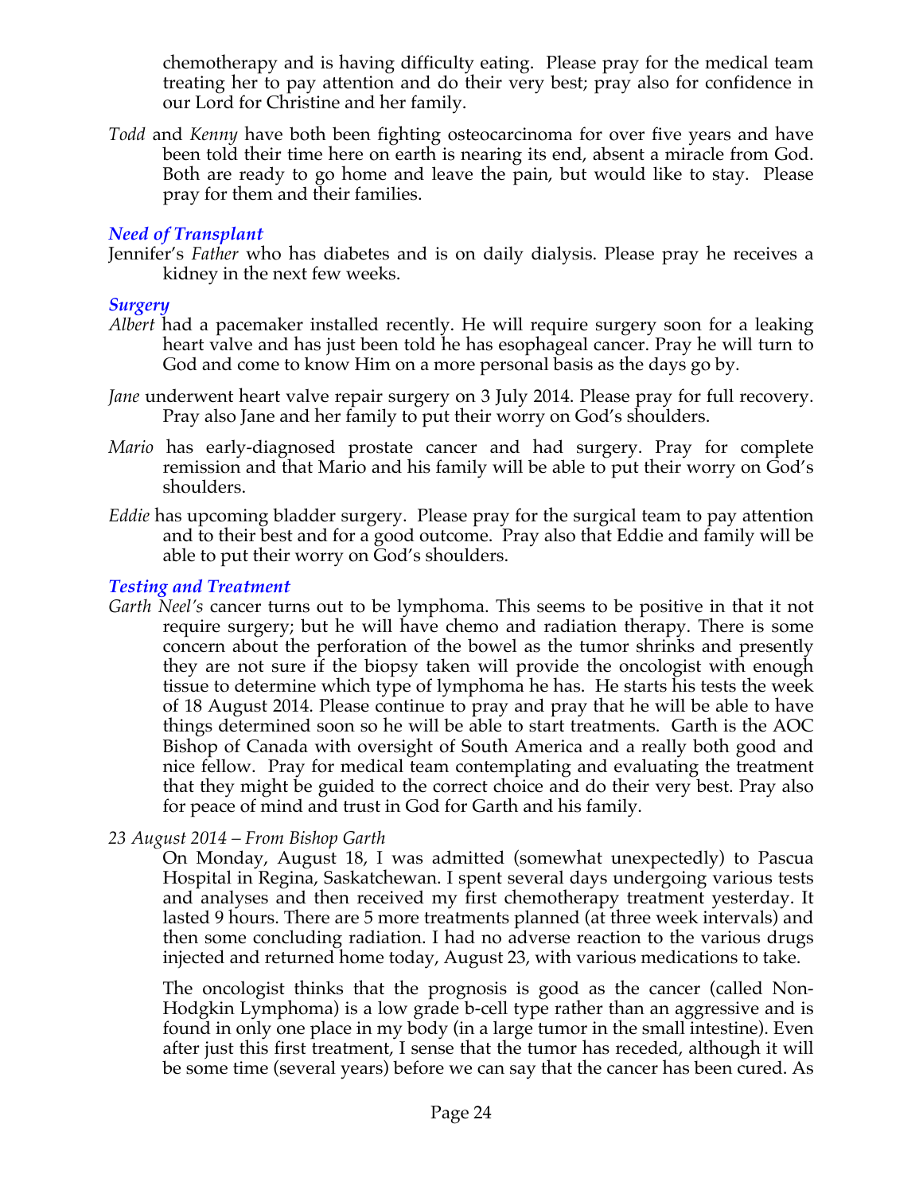chemotherapy and is having difficulty eating. Please pray for the medical team treating her to pay attention and do their very best; pray also for confidence in our Lord for Christine and her family.

*Todd* and *Kenny* have both been fighting osteocarcinoma for over five years and have been told their time here on earth is nearing its end, absent a miracle from God. Both are ready to go home and leave the pain, but would like to stay. Please pray for them and their families.

### *Need of Transplant*

Jennifer's *Father* who has diabetes and is on daily dialysis. Please pray he receives a kidney in the next few weeks.

### *Surgery*

*Albert* had a pacemaker installed recently. He will require surgery soon for a leaking heart valve and has just been told he has esophageal cancer. Pray he will turn to God and come to know Him on a more personal basis as the days go by.

*Jane* underwent heart valve repair surgery on 3 July 2014. Please pray for full recovery. Pray also Jane and her family to put their worry on God's shoulders.

*Mario* has early-diagnosed prostate cancer and had surgery. Pray for complete remission and that Mario and his family will be able to put their worry on God's shoulders.

*Eddie* has upcoming bladder surgery. Please pray for the surgical team to pay attention and to their best and for a good outcome. Pray also that Eddie and family will be able to put their worry on God's shoulders.

### *Testing and Treatment*

*Garth Neel's* cancer turns out to be lymphoma. This seems to be positive in that it not require surgery; but he will have chemo and radiation therapy. There is some concern about the perforation of the bowel as the tumor shrinks and presently they are not sure if the biopsy taken will provide the oncologist with enough tissue to determine which type of lymphoma he has. He starts his tests the week of 18 August 2014. Please continue to pray and pray that he will be able to have things determined soon so he will be able to start treatments. Garth is the AOC Bishop of Canada with oversight of South America and a really both good and nice fellow. Pray for medical team contemplating and evaluating the treatment that they might be guided to the correct choice and do their very best. Pray also for peace of mind and trust in God for Garth and his family.

*23 August 2014 – From Bishop Garth*

On Monday, August 18, I was admitted (somewhat unexpectedly) to Pascua Hospital in Regina, Saskatchewan. I spent several days undergoing various tests and analyses and then received my first chemotherapy treatment yesterday. It lasted 9 hours. There are 5 more treatments planned (at three week intervals) and then some concluding radiation. I had no adverse reaction to the various drugs injected and returned home today, August 23, with various medications to take.

The oncologist thinks that the prognosis is good as the cancer (called Non-Hodgkin Lymphoma) is a low grade b-cell type rather than an aggressive and is found in only one place in my body (in a large tumor in the small intestine). Even after just this first treatment, I sense that the tumor has receded, although it will be some time (several years) before we can say that the cancer has been cured. As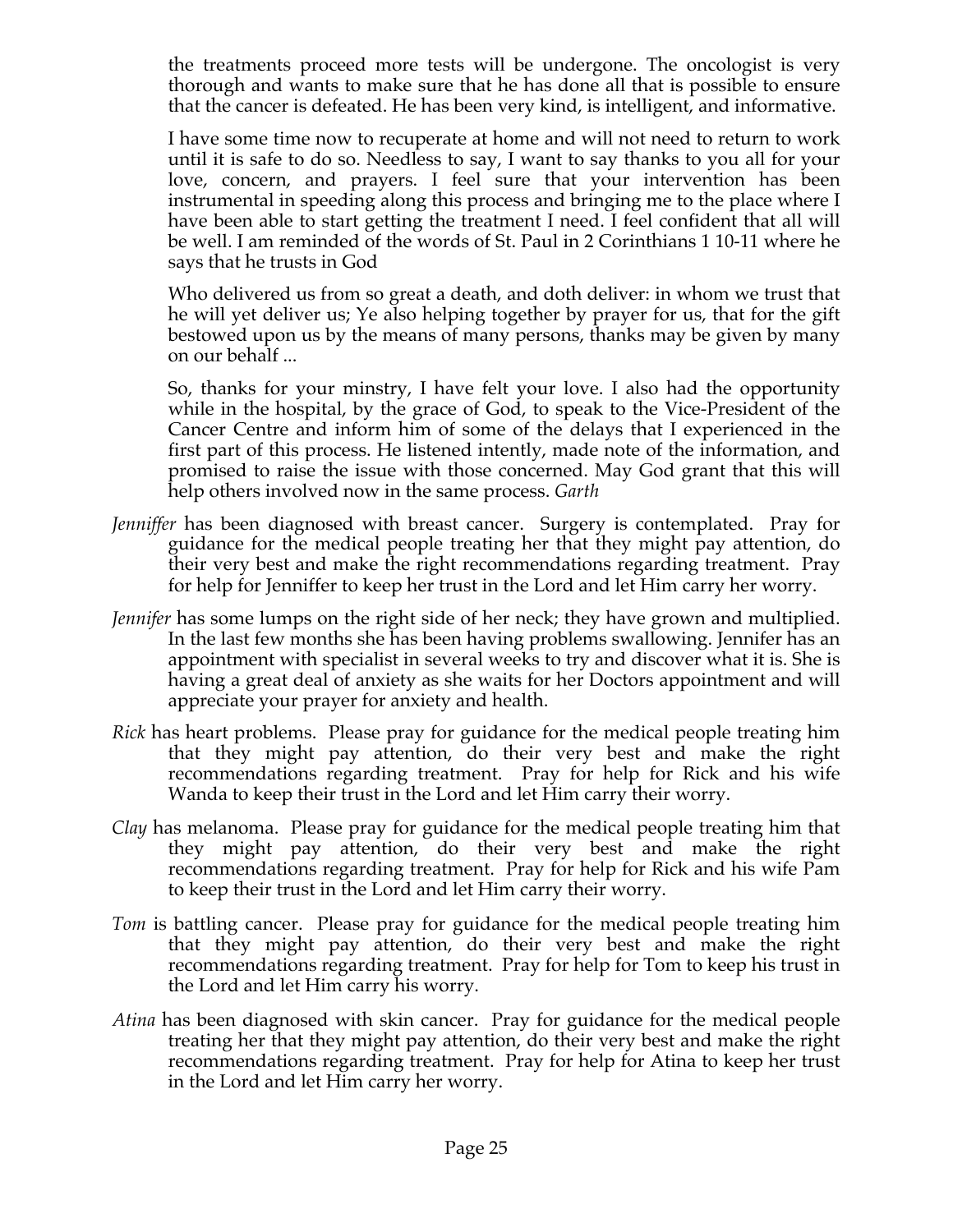the treatments proceed more tests will be undergone. The oncologist is very thorough and wants to make sure that he has done all that is possible to ensure that the cancer is defeated. He has been very kind, is intelligent, and informative.

I have some time now to recuperate at home and will not need to return to work until it is safe to do so. Needless to say, I want to say thanks to you all for your love, concern, and prayers. I feel sure that your intervention has been instrumental in speeding along this process and bringing me to the place where I have been able to start getting the treatment I need. I feel confident that all will be well. I am reminded of the words of St. Paul in 2 Corinthians 1 10-11 where he says that he trusts in God

Who delivered us from so great a death, and doth deliver: in whom we trust that he will yet deliver us; Ye also helping together by prayer for us, that for the gift bestowed upon us by the means of many persons, thanks may be given by many on our behalf ...

So, thanks for your minstry, I have felt your love. I also had the opportunity while in the hospital, by the grace of God, to speak to the Vice-President of the Cancer Centre and inform him of some of the delays that I experienced in the first part of this process. He listened intently, made note of the information, and promised to raise the issue with those concerned. May God grant that this will help others involved now in the same process. *Garth*

*Jenniffer* has been diagnosed with breast cancer. Surgery is contemplated. Pray for guidance for the medical people treating her that they might pay attention, do their very best and make the right recommendations regarding treatment. Pray for help for Jenniffer to keep her trust in the Lord and let Him carry her worry.

*Jennifer* has some lumps on the right side of her neck; they have grown and multiplied. In the last few months she has been having problems swallowing. Jennifer has an appointment with specialist in several weeks to try and discover what it is. She is having a great deal of anxiety as she waits for her Doctors appointment and will appreciate your prayer for anxiety and health.

*Rick* has heart problems. Please pray for guidance for the medical people treating him that they might pay attention, do their very best and make the right recommendations regarding treatment. Pray for help for Rick and his wife Wanda to keep their trust in the Lord and let Him carry their worry.

*Clay* has melanoma. Please pray for guidance for the medical people treating him that they might pay attention, do their very best and make the right recommendations regarding treatment. Pray for help for Rick and his wife Pam to keep their trust in the Lord and let Him carry their worry.

*Tom* is battling cancer. Please pray for guidance for the medical people treating him that they might pay attention, do their very best and make the right recommendations regarding treatment. Pray for help for Tom to keep his trust in the Lord and let Him carry his worry.

*Atina* has been diagnosed with skin cancer. Pray for guidance for the medical people treating her that they might pay attention, do their very best and make the right recommendations regarding treatment. Pray for help for Atina to keep her trust in the Lord and let Him carry her worry.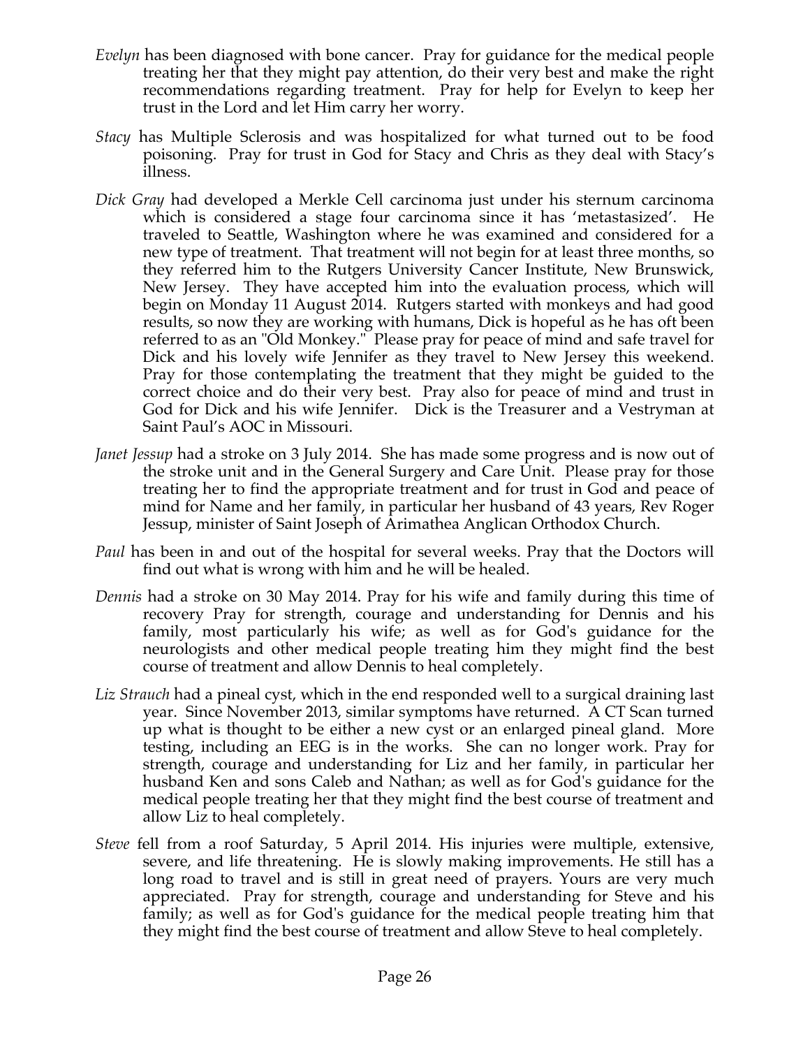*Evelyn* has been diagnosed with bone cancer. Pray for guidance for the medical people treating her that they might pay attention, do their very best and make the right recommendations regarding treatment. Pray for help for Evelyn to keep her trust in the Lord and let Him carry her worry.

*Stacy* has Multiple Sclerosis and was hospitalized for what turned out to be food poisoning. Pray for trust in God for Stacy and Chris as they deal with Stacy's illness.

*Dick Gray* had developed a Merkle Cell carcinoma just under his sternum carcinoma which is considered a stage four carcinoma since it has 'metastasized'. He traveled to Seattle, Washington where he was examined and considered for a new type of treatment. That treatment will not begin for at least three months, so they referred him to the Rutgers University Cancer Institute, New Brunswick, New Jersey. They have accepted him into the evaluation process, which will begin on Monday 11 August 2014. Rutgers started with monkeys and had good results, so now they are working with humans, Dick is hopeful as he has oft been referred to as an "Old Monkey." Please pray for peace of mind and safe travel for Dick and his lovely wife Jennifer as they travel to New Jersey this weekend. Pray for those contemplating the treatment that they might be guided to the correct choice and do their very best. Pray also for peace of mind and trust in God for Dick and his wife Jennifer. Dick is the Treasurer and a Vestryman at Saint Paul's AOC in Missouri.

*Janet Jessup* had a stroke on 3 July 2014. She has made some progress and is now out of the stroke unit and in the General Surgery and Care Unit. Please pray for those treating her to find the appropriate treatment and for trust in God and peace of mind for Name and her family, in particular her husband of 43 years, Rev Roger Jessup, minister of Saint Joseph of Arimathea Anglican Orthodox Church.

*Paul* has been in and out of the hospital for several weeks. Pray that the Doctors will find out what is wrong with him and he will be healed.

*Dennis* had a stroke on 30 May 2014. Pray for his wife and family during this time of recovery Pray for strength, courage and understanding for Dennis and his family, most particularly his wife; as well as for God's guidance for the neurologists and other medical people treating him they might find the best course of treatment and allow Dennis to heal completely.

*Liz Strauch* had a pineal cyst, which in the end responded well to a surgical draining last year. Since November 2013, similar symptoms have returned. A CT Scan turned up what is thought to be either a new cyst or an enlarged pineal gland. More testing, including an EEG is in the works. She can no longer work. Pray for strength, courage and understanding for Liz and her family, in particular her husband Ken and sons Caleb and Nathan; as well as for God's guidance for the medical people treating her that they might find the best course of treatment and allow Liz to heal completely.

*Steve* fell from a roof Saturday, 5 April 2014. His injuries were multiple, extensive, severe, and life threatening. He is slowly making improvements. He still has a long road to travel and is still in great need of prayers. Yours are very much appreciated. Pray for strength, courage and understanding for Steve and his family; as well as for God's guidance for the medical people treating him that they might find the best course of treatment and allow Steve to heal completely.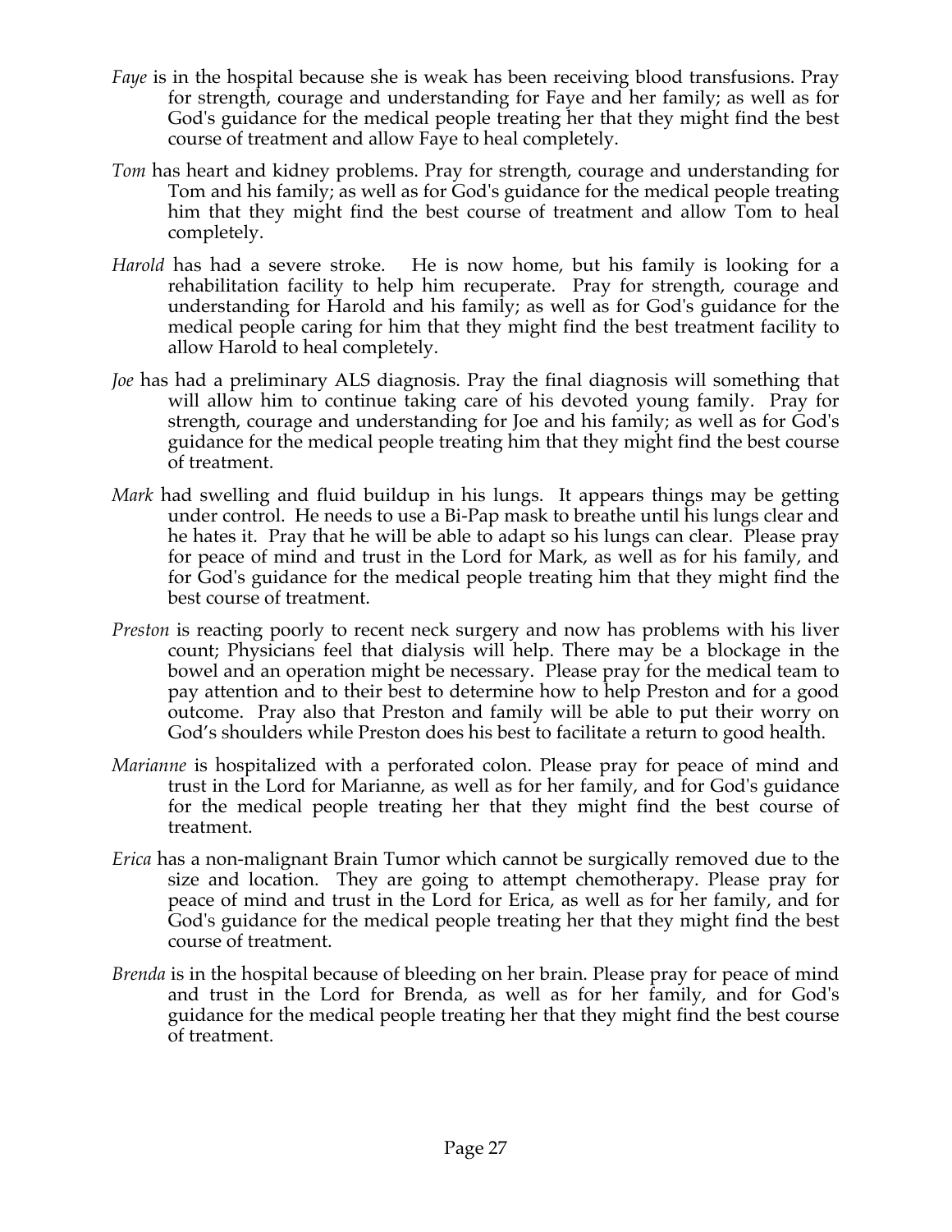*Faye* is in the hospital because she is weak has been receiving blood transfusions. Pray for strength, courage and understanding for Faye and her family; as well as for God's guidance for the medical people treating her that they might find the best course of treatment and allow Faye to heal completely.

*Tom* has heart and kidney problems. Pray for strength, courage and understanding for Tom and his family; as well as for God's guidance for the medical people treating him that they might find the best course of treatment and allow Tom to heal completely.

*Harold* has had a severe stroke. He is now home, but his family is looking for a rehabilitation facility to help him recuperate. Pray for strength, courage and understanding for Harold and his family; as well as for God's guidance for the medical people caring for him that they might find the best treatment facility to allow Harold to heal completely.

*Joe* has had a preliminary ALS diagnosis. Pray the final diagnosis will something that will allow him to continue taking care of his devoted young family. Pray for strength, courage and understanding for Joe and his family; as well as for God's guidance for the medical people treating him that they might find the best course of treatment.

*Mark* had swelling and fluid buildup in his lungs. It appears things may be getting under control. He needs to use a Bi-Pap mask to breathe until his lungs clear and he hates it. Pray that he will be able to adapt so his lungs can clear. Please pray for peace of mind and trust in the Lord for Mark, as well as for his family, and for God's guidance for the medical people treating him that they might find the best course of treatment.

*Preston* is reacting poorly to recent neck surgery and now has problems with his liver count; Physicians feel that dialysis will help. There may be a blockage in the bowel and an operation might be necessary. Please pray for the medical team to pay attention and to their best to determine how to help Preston and for a good outcome. Pray also that Preston and family will be able to put their worry on God's shoulders while Preston does his best to facilitate a return to good health.

*Marianne* is hospitalized with a perforated colon. Please pray for peace of mind and trust in the Lord for Marianne, as well as for her family, and for God's guidance for the medical people treating her that they might find the best course of treatment.

*Erica* has a non-malignant Brain Tumor which cannot be surgically removed due to the size and location. They are going to attempt chemotherapy. Please pray for peace of mind and trust in the Lord for Erica, as well as for her family, and for God's guidance for the medical people treating her that they might find the best course of treatment.

*Brenda* is in the hospital because of bleeding on her brain. Please pray for peace of mind and trust in the Lord for Brenda, as well as for her family, and for God's guidance for the medical people treating her that they might find the best course of treatment.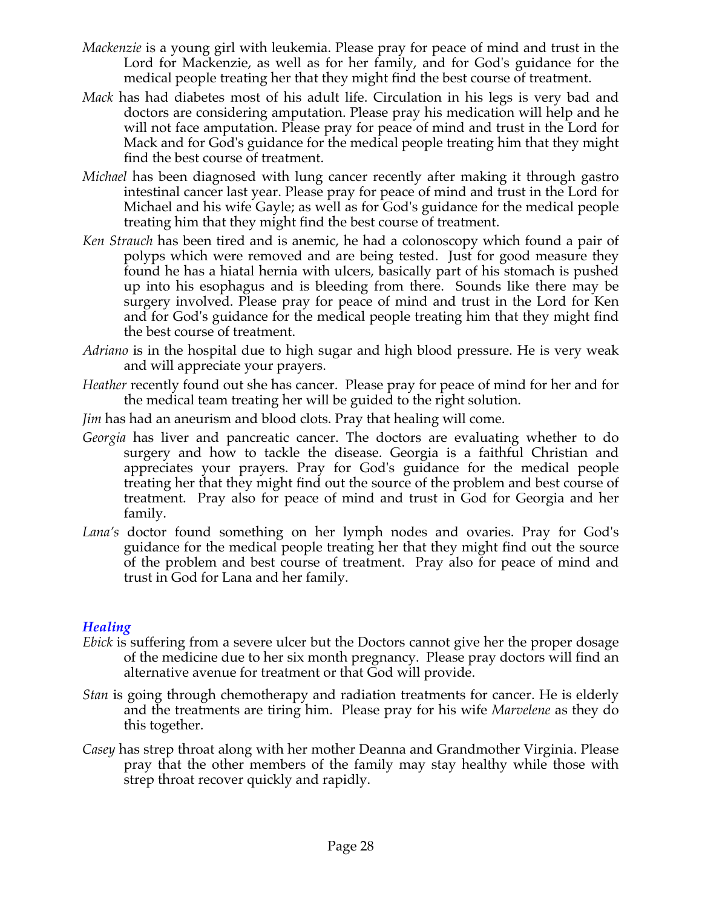*Mackenzie* is a young girl with leukemia. Please pray for peace of mind and trust in the Lord for Mackenzie, as well as for her family, and for God's guidance for the medical people treating her that they might find the best course of treatment.

*Mack* has had diabetes most of his adult life. Circulation in his legs is very bad and doctors are considering amputation. Please pray his medication will help and he will not face amputation. Please pray for peace of mind and trust in the Lord for Mack and for God's guidance for the medical people treating him that they might find the best course of treatment.

*Michael* has been diagnosed with lung cancer recently after making it through gastro intestinal cancer last year. Please pray for peace of mind and trust in the Lord for Michael and his wife Gayle; as well as for God's guidance for the medical people treating him that they might find the best course of treatment.

*Ken Strauch* has been tired and is anemic, he had a colonoscopy which found a pair of polyps which were removed and are being tested. Just for good measure they found he has a hiatal hernia with ulcers, basically part of his stomach is pushed up into his esophagus and is bleeding from there. Sounds like there may be surgery involved. Please pray for peace of mind and trust in the Lord for Ken and for God's guidance for the medical people treating him that they might find the best course of treatment.

*Adriano* is in the hospital due to high sugar and high blood pressure. He is very weak and will appreciate your prayers.

*Heather* recently found out she has cancer. Please pray for peace of mind for her and for the medical team treating her will be guided to the right solution.

*Jim* has had an aneurism and blood clots. Pray that healing will come.

*Georgia* has liver and pancreatic cancer. The doctors are evaluating whether to do surgery and how to tackle the disease. Georgia is a faithful Christian and appreciates your prayers. Pray for God's guidance for the medical people treating her that they might find out the source of the problem and best course of treatment. Pray also for peace of mind and trust in God for Georgia and her family.

*Lana's* doctor found something on her lymph nodes and ovaries. Pray for God's guidance for the medical people treating her that they might find out the source of the problem and best course of treatment. Pray also for peace of mind and trust in God for Lana and her family.

### *Healing*

*Ebick* is suffering from a severe ulcer but the Doctors cannot give her the proper dosage of the medicine due to her six month pregnancy. Please pray doctors will find an alternative avenue for treatment or that God will provide.

*Stan* is going through chemotherapy and radiation treatments for cancer. He is elderly and the treatments are tiring him. Please pray for his wife *Marvelene* as they do this together.

*Casey* has strep throat along with her mother Deanna and Grandmother Virginia. Please pray that the other members of the family may stay healthy while those with strep throat recover quickly and rapidly.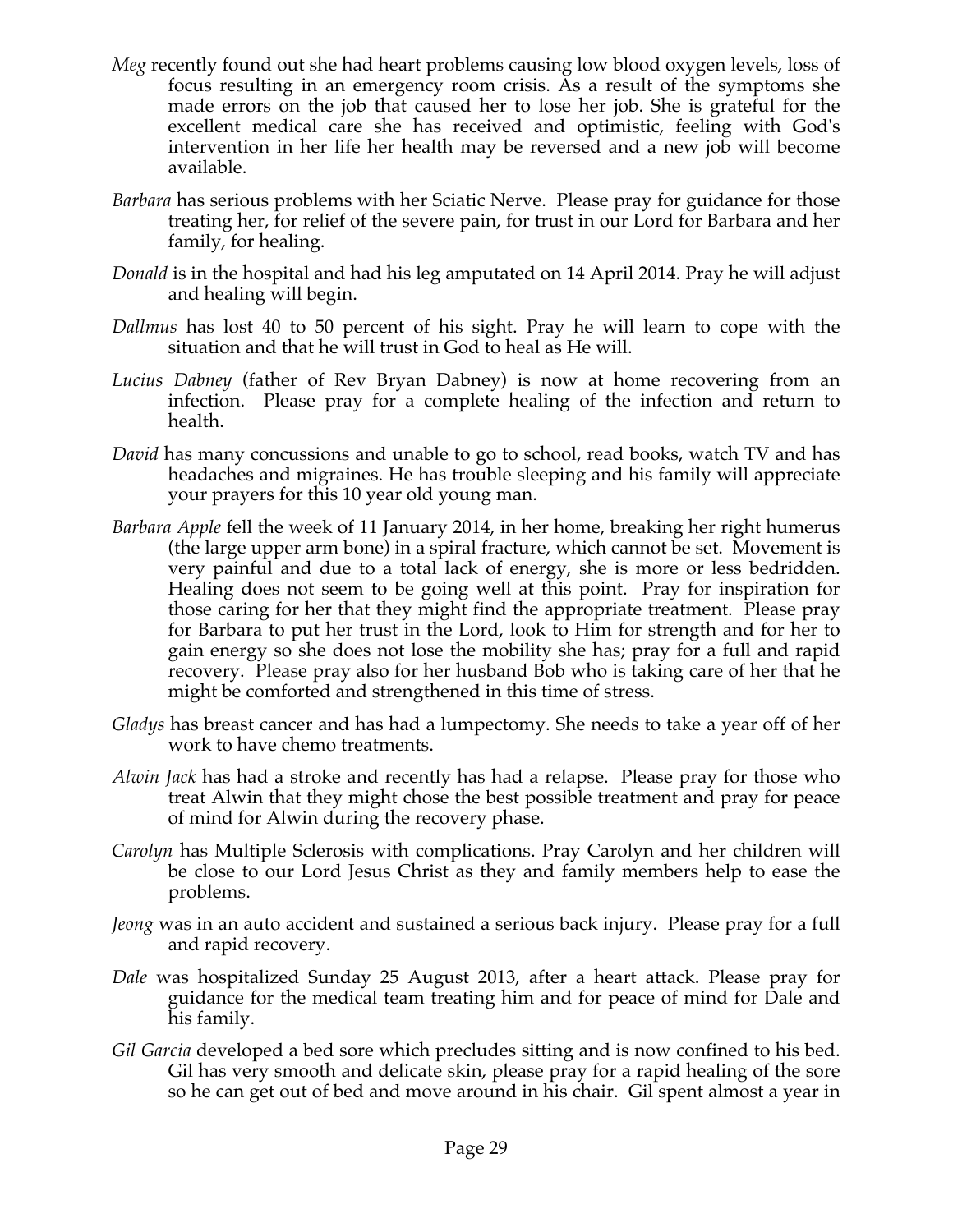*Meg* recently found out she had heart problems causing low blood oxygen levels, loss of focus resulting in an emergency room crisis. As a result of the symptoms she made errors on the job that caused her to lose her job. She is grateful for the excellent medical care she has received and optimistic, feeling with God's intervention in her life her health may be reversed and a new job will become available.

*Barbara* has serious problems with her Sciatic Nerve. Please pray for guidance for those treating her, for relief of the severe pain, for trust in our Lord for Barbara and her family, for healing.

*Donald* is in the hospital and had his leg amputated on 14 April 2014. Pray he will adjust and healing will begin.

*Dallmus* has lost 40 to 50 percent of his sight. Pray he will learn to cope with the situation and that he will trust in God to heal as He will.

*Lucius Dabney* (father of Rev Bryan Dabney) is now at home recovering from an infection. Please pray for a complete healing of the infection and return to health.

*David* has many concussions and unable to go to school, read books, watch TV and has headaches and migraines. He has trouble sleeping and his family will appreciate your prayers for this 10 year old young man.

*Barbara Apple* fell the week of 11 January 2014, in her home, breaking her right humerus (the large upper arm bone) in a spiral fracture, which cannot be set. Movement is very painful and due to a total lack of energy, she is more or less bedridden. Healing does not seem to be going well at this point. Pray for inspiration for those caring for her that they might find the appropriate treatment. Please pray for Barbara to put her trust in the Lord, look to Him for strength and for her to gain energy so she does not lose the mobility she has; pray for a full and rapid recovery. Please pray also for her husband Bob who is taking care of her that he might be comforted and strengthened in this time of stress.

*Gladys* has breast cancer and has had a lumpectomy. She needs to take a year off of her work to have chemo treatments.

*Alwin Jack* has had a stroke and recently has had a relapse. Please pray for those who treat Alwin that they might chose the best possible treatment and pray for peace of mind for Alwin during the recovery phase.

*Carolyn* has Multiple Sclerosis with complications. Pray Carolyn and her children will be close to our Lord Jesus Christ as they and family members help to ease the problems.

*Jeong* was in an auto accident and sustained a serious back injury. Please pray for a full and rapid recovery.

*Dale* was hospitalized Sunday 25 August 2013, after a heart attack. Please pray for guidance for the medical team treating him and for peace of mind for Dale and his family.

*Gil Garcia* developed a bed sore which precludes sitting and is now confined to his bed. Gil has very smooth and delicate skin, please pray for a rapid healing of the sore so he can get out of bed and move around in his chair. Gil spent almost a year in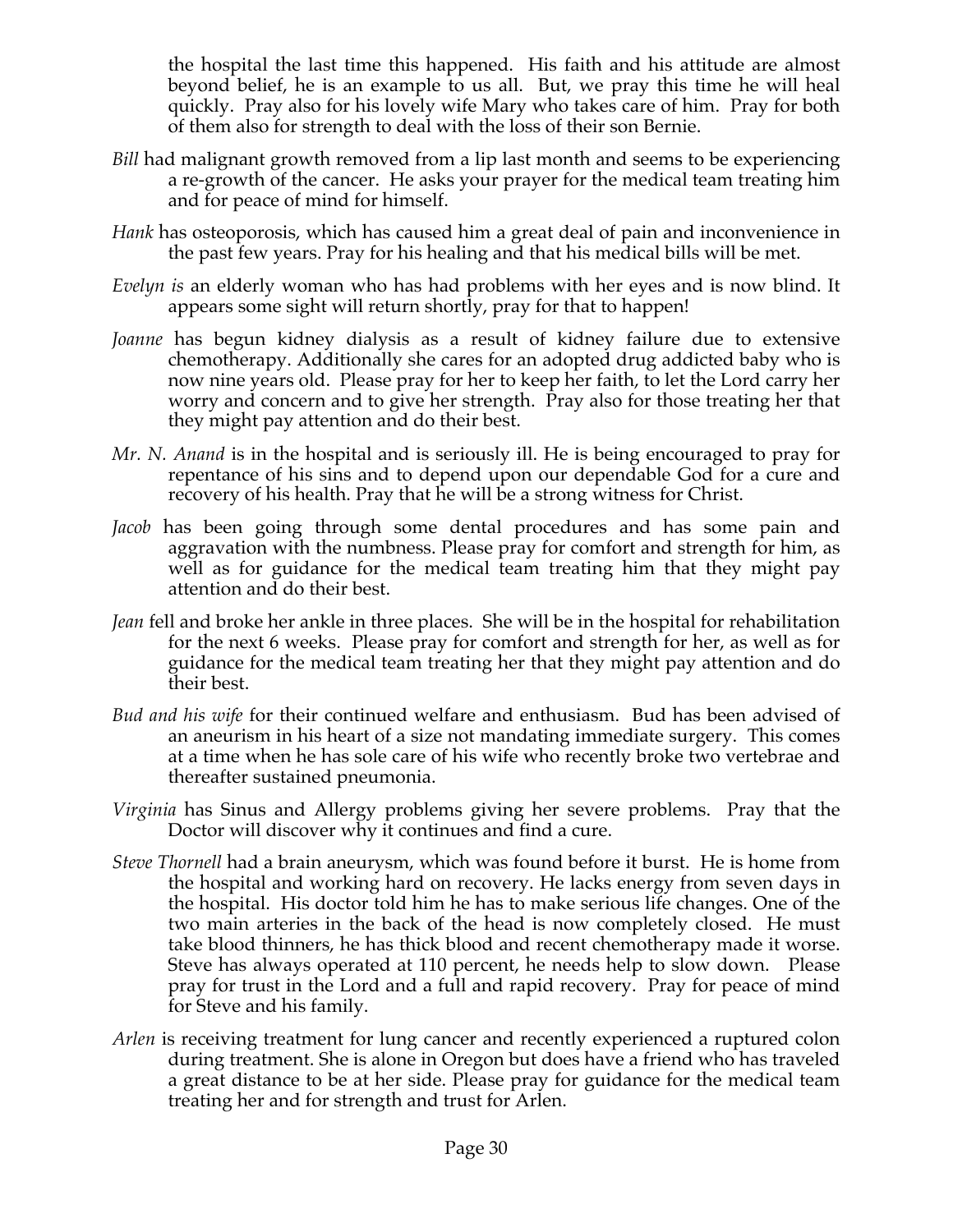the hospital the last time this happened. His faith and his attitude are almost beyond belief, he is an example to us all. But, we pray this time he will heal quickly. Pray also for his lovely wife Mary who takes care of him. Pray for both of them also for strength to deal with the loss of their son Bernie.

*Bill* had malignant growth removed from a lip last month and seems to be experiencing a re-growth of the cancer. He asks your prayer for the medical team treating him and for peace of mind for himself.

*Hank* has osteoporosis, which has caused him a great deal of pain and inconvenience in the past few years. Pray for his healing and that his medical bills will be met.

*Evelyn is* an elderly woman who has had problems with her eyes and is now blind. It appears some sight will return shortly, pray for that to happen!

*Joanne* has begun kidney dialysis as a result of kidney failure due to extensive chemotherapy. Additionally she cares for an adopted drug addicted baby who is now nine years old. Please pray for her to keep her faith, to let the Lord carry her worry and concern and to give her strength. Pray also for those treating her that they might pay attention and do their best.

*Mr. N. Anand* is in the hospital and is seriously ill. He is being encouraged to pray for repentance of his sins and to depend upon our dependable God for a cure and recovery of his health. Pray that he will be a strong witness for Christ.

*Jacob* has been going through some dental procedures and has some pain and aggravation with the numbness. Please pray for comfort and strength for him, as well as for guidance for the medical team treating him that they might pay attention and do their best.

*Jean* fell and broke her ankle in three places. She will be in the hospital for rehabilitation for the next 6 weeks. Please pray for comfort and strength for her, as well as for guidance for the medical team treating her that they might pay attention and do their best.

*Bud and his wife* for their continued welfare and enthusiasm. Bud has been advised of an aneurism in his heart of a size not mandating immediate surgery. This comes at a time when he has sole care of his wife who recently broke two vertebrae and thereafter sustained pneumonia.

*Virginia* has Sinus and Allergy problems giving her severe problems. Pray that the Doctor will discover why it continues and find a cure.

*Steve Thornell* had a brain aneurysm, which was found before it burst. He is home from the hospital and working hard on recovery. He lacks energy from seven days in the hospital. His doctor told him he has to make serious life changes. One of the two main arteries in the back of the head is now completely closed. He must take blood thinners, he has thick blood and recent chemotherapy made it worse. Steve has always operated at 110 percent, he needs help to slow down. Please pray for trust in the Lord and a full and rapid recovery. Pray for peace of mind for Steve and his family.

*Arlen* is receiving treatment for lung cancer and recently experienced a ruptured colon during treatment. She is alone in Oregon but does have a friend who has traveled a great distance to be at her side. Please pray for guidance for the medical team treating her and for strength and trust for Arlen.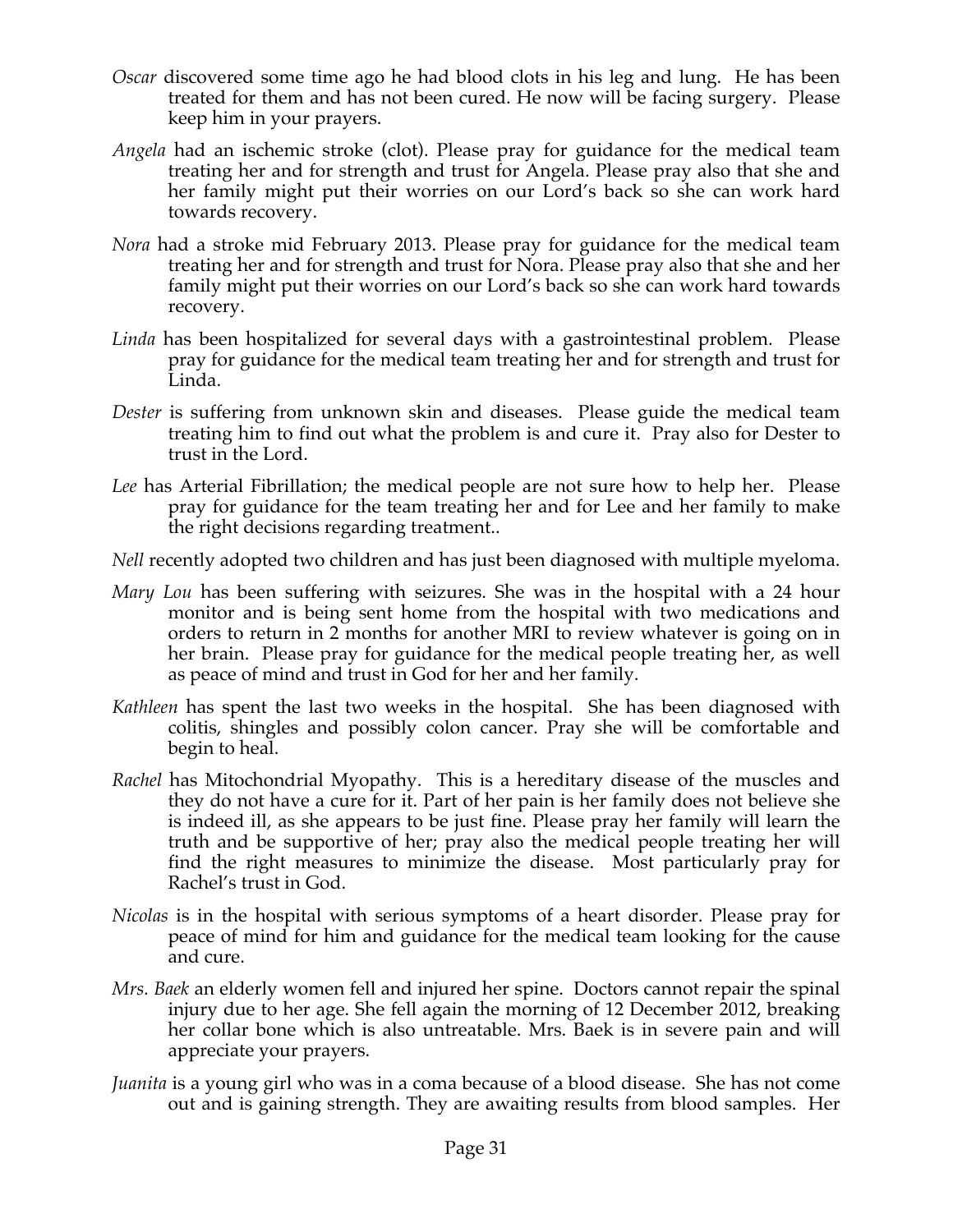*Oscar* discovered some time ago he had blood clots in his leg and lung. He has been treated for them and has not been cured. He now will be facing surgery. Please keep him in your prayers.

*Angela* had an ischemic stroke (clot). Please pray for guidance for the medical team treating her and for strength and trust for Angela. Please pray also that she and her family might put their worries on our Lord's back so she can work hard towards recovery.

*Nora* had a stroke mid February 2013. Please pray for guidance for the medical team treating her and for strength and trust for Nora. Please pray also that she and her family might put their worries on our Lord's back so she can work hard towards recovery.

*Linda* has been hospitalized for several days with a gastrointestinal problem. Please pray for guidance for the medical team treating her and for strength and trust for Linda.

*Dester* is suffering from unknown skin and diseases. Please guide the medical team treating him to find out what the problem is and cure it. Pray also for Dester to trust in the Lord.

*Lee* has Arterial Fibrillation; the medical people are not sure how to help her. Please pray for guidance for the team treating her and for Lee and her family to make the right decisions regarding treatment..

*Nell* recently adopted two children and has just been diagnosed with multiple myeloma.

*Mary Lou* has been suffering with seizures. She was in the hospital with a 24 hour monitor and is being sent home from the hospital with two medications and orders to return in 2 months for another MRI to review whatever is going on in her brain. Please pray for guidance for the medical people treating her, as well as peace of mind and trust in God for her and her family.

*Kathleen* has spent the last two weeks in the hospital. She has been diagnosed with colitis, shingles and possibly colon cancer. Pray she will be comfortable and begin to heal.

*Rachel* has Mitochondrial Myopathy. This is a hereditary disease of the muscles and they do not have a cure for it. Part of her pain is her family does not believe she is indeed ill, as she appears to be just fine. Please pray her family will learn the truth and be supportive of her; pray also the medical people treating her will find the right measures to minimize the disease. Most particularly pray for Rachel's trust in God.

*Nicolas* is in the hospital with serious symptoms of a heart disorder. Please pray for peace of mind for him and guidance for the medical team looking for the cause and cure.

*Mrs. Baek* an elderly women fell and injured her spine. Doctors cannot repair the spinal injury due to her age. She fell again the morning of 12 December 2012, breaking her collar bone which is also untreatable. Mrs. Baek is in severe pain and will appreciate your prayers.

*Juanita* is a young girl who was in a coma because of a blood disease. She has not come out and is gaining strength. They are awaiting results from blood samples. Her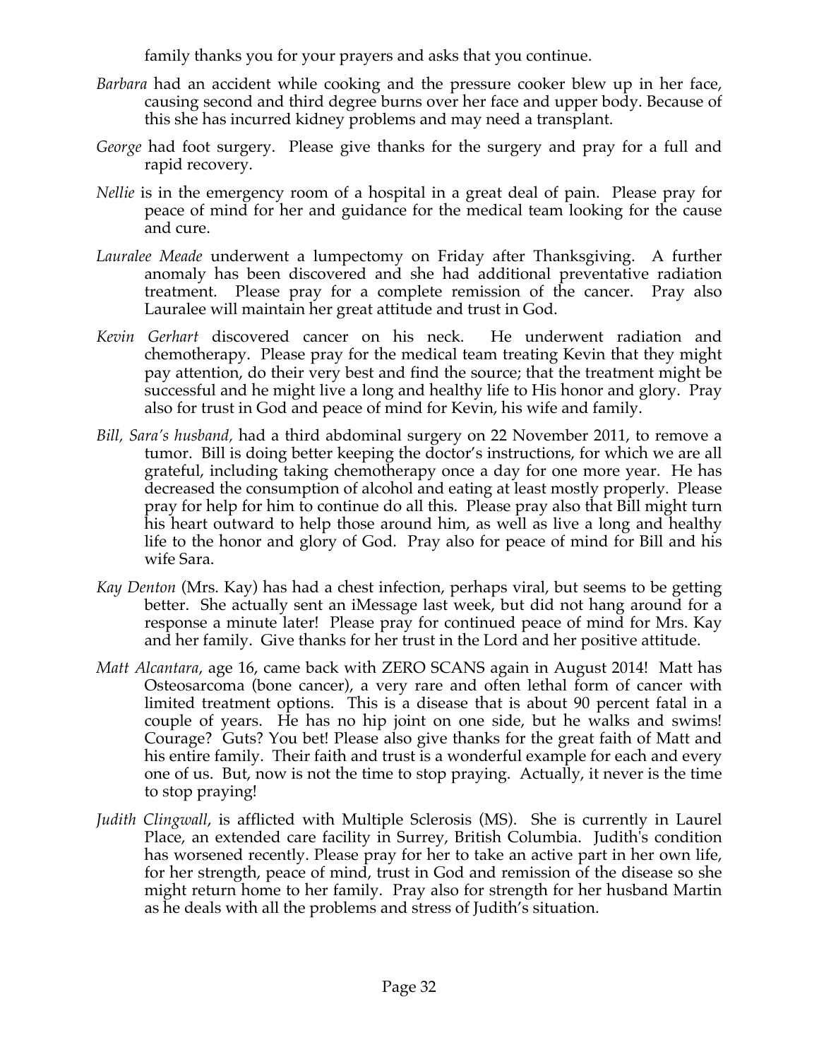family thanks you for your prayers and asks that you continue.

*Barbara* had an accident while cooking and the pressure cooker blew up in her face, causing second and third degree burns over her face and upper body. Because of this she has incurred kidney problems and may need a transplant.

*George* had foot surgery. Please give thanks for the surgery and pray for a full and rapid recovery.

*Nellie* is in the emergency room of a hospital in a great deal of pain. Please pray for peace of mind for her and guidance for the medical team looking for the cause and cure.

*Lauralee Meade* underwent a lumpectomy on Friday after Thanksgiving. A further anomaly has been discovered and she had additional preventative radiation treatment. Please pray for a complete remission of the cancer. Pray also Lauralee will maintain her great attitude and trust in God.

*Kevin Gerhart* discovered cancer on his neck. He underwent radiation and chemotherapy. Please pray for the medical team treating Kevin that they might pay attention, do their very best and find the source; that the treatment might be successful and he might live a long and healthy life to His honor and glory. Pray also for trust in God and peace of mind for Kevin, his wife and family.

*Bill, Sara's husband,* had a third abdominal surgery on 22 November 2011, to remove a tumor. Bill is doing better keeping the doctor's instructions, for which we are all grateful, including taking chemotherapy once a day for one more year. He has decreased the consumption of alcohol and eating at least mostly properly. Please pray for help for him to continue do all this. Please pray also that Bill might turn his heart outward to help those around him, as well as live a long and healthy life to the honor and glory of God. Pray also for peace of mind for Bill and his wife Sara.

*Kay Denton* (Mrs. Kay) has had a chest infection, perhaps viral, but seems to be getting better. She actually sent an iMessage last week, but did not hang around for a response a minute later! Please pray for continued peace of mind for Mrs. Kay and her family. Give thanks for her trust in the Lord and her positive attitude.

*Matt Alcantara*, age 16, came back with ZERO SCANS again in August 2014! Matt has Osteosarcoma (bone cancer), a very rare and often lethal form of cancer with limited treatment options. This is a disease that is about 90 percent fatal in a couple of years. He has no hip joint on one side, but he walks and swims! Courage? Guts? You bet! Please also give thanks for the great faith of Matt and his entire family. Their faith and trust is a wonderful example for each and every one of us. But, now is not the time to stop praying. Actually, it never is the time to stop praying!

*Judith Clingwall*, is afflicted with Multiple Sclerosis (MS). She is currently in Laurel Place, an extended care facility in Surrey, British Columbia. Judith's condition has worsened recently. Please pray for her to take an active part in her own life, for her strength, peace of mind, trust in God and remission of the disease so she might return home to her family. Pray also for strength for her husband Martin as he deals with all the problems and stress of Judith's situation.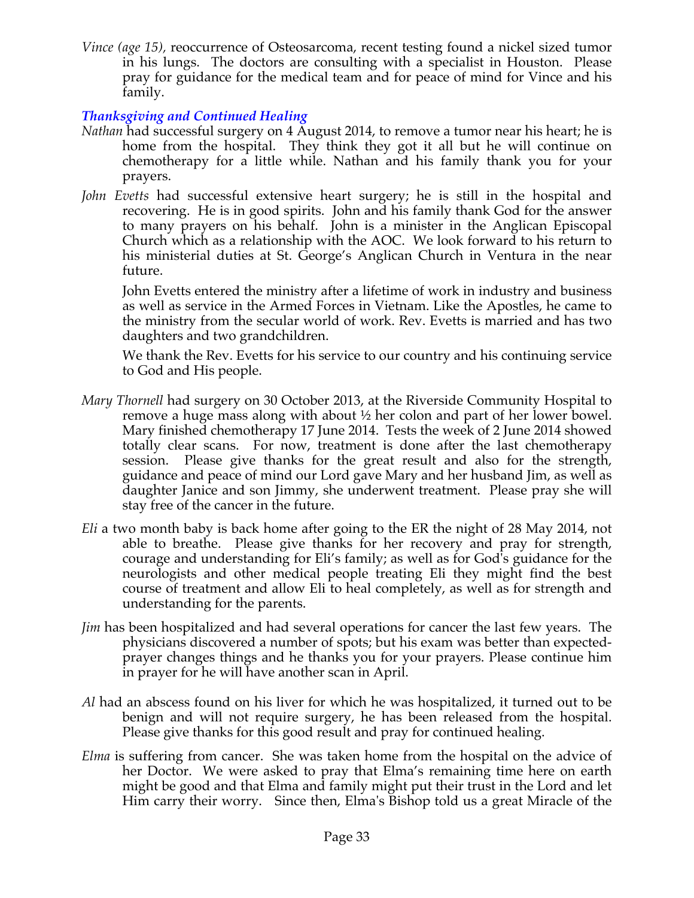*Vince (age 15),* reoccurrence of Osteosarcoma, recent testing found a nickel sized tumor in his lungs. The doctors are consulting with a specialist in Houston. Please pray for guidance for the medical team and for peace of mind for Vince and his family.

### *Thanksgiving and Continued Healing*

*Nathan* had successful surgery on 4 August 2014, to remove a tumor near his heart; he is home from the hospital. They think they got it all but he will continue on chemotherapy for a little while. Nathan and his family thank you for your prayers.

*John Evetts* had successful extensive heart surgery; he is still in the hospital and recovering. He is in good spirits. John and his family thank God for the answer to many prayers on his behalf. John is a minister in the Anglican Episcopal Church which as a relationship with the AOC. We look forward to his return to his ministerial duties at St. George's Anglican Church in Ventura in the near future.

John Evetts entered the ministry after a lifetime of work in industry and business as well as service in the Armed Forces in Vietnam. Like the Apostles, he came to the ministry from the secular world of work. Rev. Evetts is married and has two daughters and two grandchildren.

We thank the Rev. Evetts for his service to our country and his continuing service to God and His people.

*Mary Thornell* had surgery on 30 October 2013, at the Riverside Community Hospital to remove a huge mass along with about ½ her colon and part of her lower bowel. Mary finished chemotherapy 17 June 2014. Tests the week of 2 June 2014 showed totally clear scans. For now, treatment is done after the last chemotherapy session. Please give thanks for the great result and also for the strength, guidance and peace of mind our Lord gave Mary and her husband Jim, as well as daughter Janice and son Jimmy, she underwent treatment. Please pray she will stay free of the cancer in the future.

*Eli* a two month baby is back home after going to the ER the night of 28 May 2014, not able to breathe. Please give thanks for her recovery and pray for strength, courage and understanding for Eli's family; as well as for God's guidance for the neurologists and other medical people treating Eli they might find the best course of treatment and allow Eli to heal completely, as well as for strength and understanding for the parents.

*Jim* has been hospitalized and had several operations for cancer the last few years. The physicians discovered a number of spots; but his exam was better than expected- prayer changes things and he thanks you for your prayers. Please continue him in prayer for he will have another scan in April.

*Al* had an abscess found on his liver for which he was hospitalized, it turned out to be benign and will not require surgery, he has been released from the hospital. Please give thanks for this good result and pray for continued healing.

*Elma* is suffering from cancer. She was taken home from the hospital on the advice of her Doctor. We were asked to pray that Elma's remaining time here on earth might be good and that Elma and family might put their trust in the Lord and let Him carry their worry. Since then, Elma's Bishop told us a great Miracle of the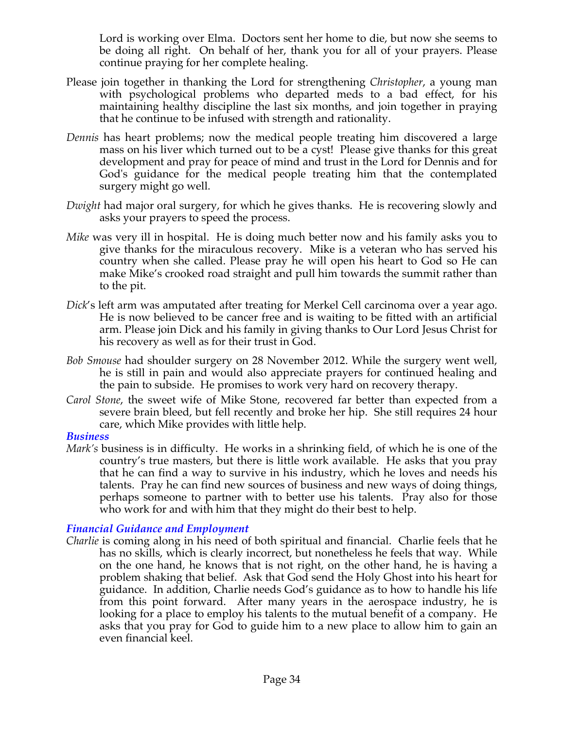Lord is working over Elma. Doctors sent her home to die, but now she seems to be doing all right. On behalf of her, thank you for all of your prayers. Please continue praying for her complete healing.

Please join together in thanking the Lord for strengthening *Christopher*, a young man with psychological problems who departed meds to a bad effect, for his maintaining healthy discipline the last six months, and join together in praying that he continue to be infused with strength and rationality.

*Dennis* has heart problems; now the medical people treating him discovered a large mass on his liver which turned out to be a cyst! Please give thanks for this great development and pray for peace of mind and trust in the Lord for Dennis and for God's guidance for the medical people treating him that the contemplated surgery might go well.

*Dwight* had major oral surgery, for which he gives thanks. He is recovering slowly and asks your prayers to speed the process.

*Mike* was very ill in hospital. He is doing much better now and his family asks you to give thanks for the miraculous recovery. Mike is a veteran who has served his country when she called. Please pray he will open his heart to God so He can make Mike's crooked road straight and pull him towards the summit rather than to the pit.

*Dick*'s left arm was amputated after treating for Merkel Cell carcinoma over a year ago. He is now believed to be cancer free and is waiting to be fitted with an artificial arm. Please join Dick and his family in giving thanks to Our Lord Jesus Christ for his recovery as well as for their trust in God.

*Bob Smouse* had shoulder surgery on 28 November 2012. While the surgery went well, he is still in pain and would also appreciate prayers for continued healing and the pain to subside. He promises to work very hard on recovery therapy.

*Carol Stone*, the sweet wife of Mike Stone, recovered far better than expected from a severe brain bleed, but fell recently and broke her hip. She still requires 24 hour care, which Mike provides with little help.

### *Business*

*Mark's* business is in difficulty. He works in a shrinking field, of which he is one of the country's true masters, but there is little work available. He asks that you pray that he can find a way to survive in his industry, which he loves and needs his talents. Pray he can find new sources of business and new ways of doing things, perhaps someone to partner with to better use his talents. Pray also for those who work for and with him that they might do their best to help.

### *Financial Guidance and Employment*

*Charlie* is coming along in his need of both spiritual and financial. Charlie feels that he has no skills, which is clearly incorrect, but nonetheless he feels that way. While on the one hand, he knows that is not right, on the other hand, he is having a problem shaking that belief. Ask that God send the Holy Ghost into his heart for guidance. In addition, Charlie needs God's guidance as to how to handle his life from this point forward. After many years in the aerospace industry, he is looking for a place to employ his talents to the mutual benefit of a company. He asks that you pray for God to guide him to a new place to allow him to gain an even financial keel.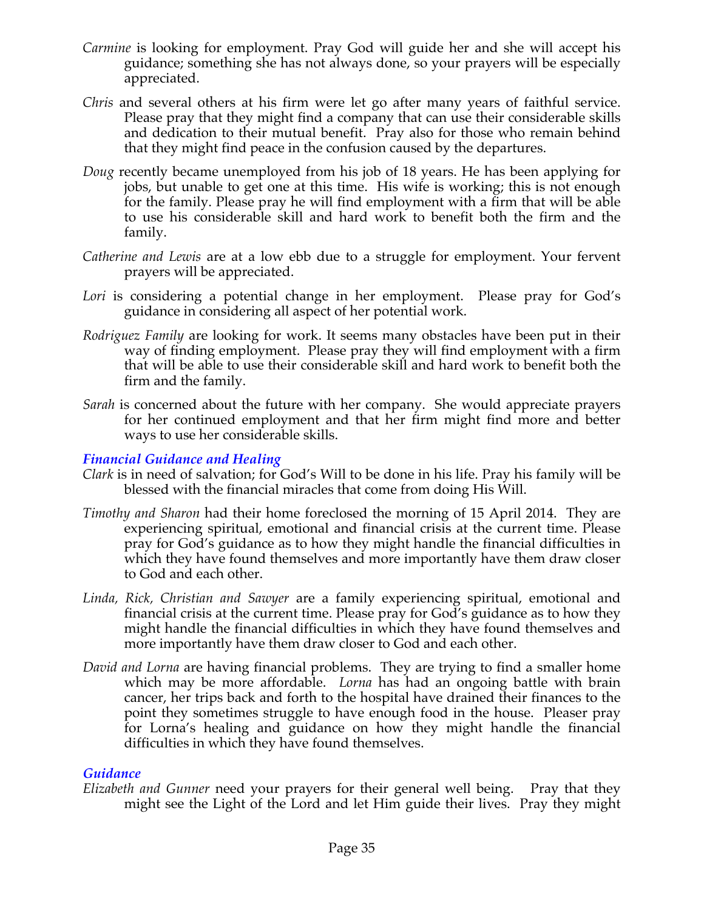*Carmine* is looking for employment. Pray God will guide her and she will accept his guidance; something she has not always done, so your prayers will be especially appreciated.

*Chris* and several others at his firm were let go after many years of faithful service. Please pray that they might find a company that can use their considerable skills and dedication to their mutual benefit. Pray also for those who remain behind that they might find peace in the confusion caused by the departures.

*Doug* recently became unemployed from his job of 18 years. He has been applying for jobs, but unable to get one at this time. His wife is working; this is not enough for the family. Please pray he will find employment with a firm that will be able to use his considerable skill and hard work to benefit both the firm and the family.

*Catherine and Lewis* are at a low ebb due to a struggle for employment. Your fervent prayers will be appreciated.

*Lori* is considering a potential change in her employment. Please pray for God's guidance in considering all aspect of her potential work.

*Rodriguez Family* are looking for work. It seems many obstacles have been put in their way of finding employment. Please pray they will find employment with a firm that will be able to use their considerable skill and hard work to benefit both the firm and the family.

*Sarah* is concerned about the future with her company. She would appreciate prayers for her continued employment and that her firm might find more and better ways to use her considerable skills.

### *Financial Guidance and Healing*

*Clark* is in need of salvation; for God's Will to be done in his life. Pray his family will be blessed with the financial miracles that come from doing His Will.

*Timothy and Sharon* had their home foreclosed the morning of 15 April 2014. They are experiencing spiritual, emotional and financial crisis at the current time. Please pray for God's guidance as to how they might handle the financial difficulties in which they have found themselves and more importantly have them draw closer to God and each other.

*Linda, Rick, Christian and Sawyer* are a family experiencing spiritual, emotional and financial crisis at the current time. Please pray for God's guidance as to how they might handle the financial difficulties in which they have found themselves and more importantly have them draw closer to God and each other.

*David and Lorna* are having financial problems. They are trying to find a smaller home which may be more affordable. *Lorna* has had an ongoing battle with brain cancer, her trips back and forth to the hospital have drained their finances to the point they sometimes struggle to have enough food in the house. Pleaser pray for Lorna's healing and guidance on how they might handle the financial difficulties in which they have found themselves.

### *Guidance*

*Elizabeth and Gunner* need your prayers for their general well being. Pray that they might see the Light of the Lord and let Him guide their lives. Pray they might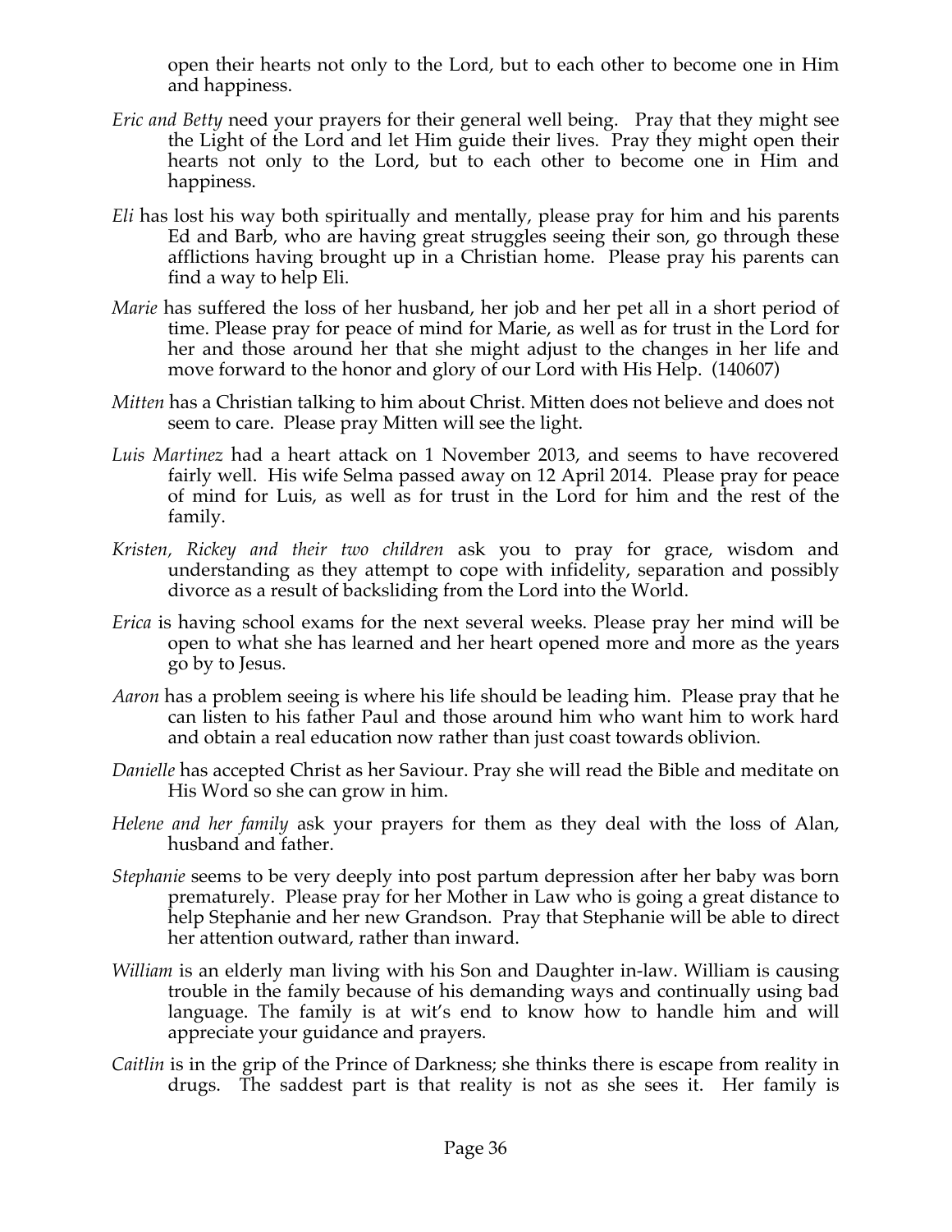open their hearts not only to the Lord, but to each other to become one in Him and happiness.

*Eric and Betty* need your prayers for their general well being. Pray that they might see the Light of the Lord and let Him guide their lives. Pray they might open their hearts not only to the Lord, but to each other to become one in Him and happiness.

*Eli* has lost his way both spiritually and mentally, please pray for him and his parents Ed and Barb, who are having great struggles seeing their son, go through these afflictions having brought up in a Christian home. Please pray his parents can find a way to help Eli.

*Marie* has suffered the loss of her husband, her job and her pet all in a short period of time. Please pray for peace of mind for Marie, as well as for trust in the Lord for her and those around her that she might adjust to the changes in her life and move forward to the honor and glory of our Lord with His Help. (140607)

*Mitten* has a Christian talking to him about Christ. Mitten does not believe and does not seem to care. Please pray Mitten will see the light.

*Luis Martinez* had a heart attack on 1 November 2013, and seems to have recovered fairly well. His wife Selma passed away on 12 April 2014. Please pray for peace of mind for Luis, as well as for trust in the Lord for him and the rest of the family.

*Kristen, Rickey and their two children* ask you to pray for grace, wisdom and understanding as they attempt to cope with infidelity, separation and possibly divorce as a result of backsliding from the Lord into the World.

*Erica* is having school exams for the next several weeks. Please pray her mind will be open to what she has learned and her heart opened more and more as the years go by to Jesus.

*Aaron* has a problem seeing is where his life should be leading him. Please pray that he can listen to his father Paul and those around him who want him to work hard and obtain a real education now rather than just coast towards oblivion.

*Danielle* has accepted Christ as her Saviour. Pray she will read the Bible and meditate on His Word so she can grow in him.

*Helene and her family* ask your prayers for them as they deal with the loss of Alan, husband and father.

*Stephanie* seems to be very deeply into post partum depression after her baby was born prematurely. Please pray for her Mother in Law who is going a great distance to help Stephanie and her new Grandson. Pray that Stephanie will be able to direct her attention outward, rather than inward.

*William* is an elderly man living with his Son and Daughter in-law. William is causing trouble in the family because of his demanding ways and continually using bad language. The family is at wit's end to know how to handle him and will appreciate your guidance and prayers.

*Caitlin* is in the grip of the Prince of Darkness; she thinks there is escape from reality in drugs. The saddest part is that reality is not as she sees it. Her family is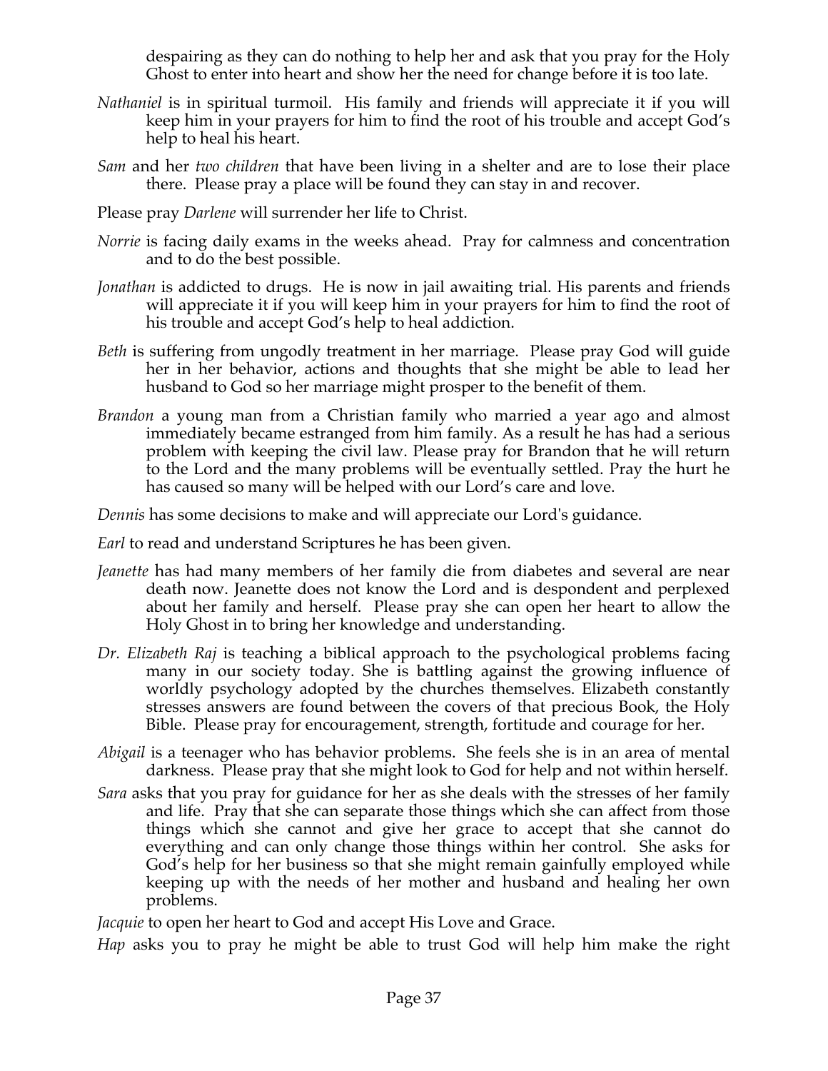despairing as they can do nothing to help her and ask that you pray for the Holy Ghost to enter into heart and show her the need for change before it is too late.

*Nathaniel* is in spiritual turmoil. His family and friends will appreciate it if you will keep him in your prayers for him to find the root of his trouble and accept God's help to heal his heart.

*Sam* and her *two children* that have been living in a shelter and are to lose their place there. Please pray a place will be found they can stay in and recover.

Please pray *Darlene* will surrender her life to Christ.

*Norrie* is facing daily exams in the weeks ahead. Pray for calmness and concentration and to do the best possible.

*Jonathan* is addicted to drugs. He is now in jail awaiting trial. His parents and friends will appreciate it if you will keep him in your prayers for him to find the root of his trouble and accept God's help to heal addiction.

*Beth* is suffering from ungodly treatment in her marriage. Please pray God will guide her in her behavior, actions and thoughts that she might be able to lead her husband to God so her marriage might prosper to the benefit of them.

*Brandon* a young man from a Christian family who married a year ago and almost immediately became estranged from him family. As a result he has had a serious problem with keeping the civil law. Please pray for Brandon that he will return to the Lord and the many problems will be eventually settled. Pray the hurt he has caused so many will be helped with our Lord's care and love.

*Dennis* has some decisions to make and will appreciate our Lord's guidance.

*Earl* to read and understand Scriptures he has been given.

*Jeanette* has had many members of her family die from diabetes and several are near death now. Jeanette does not know the Lord and is despondent and perplexed about her family and herself. Please pray she can open her heart to allow the Holy Ghost in to bring her knowledge and understanding.

*Dr. Elizabeth Raj* is teaching a biblical approach to the psychological problems facing many in our society today. She is battling against the growing influence of worldly psychology adopted by the churches themselves. Elizabeth constantly stresses answers are found between the covers of that precious Book, the Holy Bible. Please pray for encouragement, strength, fortitude and courage for her.

*Abigail* is a teenager who has behavior problems. She feels she is in an area of mental darkness. Please pray that she might look to God for help and not within herself.

*Sara* asks that you pray for guidance for her as she deals with the stresses of her family and life. Pray that she can separate those things which she can affect from those things which she cannot and give her grace to accept that she cannot do everything and can only change those things within her control. She asks for God's help for her business so that she might remain gainfully employed while keeping up with the needs of her mother and husband and healing her own problems.

*Jacquie* to open her heart to God and accept His Love and Grace.

*Hap* asks you to pray he might be able to trust God will help him make the right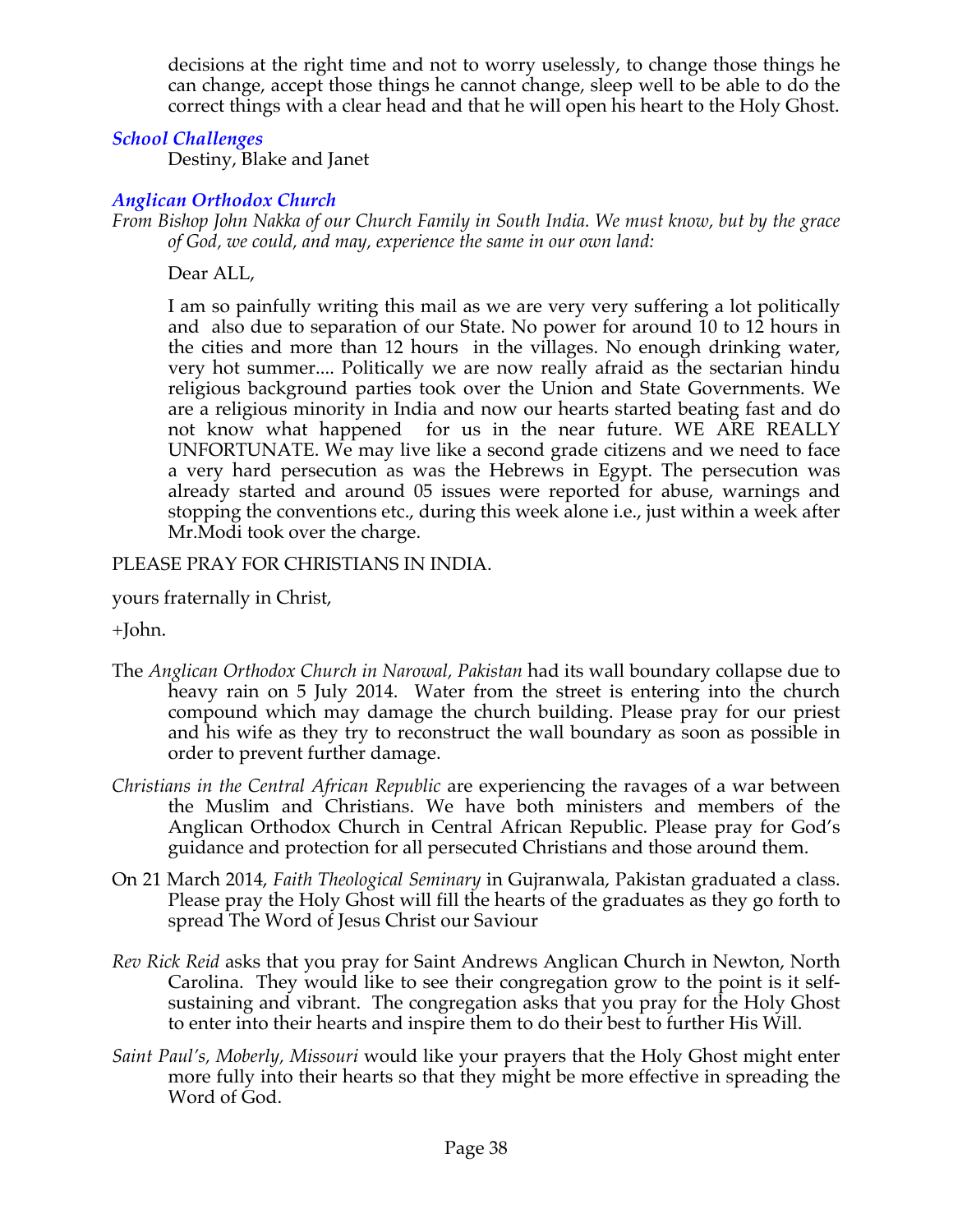decisions at the right time and not to worry uselessly, to change those things he can change, accept those things he cannot change, sleep well to be able to do the correct things with a clear head and that he will open his heart to the Holy Ghost.

### *School Challenges*

Destiny, Blake and Janet

### *Anglican Orthodox Church*

*From Bishop John Nakka of our Church Family in South India. We must know, but by the grace of God, we could, and may, experience the same in our own land:*

Dear ALL,

I am so painfully writing this mail as we are very very suffering a lot politically and also due to separation of our State. No power for around 10 to 12 hours in the cities and more than 12 hours in the villages. No enough drinking water, very hot summer.... Politically we are now really afraid as the sectarian hindu religious background parties took over the Union and State Governments. We are a religious minority in India and now our hearts started beating fast and do not know what happened for us in the near future. WE ARE REALLY UNFORTUNATE. We may live like a second grade citizens and we need to face a very hard persecution as was the Hebrews in Egypt. The persecution was already started and around 05 issues were reported for abuse, warnings and stopping the conventions etc., during this week alone i.e., just within a week after Mr.Modi took over the charge.

PLEASE PRAY FOR CHRISTIANS IN INDIA.

yours fraternally in Christ,

+John.

The *Anglican Orthodox Church in Narowal, Pakistan* had its wall boundary collapse due to heavy rain on 5 July 2014. Water from the street is entering into the church compound which may damage the church building. Please pray for our priest and his wife as they try to reconstruct the wall boundary as soon as possible in order to prevent further damage.

*Christians in the Central African Republic* are experiencing the ravages of a war between the Muslim and Christians. We have both ministers and members of the Anglican Orthodox Church in Central African Republic. Please pray for God's guidance and protection for all persecuted Christians and those around them.

On 21 March 2014, *Faith Theological Seminary* in Gujranwala, Pakistan graduated a class. Please pray the Holy Ghost will fill the hearts of the graduates as they go forth to spread The Word of Jesus Christ our Saviour

*Rev Rick Reid* asks that you pray for Saint Andrews Anglican Church in Newton, North Carolina. They would like to see their congregation grow to the point is it self-sustaining and vibrant. The congregation asks that you pray for the Holy Ghost to enter into their hearts and inspire them to do their best to further His Will.

*Saint Paul's, Moberly, Missouri* would like your prayers that the Holy Ghost might enter more fully into their hearts so that they might be more effective in spreading the Word of God.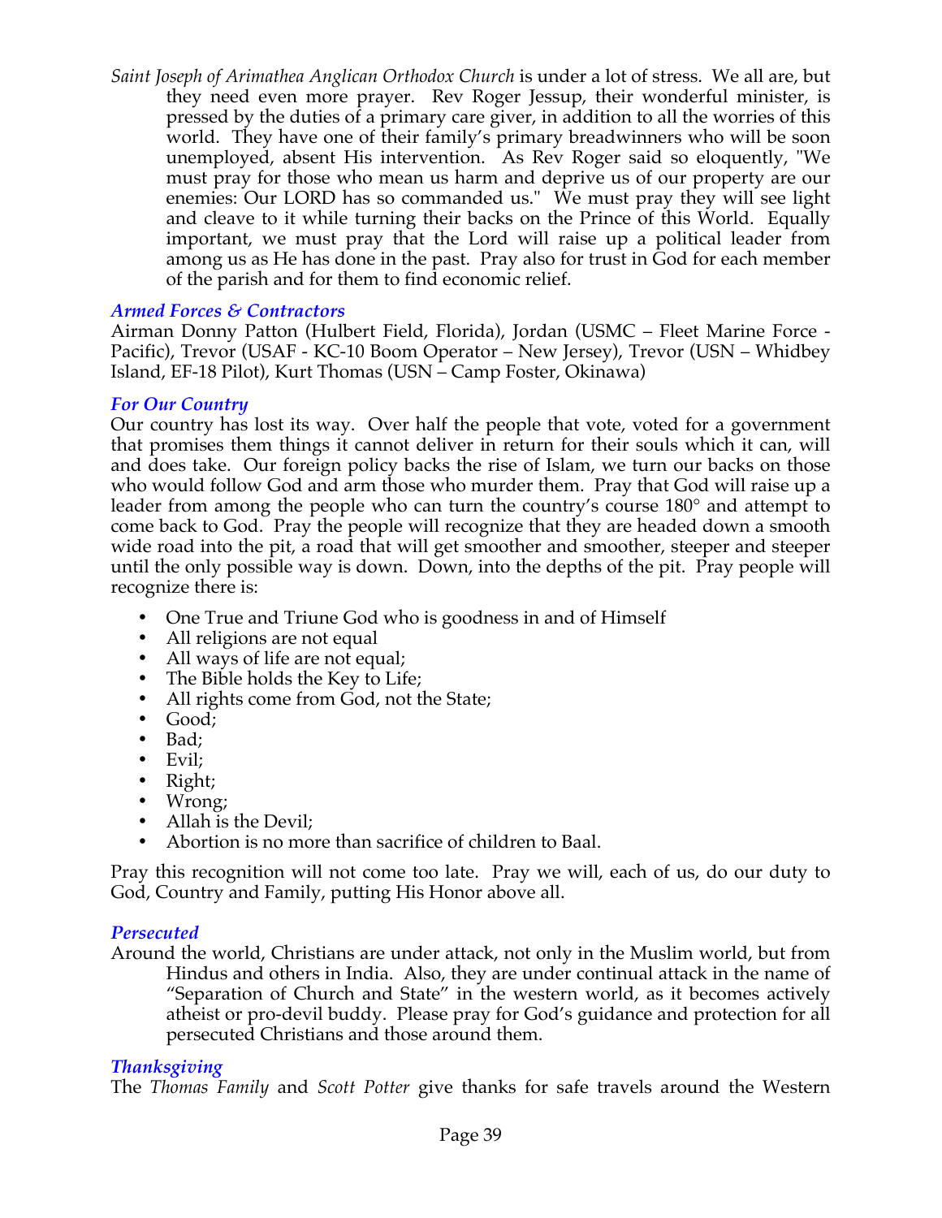*Saint Joseph of Arimathea Anglican Orthodox Church* is under a lot of stress. We all are, but they need even more prayer. Rev Roger Jessup, their wonderful minister, is pressed by the duties of a primary care giver, in addition to all the worries of this world. They have one of their family's primary breadwinners who will be soon unemployed, absent His intervention. As Rev Roger said so eloquently, "We must pray for those who mean us harm and deprive us of our property are our enemies: Our LORD has so commanded us." We must pray they will see light and cleave to it while turning their backs on the Prince of this World. Equally important, we must pray that the Lord will raise up a political leader from among us as He has done in the past. Pray also for trust in God for each member of the parish and for them to find economic relief.

### *Armed Forces & Contractors*

Airman Donny Patton (Hulbert Field, Florida), Jordan (USMC – Fleet Marine Force - Pacific), Trevor (USAF - KC-10 Boom Operator – New Jersey), Trevor (USN – Whidbey Island, EF-18 Pilot), Kurt Thomas (USN – Camp Foster, Okinawa)

### *For Our Country*

Our country has lost its way. Over half the people that vote, voted for a government that promises them things it cannot deliver in return for their souls which it can, will and does take. Our foreign policy backs the rise of Islam, we turn our backs on those who would follow God and arm those who murder them. Pray that God will raise up a leader from among the people who can turn the country's course 180° and attempt to come back to God. Pray the people will recognize that they are headed down a smooth wide road into the pit, a road that will get smoother and smoother, steeper and steeper until the only possible way is down. Down, into the depths of the pit. Pray people will recognize there is:

- One True and Triune God who is goodness in and of Himself
- All religions are not equal
- All ways of life are not equal;
- The Bible holds the Key to Life;
- All rights come from God, not the State;
- Good;
- Bad;
- Evil;
- Right;
- Wrong;
- Allah is the Devil;
- Abortion is no more than sacrifice of children to Baal.

Pray this recognition will not come too late. Pray we will, each of us, do our duty to God, Country and Family, putting His Honor above all.

### *Persecuted*

Around the world, Christians are under attack, not only in the Muslim world, but from Hindus and others in India. Also, they are under continual attack in the name of "Separation of Church and State" in the western world, as it becomes actively atheist or pro-devil buddy. Please pray for God's guidance and protection for all persecuted Christians and those around them.

### *Thanksgiving*

The *Thomas Family* and *Scott Potter* give thanks for safe travels around the Western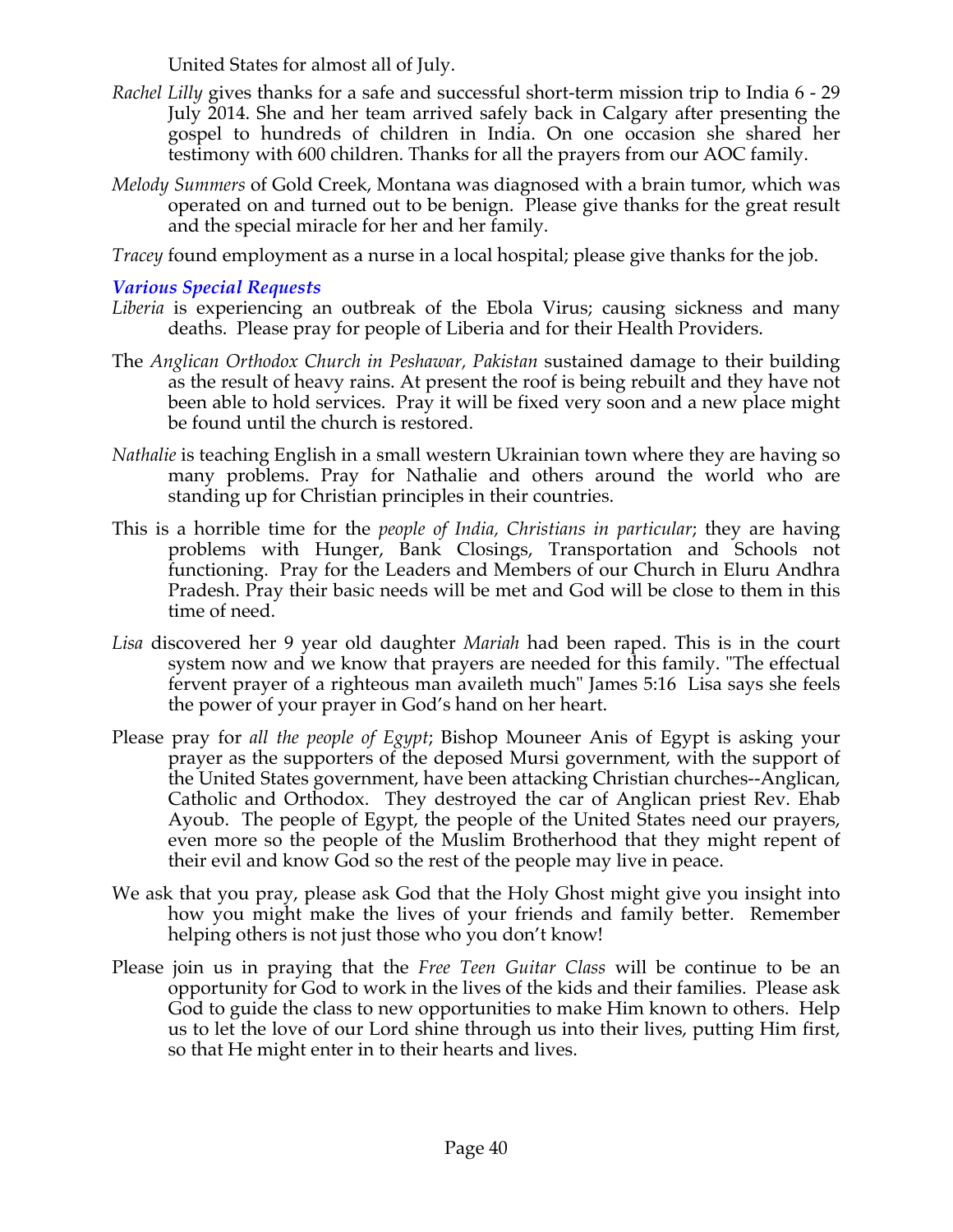United States for almost all of July.

*Rachel Lilly* gives thanks for a safe and successful short-term mission trip to India 6 - 29 July 2014. She and her team arrived safely back in Calgary after presenting the gospel to hundreds of children in India. On one occasion she shared her testimony with 600 children. Thanks for all the prayers from our AOC family.

*Melody Summers* of Gold Creek, Montana was diagnosed with a brain tumor, which was operated on and turned out to be benign. Please give thanks for the great result and the special miracle for her and her family.

*Tracey* found employment as a nurse in a local hospital; please give thanks for the job.

### *Various Special Requests*

*Liberia* is experiencing an outbreak of the Ebola Virus; causing sickness and many deaths. Please pray for people of Liberia and for their Health Providers.

The *Anglican Orthodox Church in Peshawar, Pakistan* sustained damage to their building as the result of heavy rains. At present the roof is being rebuilt and they have not been able to hold services. Pray it will be fixed very soon and a new place might be found until the church is restored.

*Nathalie* is teaching English in a small western Ukrainian town where they are having so many problems. Pray for Nathalie and others around the world who are standing up for Christian principles in their countries.

This is a horrible time for the *people of India, Christians in particular*; they are having problems with Hunger, Bank Closings, Transportation and Schools not functioning. Pray for the Leaders and Members of our Church in Eluru Andhra Pradesh. Pray their basic needs will be met and God will be close to them in this time of need.

*Lisa* discovered her 9 year old daughter *Mariah* had been raped. This is in the court system now and we know that prayers are needed for this family. "The effectual fervent prayer of a righteous man availeth much" James 5:16 Lisa says she feels the power of your prayer in God's hand on her heart.

Please pray for *all the people of Egypt*; Bishop Mouneer Anis of Egypt is asking your prayer as the supporters of the deposed Mursi government, with the support of the United States government, have been attacking Christian churches--Anglican, Catholic and Orthodox. They destroyed the car of Anglican priest Rev. Ehab Ayoub. The people of Egypt, the people of the United States need our prayers, even more so the people of the Muslim Brotherhood that they might repent of their evil and know God so the rest of the people may live in peace.

We ask that you pray, please ask God that the Holy Ghost might give you insight into how you might make the lives of your friends and family better. Remember helping others is not just those who you don't know!

Please join us in praying that the *Free Teen Guitar Class* will be continue to be an opportunity for God to work in the lives of the kids and their families. Please ask God to guide the class to new opportunities to make Him known to others. Help us to let the love of our Lord shine through us into their lives, putting Him first, so that He might enter in to their hearts and lives.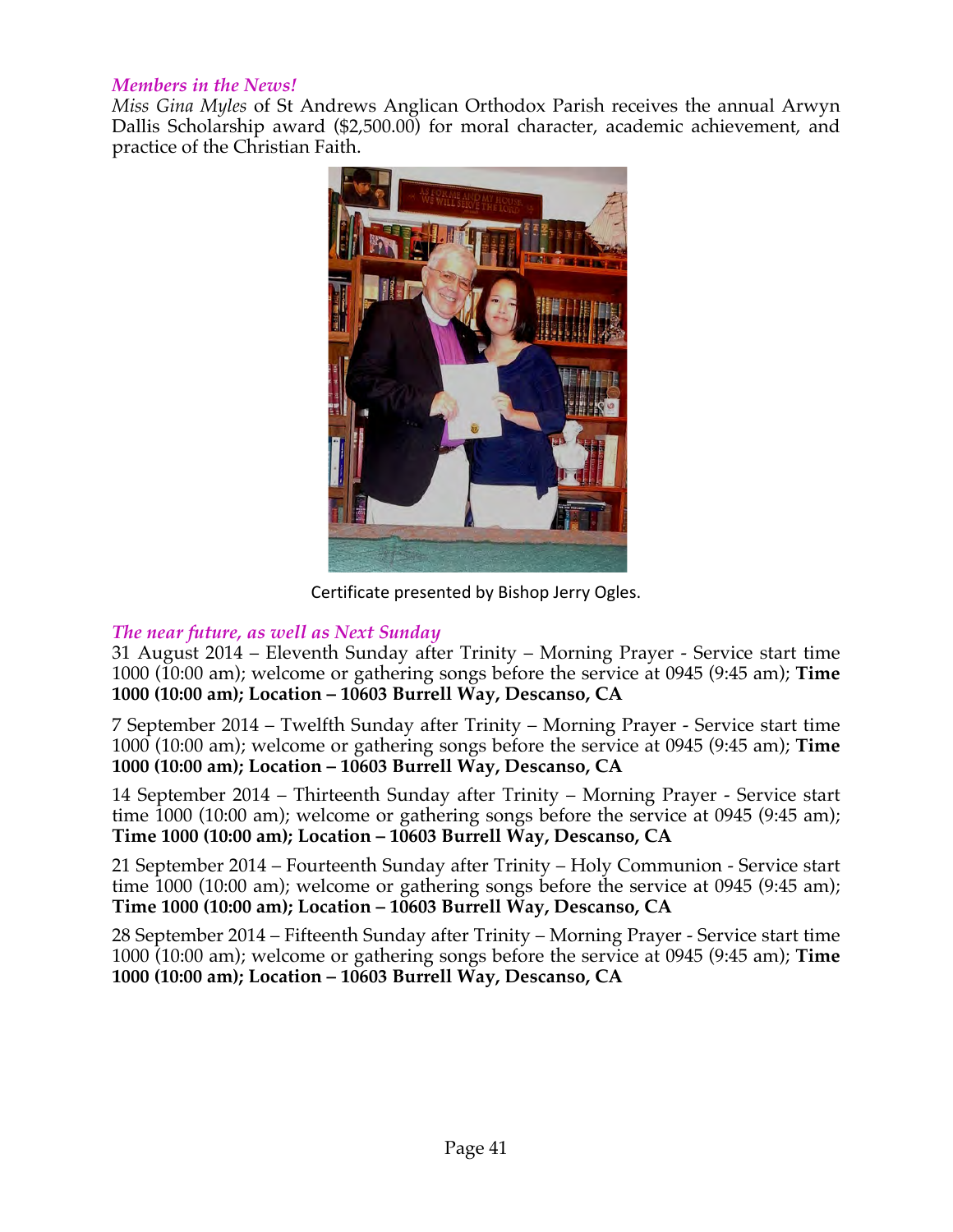*Members in the News!*

*Miss Gina Myles* of St Andrews Anglican Orthodox Parish receives the annual Arwyn Dallis Scholarship award ($2,500.00) for moral character, academic achievement, and practice of the Christian Faith.

Certificate presented by Bishop Jerry Ogles.

*The near future, as well as Next Sunday*

31 August 2014 – Eleventh Sunday after Trinity – Morning Prayer - Service start time 1000 (10:00 am); welcome or gathering songs before the service at 0945 (9:45 am); **Time 1000 (10:00 am); Location – 10603 Burrell Way, Descanso, CA**

7 September 2014 – Twelfth Sunday after Trinity – Morning Prayer - Service start time 1000 (10:00 am); welcome or gathering songs before the service at 0945 (9:45 am); **Time 1000 (10:00 am); Location – 10603 Burrell Way, Descanso, CA**

14 September 2014 – Thirteenth Sunday after Trinity – Morning Prayer - Service start time 1000 (10:00 am); welcome or gathering songs before the service at 0945 (9:45 am); **Time 1000 (10:00 am); Location – 10603 Burrell Way, Descanso, CA**

21 September 2014 – Fourteenth Sunday after Trinity – Holy Communion - Service start time 1000 (10:00 am); welcome or gathering songs before the service at 0945 (9:45 am); **Time 1000 (10:00 am); Location – 10603 Burrell Way, Descanso, CA**

28 September 2014 – Fifteenth Sunday after Trinity – Morning Prayer - Service start time 1000 (10:00 am); welcome or gathering songs before the service at 0945 (9:45 am); **Time 1000 (10:00 am); Location – 10603 Burrell Way, Descanso, CA**